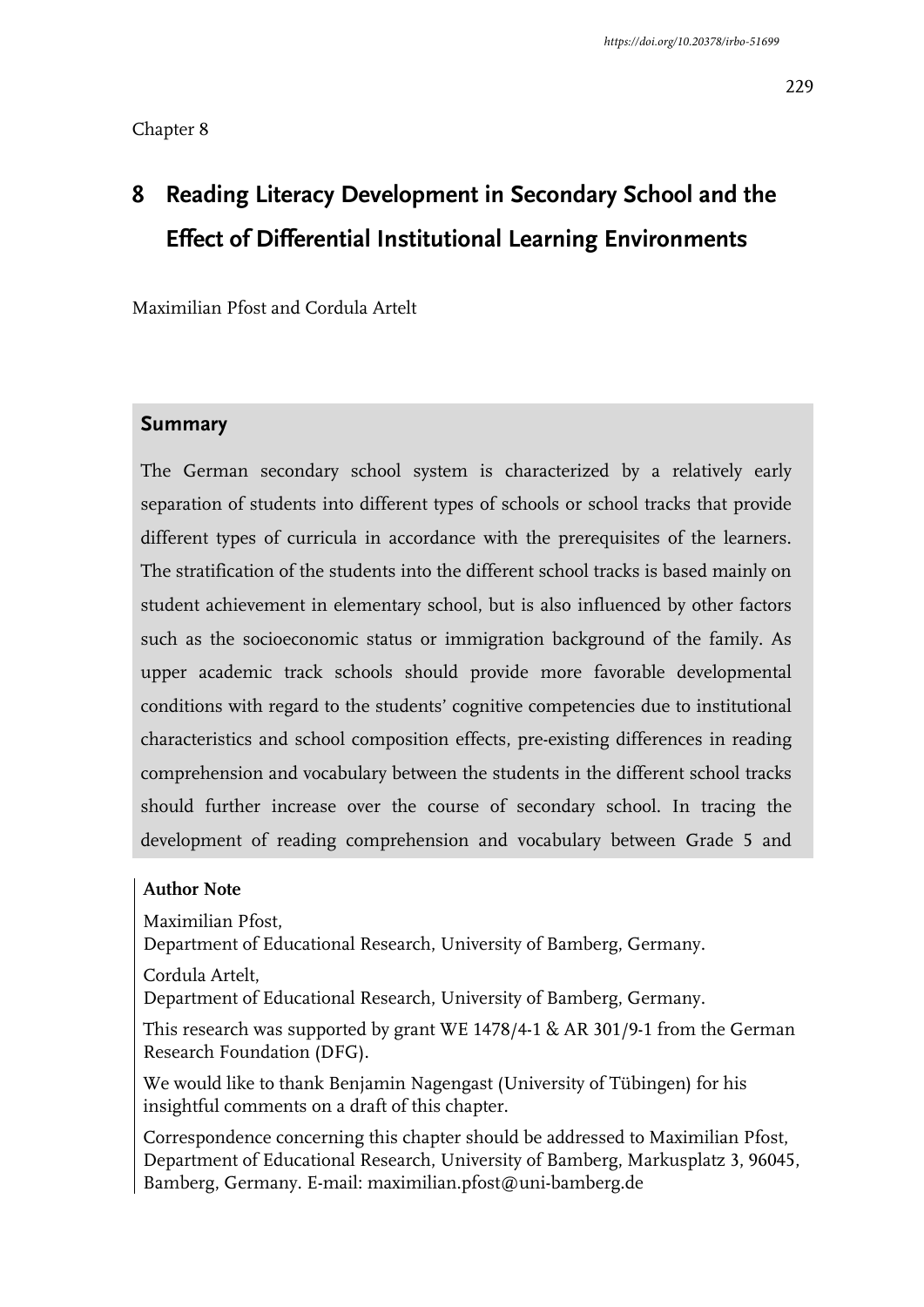Chapter 8

# 8 Reading Literacy Development in Secondary School and the Effect of Differential Institutional Learning Environments

Maximilian Pfost and Cordula Artelt

## Summary

The German secondary school system is characterized by a relatively early separation of students into different types of schools or school tracks that provide different types of curricula in accordance with the prerequisites of the learners. The stratification of the students into the different school tracks is based mainly on student achievement in elementary school, but is also influenced by other factors such as the socioeconomic status or immigration background of the family. As upper academic track schools should provide more favorable developmental conditions with regard to the students' cognitive competencies due to institutional characteristics and school composition effects, pre-existing differences in reading comprehension and vocabulary between the students in the different school tracks should further increase over the course of secondary school. In tracing the development of reading comprehension and vocabulary between Grade 5 and

**Author Note**

Maximilian Pfost,
Department of Educational Research, University of Bamberg, Germany.

Cordula Artelt,
Department of Educational Research, University of Bamberg, Germany.

This research was supported by grant WE 1478/4-1 & AR 301/9-1 from the German Research Foundation (DFG).

We would like to thank Benjamin Nagengast (University of Tübingen) for his insightful comments on a draft of this chapter.

Correspondence concerning this chapter should be addressed to Maximilian Pfost, Department of Educational Research, University of Bamberg, Markusplatz 3, 96045, Bamberg, Germany. E-mail: maximilian.pfost@uni-bamberg.de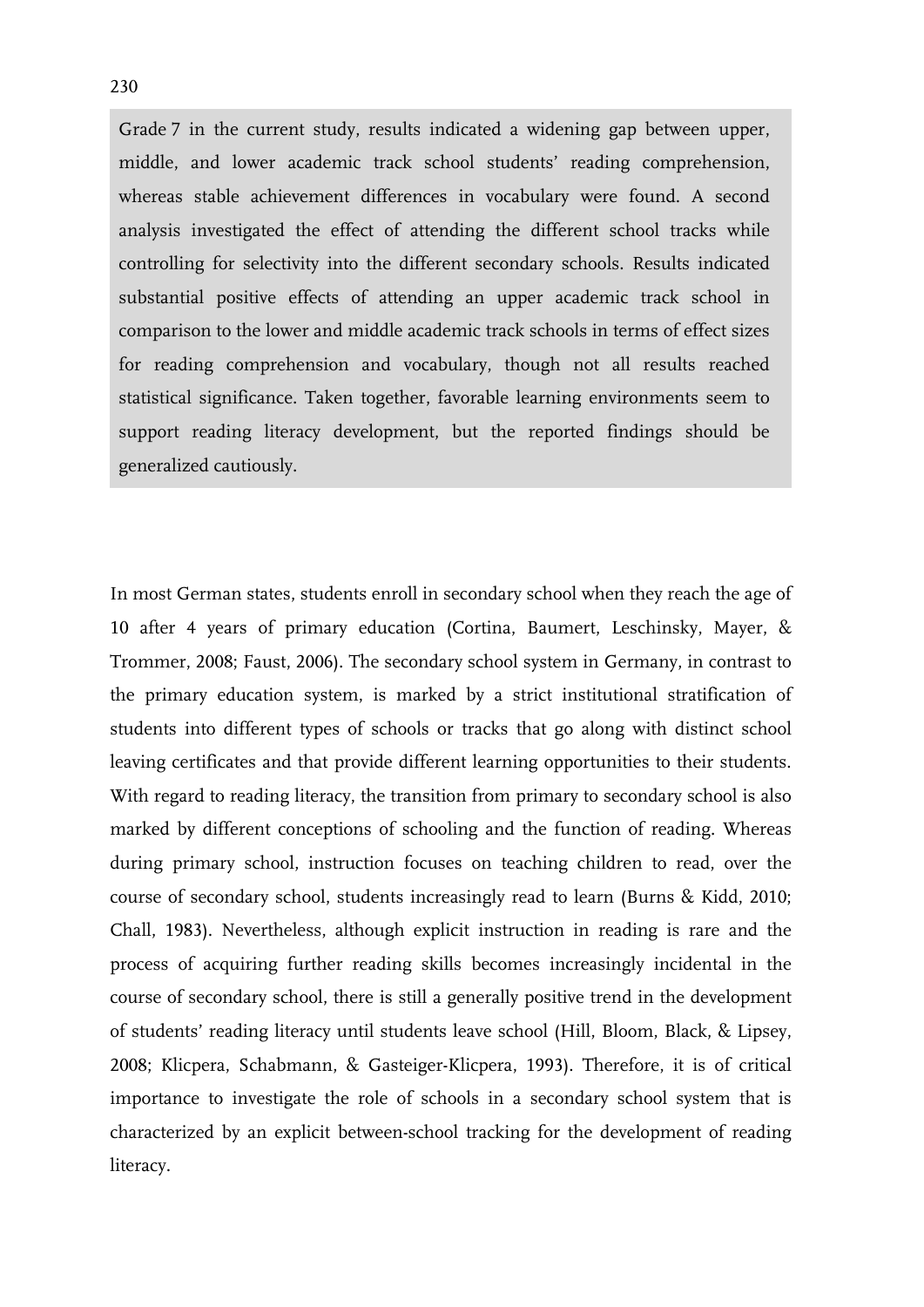Grade 7 in the current study, results indicated a widening gap between upper, middle, and lower academic track school students' reading comprehension, whereas stable achievement differences in vocabulary were found. A second analysis investigated the effect of attending the different school tracks while controlling for selectivity into the different secondary schools. Results indicated substantial positive effects of attending an upper academic track school in comparison to the lower and middle academic track schools in terms of effect sizes for reading comprehension and vocabulary, though not all results reached statistical significance. Taken together, favorable learning environments seem to support reading literacy development, but the reported findings should be generalized cautiously.

In most German states, students enroll in secondary school when they reach the age of 10 after 4 years of primary education (Cortina, Baumert, Leschinsky, Mayer, & Trommer, 2008; Faust, 2006). The secondary school system in Germany, in contrast to the primary education system, is marked by a strict institutional stratification of students into different types of schools or tracks that go along with distinct school leaving certificates and that provide different learning opportunities to their students. With regard to reading literacy, the transition from primary to secondary school is also marked by different conceptions of schooling and the function of reading. Whereas during primary school, instruction focuses on teaching children to read, over the course of secondary school, students increasingly read to learn (Burns & Kidd, 2010; Chall, 1983). Nevertheless, although explicit instruction in reading is rare and the process of acquiring further reading skills becomes increasingly incidental in the course of secondary school, there is still a generally positive trend in the development of students' reading literacy until students leave school (Hill, Bloom, Black, & Lipsey, 2008; Klicpera, Schabmann, & Gasteiger-Klicpera, 1993). Therefore, it is of critical importance to investigate the role of schools in a secondary school system that is characterized by an explicit between-school tracking for the development of reading literacy.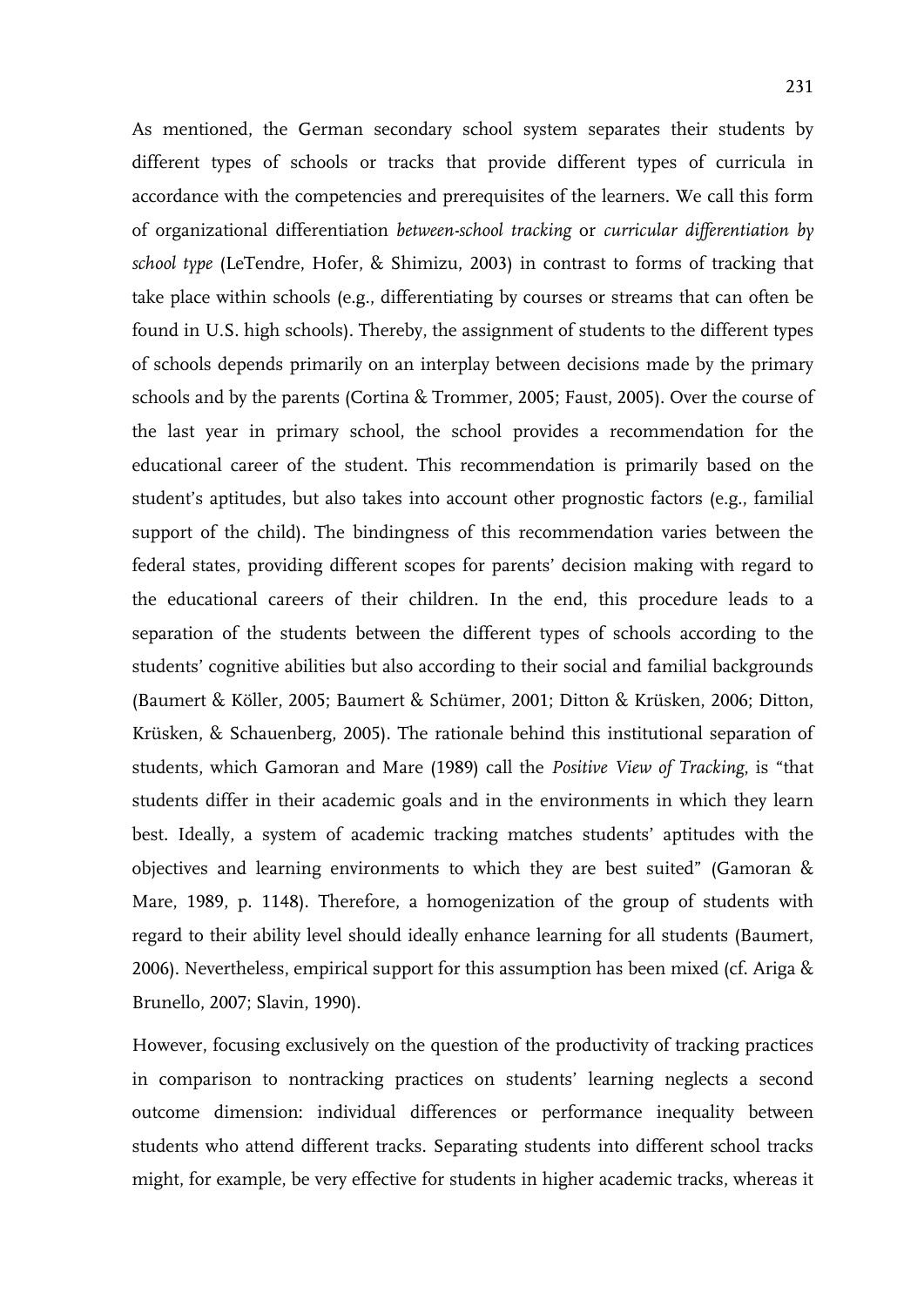As mentioned, the German secondary school system separates their students by different types of schools or tracks that provide different types of curricula in accordance with the competencies and prerequisites of the learners. We call this form of organizational differentiation *between-school tracking* or *curricular differentiation by school type* (LeTendre, Hofer, & Shimizu, 2003) in contrast to forms of tracking that take place within schools (e.g., differentiating by courses or streams that can often be found in U.S. high schools). Thereby, the assignment of students to the different types of schools depends primarily on an interplay between decisions made by the primary schools and by the parents (Cortina & Trommer, 2005; Faust, 2005). Over the course of the last year in primary school, the school provides a recommendation for the educational career of the student. This recommendation is primarily based on the student's aptitudes, but also takes into account other prognostic factors (e.g., familial support of the child). The bindingness of this recommendation varies between the federal states, providing different scopes for parents' decision making with regard to the educational careers of their children. In the end, this procedure leads to a separation of the students between the different types of schools according to the students' cognitive abilities but also according to their social and familial backgrounds (Baumert & Köller, 2005; Baumert & Schümer, 2001; Ditton & Krüsken, 2006; Ditton, Krüsken, & Schauenberg, 2005). The rationale behind this institutional separation of students, which Gamoran and Mare (1989) call the *Positive View of Tracking*, is "that students differ in their academic goals and in the environments in which they learn best. Ideally, a system of academic tracking matches students' aptitudes with the objectives and learning environments to which they are best suited" (Gamoran & Mare, 1989, p. 1148). Therefore, a homogenization of the group of students with regard to their ability level should ideally enhance learning for all students (Baumert, 2006). Nevertheless, empirical support for this assumption has been mixed (cf. Ariga & Brunello, 2007; Slavin, 1990).

However, focusing exclusively on the question of the productivity of tracking practices in comparison to nontracking practices on students' learning neglects a second outcome dimension: individual differences or performance inequality between students who attend different tracks. Separating students into different school tracks might, for example, be very effective for students in higher academic tracks, whereas it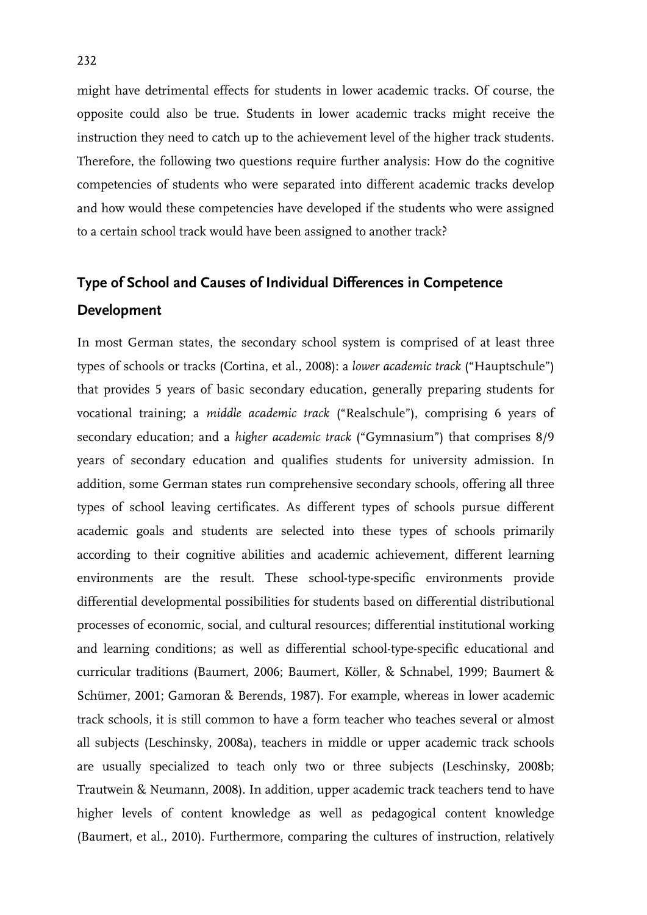might have detrimental effects for students in lower academic tracks. Of course, the opposite could also be true. Students in lower academic tracks might receive the instruction they need to catch up to the achievement level of the higher track students. Therefore, the following two questions require further analysis: How do the cognitive competencies of students who were separated into different academic tracks develop and how would these competencies have developed if the students who were assigned to a certain school track would have been assigned to another track?

## Type of School and Causes of Individual Differences in Competence Development

In most German states, the secondary school system is comprised of at least three types of schools or tracks (Cortina, et al., 2008): a *lower academic track* ("Hauptschule") that provides 5 years of basic secondary education, generally preparing students for vocational training; a *middle academic track* ("Realschule"), comprising 6 years of secondary education; and a *higher academic track* ("Gymnasium") that comprises 8/9 years of secondary education and qualifies students for university admission. In addition, some German states run comprehensive secondary schools, offering all three types of school leaving certificates. As different types of schools pursue different academic goals and students are selected into these types of schools primarily according to their cognitive abilities and academic achievement, different learning environments are the result. These school-type-specific environments provide differential developmental possibilities for students based on differential distributional processes of economic, social, and cultural resources; differential institutional working and learning conditions; as well as differential school-type-specific educational and curricular traditions (Baumert, 2006; Baumert, Köller, & Schnabel, 1999; Baumert & Schümer, 2001; Gamoran & Berends, 1987). For example, whereas in lower academic track schools, it is still common to have a form teacher who teaches several or almost all subjects (Leschinsky, 2008a), teachers in middle or upper academic track schools are usually specialized to teach only two or three subjects (Leschinsky, 2008b; Trautwein & Neumann, 2008). In addition, upper academic track teachers tend to have higher levels of content knowledge as well as pedagogical content knowledge (Baumert, et al., 2010). Furthermore, comparing the cultures of instruction, relatively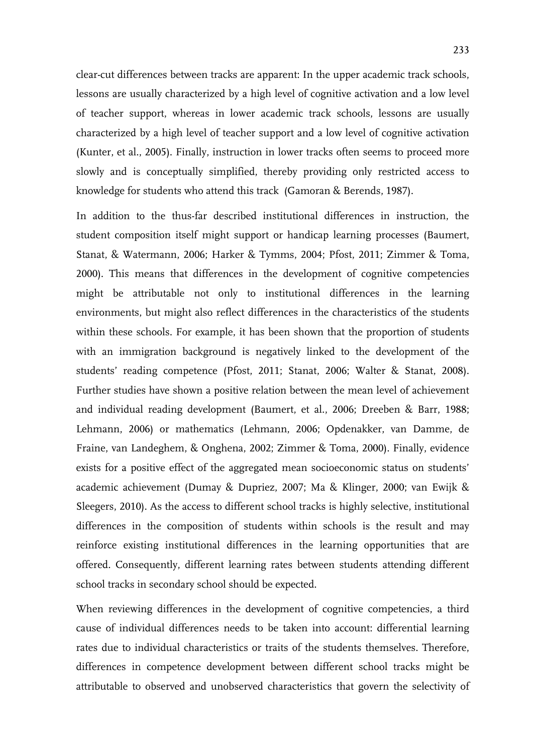clear-cut differences between tracks are apparent: In the upper academic track schools, lessons are usually characterized by a high level of cognitive activation and a low level of teacher support, whereas in lower academic track schools, lessons are usually characterized by a high level of teacher support and a low level of cognitive activation (Kunter, et al., 2005). Finally, instruction in lower tracks often seems to proceed more slowly and is conceptually simplified, thereby providing only restricted access to knowledge for students who attend this track (Gamoran & Berends, 1987).

In addition to the thus-far described institutional differences in instruction, the student composition itself might support or handicap learning processes (Baumert, Stanat, & Watermann, 2006; Harker & Tymms, 2004; Pfost, 2011; Zimmer & Toma, 2000). This means that differences in the development of cognitive competencies might be attributable not only to institutional differences in the learning environments, but might also reflect differences in the characteristics of the students within these schools. For example, it has been shown that the proportion of students with an immigration background is negatively linked to the development of the students' reading competence (Pfost, 2011; Stanat, 2006; Walter & Stanat, 2008). Further studies have shown a positive relation between the mean level of achievement and individual reading development (Baumert, et al., 2006; Dreeben & Barr, 1988; Lehmann, 2006) or mathematics (Lehmann, 2006; Opdenakker, van Damme, de Fraine, van Landeghem, & Onghena, 2002; Zimmer & Toma, 2000). Finally, evidence exists for a positive effect of the aggregated mean socioeconomic status on students' academic achievement (Dumay & Dupriez, 2007; Ma & Klinger, 2000; van Ewijk & Sleegers, 2010). As the access to different school tracks is highly selective, institutional differences in the composition of students within schools is the result and may reinforce existing institutional differences in the learning opportunities that are offered. Consequently, different learning rates between students attending different school tracks in secondary school should be expected.

When reviewing differences in the development of cognitive competencies, a third cause of individual differences needs to be taken into account: differential learning rates due to individual characteristics or traits of the students themselves. Therefore, differences in competence development between different school tracks might be attributable to observed and unobserved characteristics that govern the selectivity of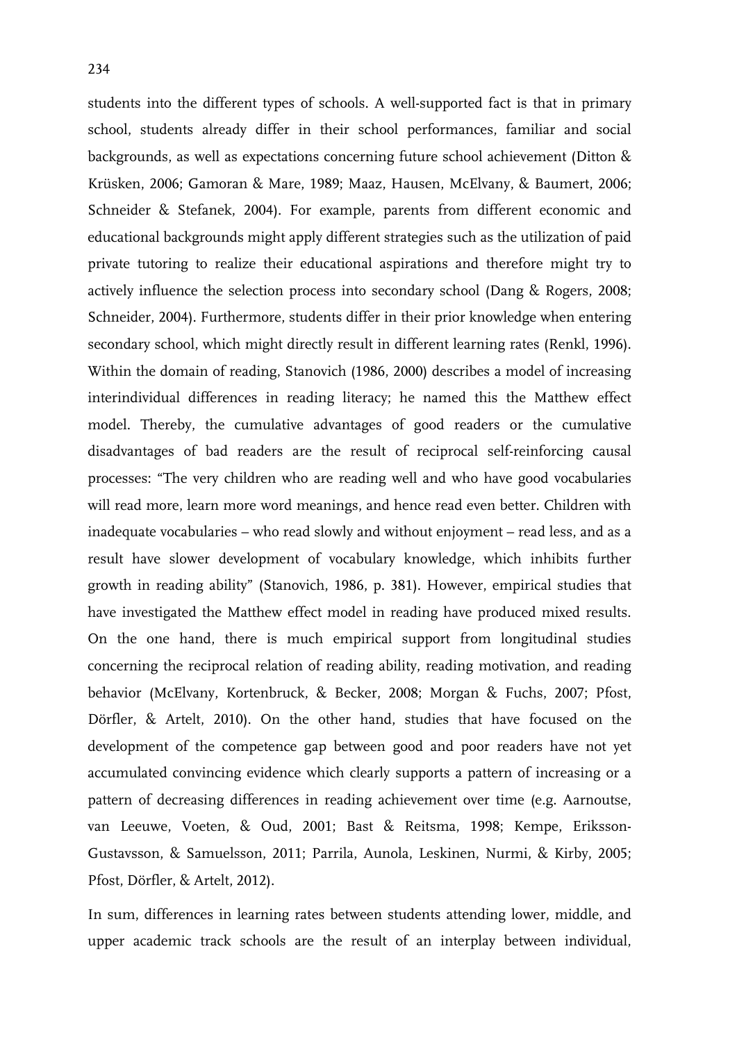students into the different types of schools. A well-supported fact is that in primary school, students already differ in their school performances, familiar and social backgrounds, as well as expectations concerning future school achievement (Ditton & Krüsken, 2006; Gamoran & Mare, 1989; Maaz, Hausen, McElvany, & Baumert, 2006; Schneider & Stefanek, 2004). For example, parents from different economic and educational backgrounds might apply different strategies such as the utilization of paid private tutoring to realize their educational aspirations and therefore might try to actively influence the selection process into secondary school (Dang & Rogers, 2008; Schneider, 2004). Furthermore, students differ in their prior knowledge when entering secondary school, which might directly result in different learning rates (Renkl, 1996). Within the domain of reading, Stanovich (1986, 2000) describes a model of increasing interindividual differences in reading literacy; he named this the Matthew effect model. Thereby, the cumulative advantages of good readers or the cumulative disadvantages of bad readers are the result of reciprocal self-reinforcing causal processes: "The very children who are reading well and who have good vocabularies will read more, learn more word meanings, and hence read even better. Children with inadequate vocabularies – who read slowly and without enjoyment – read less, and as a result have slower development of vocabulary knowledge, which inhibits further growth in reading ability" (Stanovich, 1986, p. 381). However, empirical studies that have investigated the Matthew effect model in reading have produced mixed results. On the one hand, there is much empirical support from longitudinal studies concerning the reciprocal relation of reading ability, reading motivation, and reading behavior (McElvany, Kortenbruck, & Becker, 2008; Morgan & Fuchs, 2007; Pfost, Dörfler, & Artelt, 2010). On the other hand, studies that have focused on the development of the competence gap between good and poor readers have not yet accumulated convincing evidence which clearly supports a pattern of increasing or a pattern of decreasing differences in reading achievement over time (e.g. Aarnoutse, van Leeuwe, Voeten, & Oud, 2001; Bast & Reitsma, 1998; Kempe, Eriksson-Gustavsson, & Samuelsson, 2011; Parrila, Aunola, Leskinen, Nurmi, & Kirby, 2005; Pfost, Dörfler, & Artelt, 2012).

In sum, differences in learning rates between students attending lower, middle, and upper academic track schools are the result of an interplay between individual,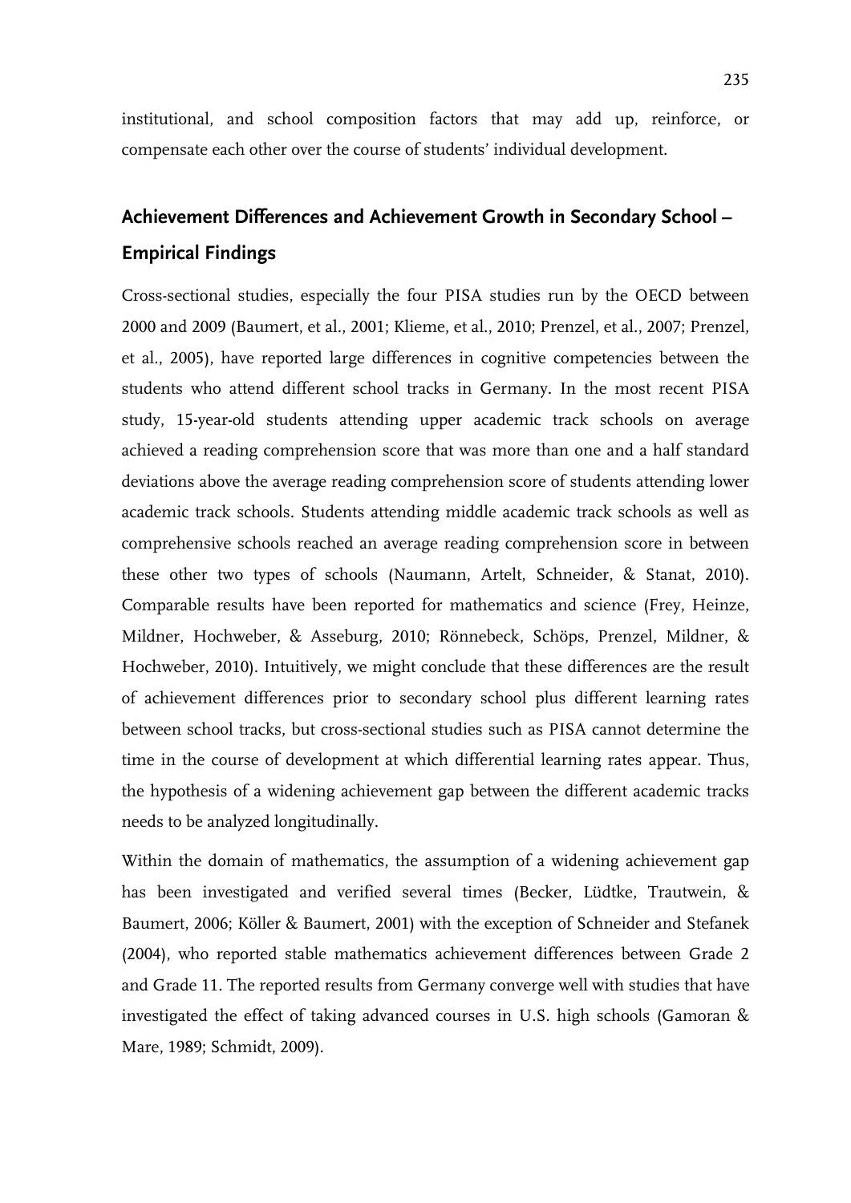institutional, and school composition factors that may add up, reinforce, or compensate each other over the course of students' individual development.

## Achievement Differences and Achievement Growth in Secondary School – Empirical Findings

Cross-sectional studies, especially the four PISA studies run by the OECD between 2000 and 2009 (Baumert, et al., 2001; Klieme, et al., 2010; Prenzel, et al., 2007; Prenzel, et al., 2005), have reported large differences in cognitive competencies between the students who attend different school tracks in Germany. In the most recent PISA study, 15-year-old students attending upper academic track schools on average achieved a reading comprehension score that was more than one and a half standard deviations above the average reading comprehension score of students attending lower academic track schools. Students attending middle academic track schools as well as comprehensive schools reached an average reading comprehension score in between these other two types of schools (Naumann, Artelt, Schneider, & Stanat, 2010). Comparable results have been reported for mathematics and science (Frey, Heinze, Mildner, Hochweber, & Asseburg, 2010; Rönnebeck, Schöps, Prenzel, Mildner, & Hochweber, 2010). Intuitively, we might conclude that these differences are the result of achievement differences prior to secondary school plus different learning rates between school tracks, but cross-sectional studies such as PISA cannot determine the time in the course of development at which differential learning rates appear. Thus, the hypothesis of a widening achievement gap between the different academic tracks needs to be analyzed longitudinally.

Within the domain of mathematics, the assumption of a widening achievement gap has been investigated and verified several times (Becker, Lüdtke, Trautwein, & Baumert, 2006; Köller & Baumert, 2001) with the exception of Schneider and Stefanek (2004), who reported stable mathematics achievement differences between Grade 2 and Grade 11. The reported results from Germany converge well with studies that have investigated the effect of taking advanced courses in U.S. high schools (Gamoran & Mare, 1989; Schmidt, 2009).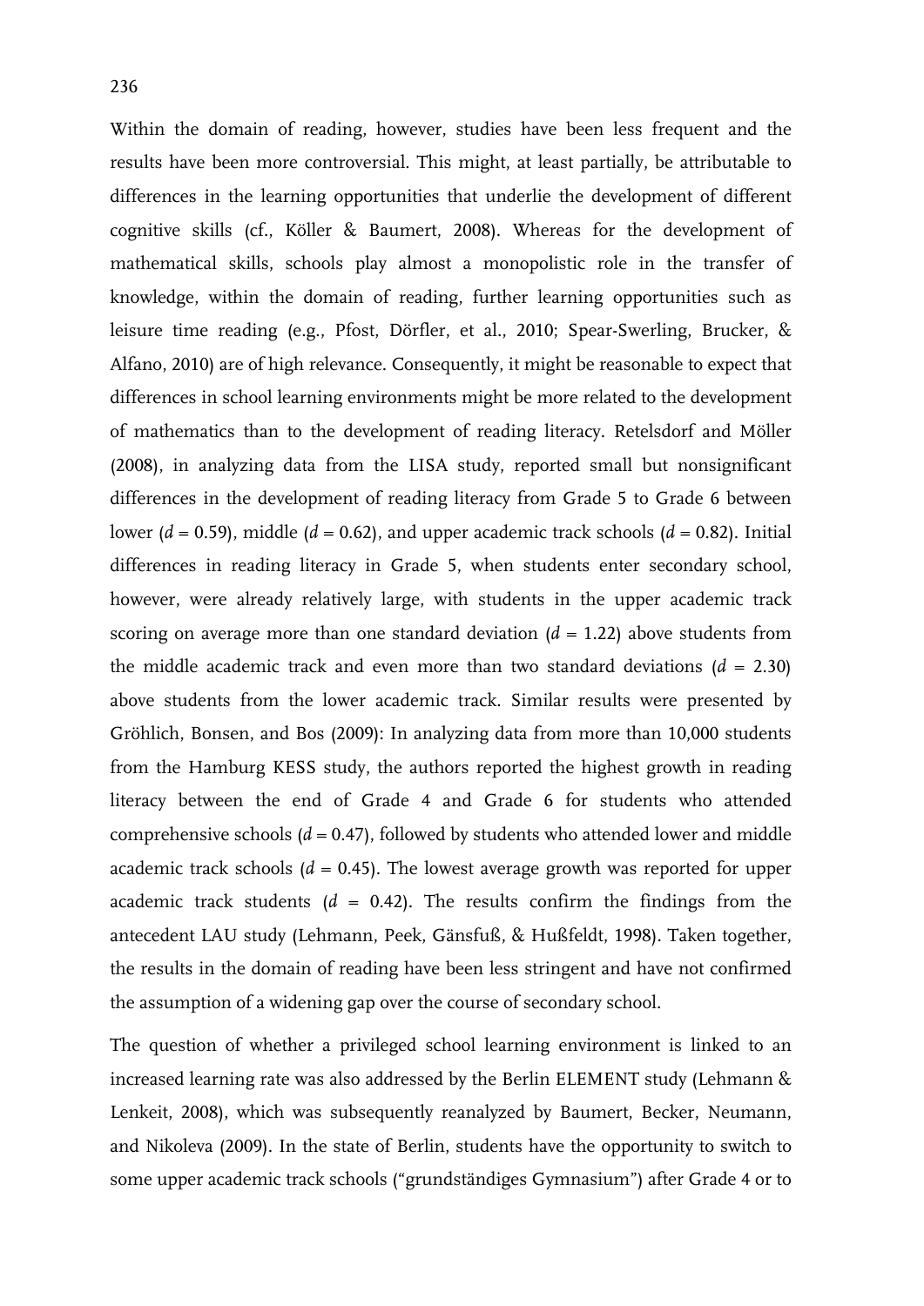Within the domain of reading, however, studies have been less frequent and the results have been more controversial. This might, at least partially, be attributable to differences in the learning opportunities that underlie the development of different cognitive skills (cf., Köller & Baumert, 2008). Whereas for the development of mathematical skills, schools play almost a monopolistic role in the transfer of knowledge, within the domain of reading, further learning opportunities such as leisure time reading (e.g., Pfost, Dörfler, et al., 2010; Spear-Swerling, Brucker, & Alfano, 2010) are of high relevance. Consequently, it might be reasonable to expect that differences in school learning environments might be more related to the development of mathematics than to the development of reading literacy. Retelsdorf and Möller (2008), in analyzing data from the LISA study, reported small but nonsignificant differences in the development of reading literacy from Grade 5 to Grade 6 between lower ($d$ = 0.59), middle ($d$ = 0.62), and upper academic track schools ($d$ = 0.82). Initial differences in reading literacy in Grade 5, when students enter secondary school, however, were already relatively large, with students in the upper academic track scoring on average more than one standard deviation ($d$ = 1.22) above students from the middle academic track and even more than two standard deviations ($d$ = 2.30) above students from the lower academic track. Similar results were presented by Gröhlich, Bonsen, and Bos (2009): In analyzing data from more than 10,000 students from the Hamburg KESS study, the authors reported the highest growth in reading literacy between the end of Grade 4 and Grade 6 for students who attended comprehensive schools ($d$ = 0.47), followed by students who attended lower and middle academic track schools ($d$ = 0.45). The lowest average growth was reported for upper academic track students ($d$ = 0.42). The results confirm the findings from the antecedent LAU study (Lehmann, Peek, Gänsfuß, & Hußfeldt, 1998). Taken together, the results in the domain of reading have been less stringent and have not confirmed the assumption of a widening gap over the course of secondary school.

The question of whether a privileged school learning environment is linked to an increased learning rate was also addressed by the Berlin ELEMENT study (Lehmann & Lenkeit, 2008), which was subsequently reanalyzed by Baumert, Becker, Neumann, and Nikoleva (2009). In the state of Berlin, students have the opportunity to switch to some upper academic track schools ("grundständiges Gymnasium") after Grade 4 or to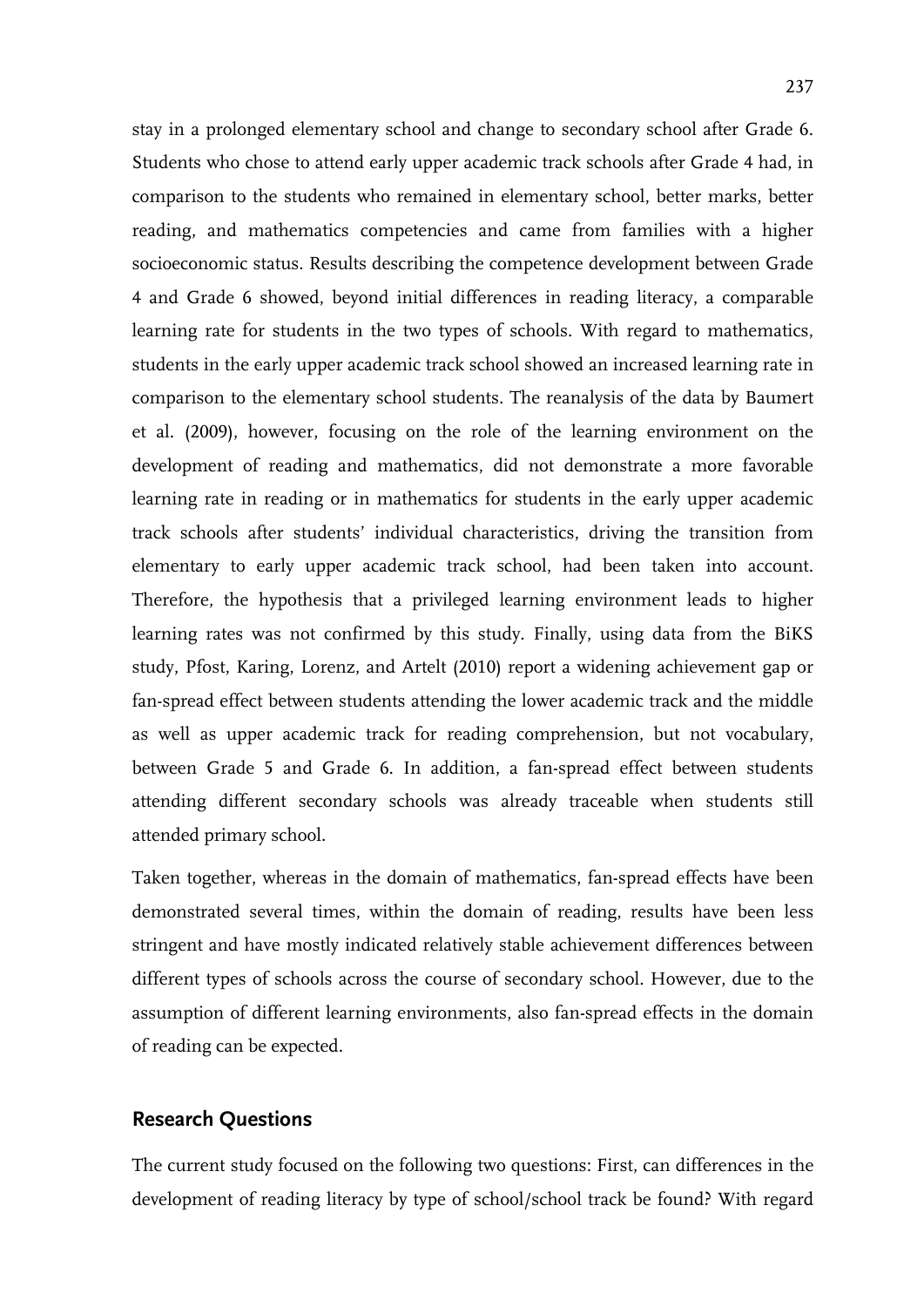stay in a prolonged elementary school and change to secondary school after Grade 6. Students who chose to attend early upper academic track schools after Grade 4 had, in comparison to the students who remained in elementary school, better marks, better reading, and mathematics competencies and came from families with a higher socioeconomic status. Results describing the competence development between Grade 4 and Grade 6 showed, beyond initial differences in reading literacy, a comparable learning rate for students in the two types of schools. With regard to mathematics, students in the early upper academic track school showed an increased learning rate in comparison to the elementary school students. The reanalysis of the data by Baumert et al. (2009), however, focusing on the role of the learning environment on the development of reading and mathematics, did not demonstrate a more favorable learning rate in reading or in mathematics for students in the early upper academic track schools after students' individual characteristics, driving the transition from elementary to early upper academic track school, had been taken into account. Therefore, the hypothesis that a privileged learning environment leads to higher learning rates was not confirmed by this study. Finally, using data from the BiKS study, Pfost, Karing, Lorenz, and Artelt (2010) report a widening achievement gap or fan-spread effect between students attending the lower academic track and the middle as well as upper academic track for reading comprehension, but not vocabulary, between Grade 5 and Grade 6. In addition, a fan-spread effect between students attending different secondary schools was already traceable when students still attended primary school.

Taken together, whereas in the domain of mathematics, fan-spread effects have been demonstrated several times, within the domain of reading, results have been less stringent and have mostly indicated relatively stable achievement differences between different types of schools across the course of secondary school. However, due to the assumption of different learning environments, also fan-spread effects in the domain of reading can be expected.

## Research Questions

The current study focused on the following two questions: First, can differences in the development of reading literacy by type of school/school track be found? With regard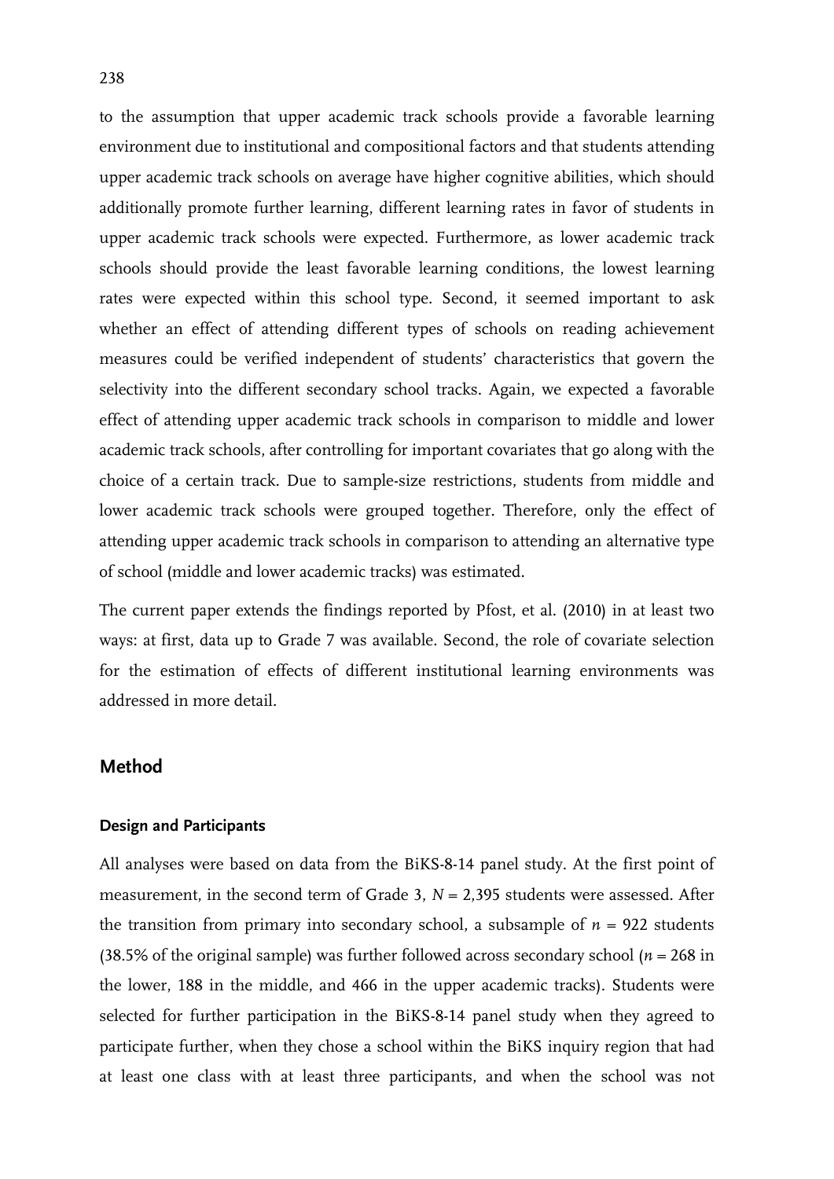to the assumption that upper academic track schools provide a favorable learning environment due to institutional and compositional factors and that students attending upper academic track schools on average have higher cognitive abilities, which should additionally promote further learning, different learning rates in favor of students in upper academic track schools were expected. Furthermore, as lower academic track schools should provide the least favorable learning conditions, the lowest learning rates were expected within this school type. Second, it seemed important to ask whether an effect of attending different types of schools on reading achievement measures could be verified independent of students' characteristics that govern the selectivity into the different secondary school tracks. Again, we expected a favorable effect of attending upper academic track schools in comparison to middle and lower academic track schools, after controlling for important covariates that go along with the choice of a certain track. Due to sample-size restrictions, students from middle and lower academic track schools were grouped together. Therefore, only the effect of attending upper academic track schools in comparison to attending an alternative type of school (middle and lower academic tracks) was estimated.

The current paper extends the findings reported by Pfost, et al. (2010) in at least two ways: at first, data up to Grade 7 was available. Second, the role of covariate selection for the estimation of effects of different institutional learning environments was addressed in more detail.

## Method

### Design and Participants

All analyses were based on data from the BiKS-8-14 panel study. At the first point of measurement, in the second term of Grade 3, $N = 2{,}395$ students were assessed. After the transition from primary into secondary school, a subsample of $n = 922$ students (38.5% of the original sample) was further followed across secondary school ($n = 268$ in the lower, 188 in the middle, and 466 in the upper academic tracks). Students were selected for further participation in the BiKS-8-14 panel study when they agreed to participate further, when they chose a school within the BiKS inquiry region that had at least one class with at least three participants, and when the school was not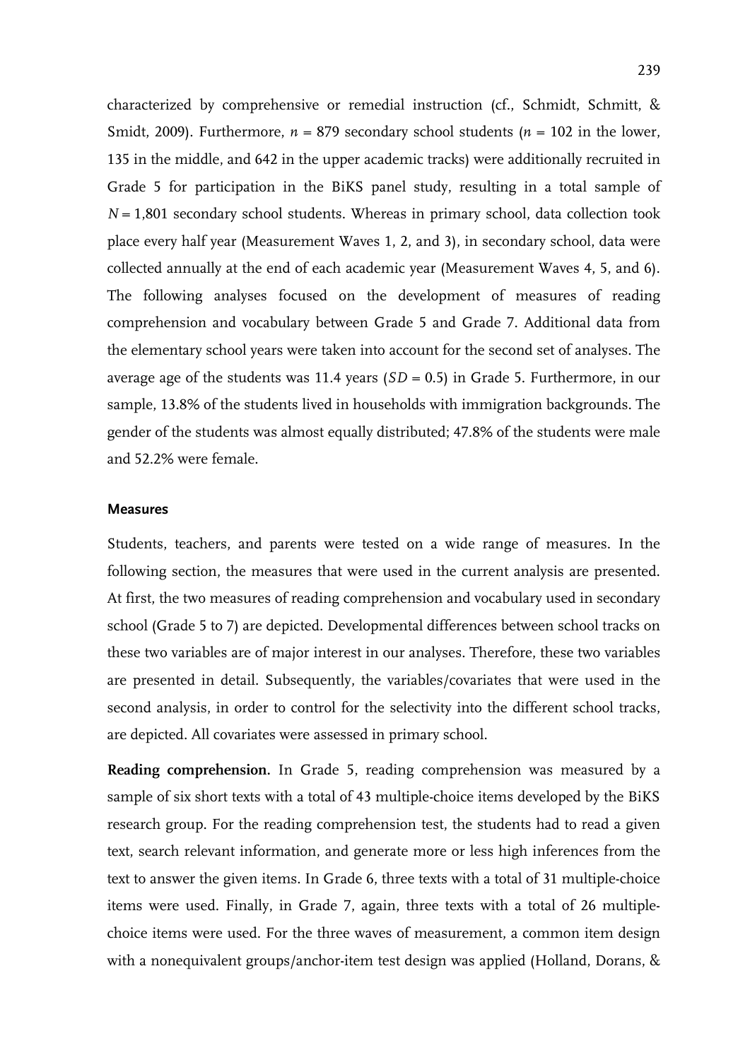characterized by comprehensive or remedial instruction (cf., Schmidt, Schmitt, & Smidt, 2009). Furthermore, $n$ = 879 secondary school students ($n$ = 102 in the lower, 135 in the middle, and 642 in the upper academic tracks) were additionally recruited in Grade 5 for participation in the BiKS panel study, resulting in a total sample of $N$ = 1,801 secondary school students. Whereas in primary school, data collection took place every half year (Measurement Waves 1, 2, and 3), in secondary school, data were collected annually at the end of each academic year (Measurement Waves 4, 5, and 6). The following analyses focused on the development of measures of reading comprehension and vocabulary between Grade 5 and Grade 7. Additional data from the elementary school years were taken into account for the second set of analyses. The average age of the students was 11.4 years ($SD$ = 0.5) in Grade 5. Furthermore, in our sample, 13.8% of the students lived in households with immigration backgrounds. The gender of the students was almost equally distributed; 47.8% of the students were male and 52.2% were female.

### Measures

Students, teachers, and parents were tested on a wide range of measures. In the following section, the measures that were used in the current analysis are presented. At first, the two measures of reading comprehension and vocabulary used in secondary school (Grade 5 to 7) are depicted. Developmental differences between school tracks on these two variables are of major interest in our analyses. Therefore, these two variables are presented in detail. Subsequently, the variables/covariates that were used in the second analysis, in order to control for the selectivity into the different school tracks, are depicted. All covariates were assessed in primary school.

**Reading comprehension.** In Grade 5, reading comprehension was measured by a sample of six short texts with a total of 43 multiple-choice items developed by the BiKS research group. For the reading comprehension test, the students had to read a given text, search relevant information, and generate more or less high inferences from the text to answer the given items. In Grade 6, three texts with a total of 31 multiple-choice items were used. Finally, in Grade 7, again, three texts with a total of 26 multiple-choice items were used. For the three waves of measurement, a common item design with a nonequivalent groups/anchor-item test design was applied (Holland, Dorans, &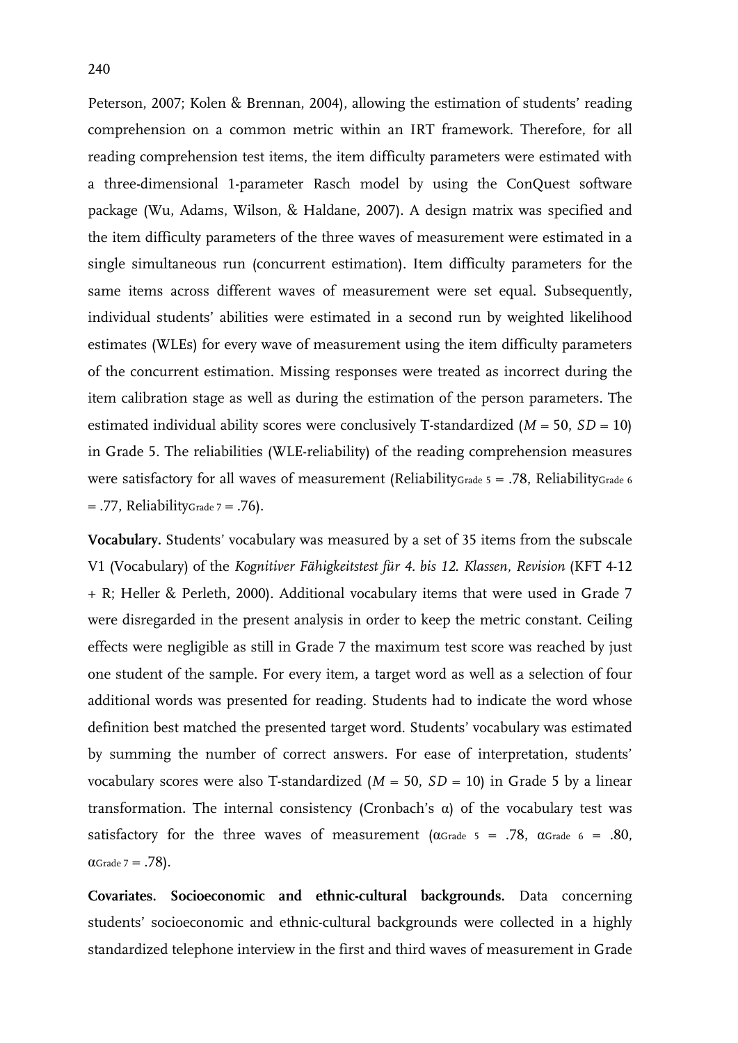Peterson, 2007; Kolen & Brennan, 2004), allowing the estimation of students' reading comprehension on a common metric within an IRT framework. Therefore, for all reading comprehension test items, the item difficulty parameters were estimated with a three-dimensional 1-parameter Rasch model by using the ConQuest software package (Wu, Adams, Wilson, & Haldane, 2007). A design matrix was specified and the item difficulty parameters of the three waves of measurement were estimated in a single simultaneous run (concurrent estimation). Item difficulty parameters for the same items across different waves of measurement were set equal. Subsequently, individual students' abilities were estimated in a second run by weighted likelihood estimates (WLEs) for every wave of measurement using the item difficulty parameters of the concurrent estimation. Missing responses were treated as incorrect during the item calibration stage as well as during the estimation of the person parameters. The estimated individual ability scores were conclusively T-standardized ($M$ = 50, $SD$ = 10) in Grade 5. The reliabilities (WLE-reliability) of the reading comprehension measures were satisfactory for all waves of measurement ($\text{Reliability}_{\text{Grade 5}}$ = .78, $\text{Reliability}_{\text{Grade 6}}$ = .77, $\text{Reliability}_{\text{Grade 7}}$ = .76).

**Vocabulary.** Students' vocabulary was measured by a set of 35 items from the subscale V1 (Vocabulary) of the *Kognitiver Fähigkeitstest für 4. bis 12. Klassen, Revision* (KFT 4-12 + R; Heller & Perleth, 2000). Additional vocabulary items that were used in Grade 7 were disregarded in the present analysis in order to keep the metric constant. Ceiling effects were negligible as still in Grade 7 the maximum test score was reached by just one student of the sample. For every item, a target word as well as a selection of four additional words was presented for reading. Students had to indicate the word whose definition best matched the presented target word. Students' vocabulary was estimated by summing the number of correct answers. For ease of interpretation, students' vocabulary scores were also T-standardized ($M$ = 50, $SD$ = 10) in Grade 5 by a linear transformation. The internal consistency (Cronbach's α) of the vocabulary test was satisfactory for the three waves of measurement ($\alpha_{\text{Grade 5}}$ = .78, $\alpha_{\text{Grade 6}}$ = .80, $\alpha_{\text{Grade 7}}$ = .78).

**Covariates. Socioeconomic and ethnic-cultural backgrounds.** Data concerning students' socioeconomic and ethnic-cultural backgrounds were collected in a highly standardized telephone interview in the first and third waves of measurement in Grade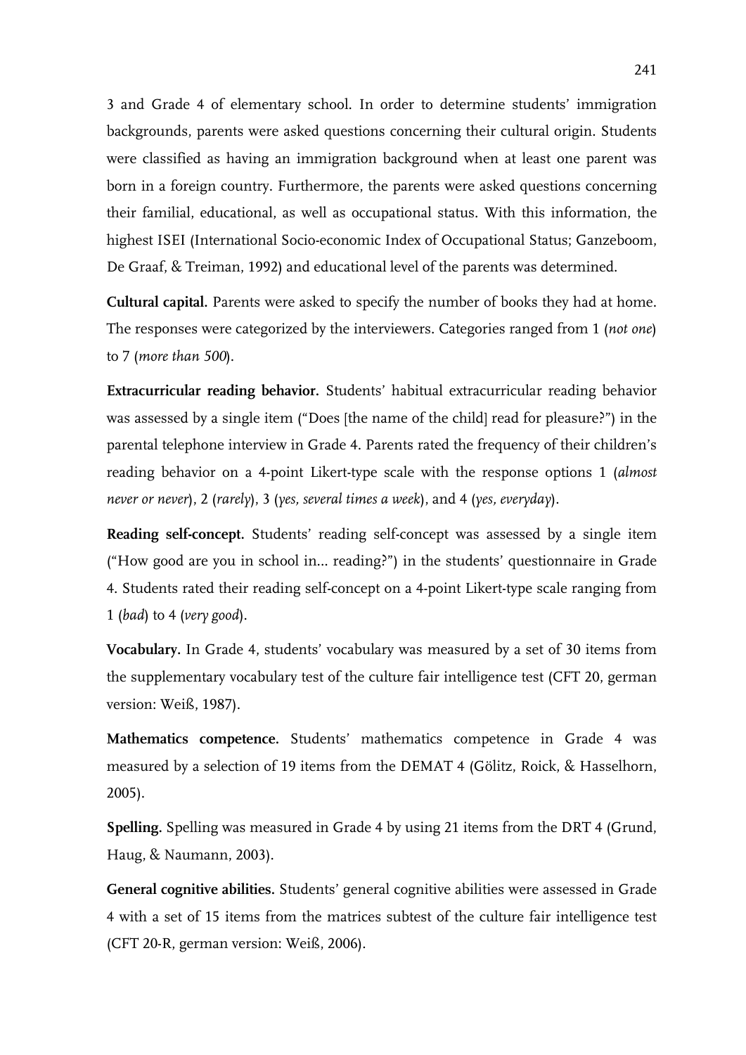3 and Grade 4 of elementary school. In order to determine students' immigration backgrounds, parents were asked questions concerning their cultural origin. Students were classified as having an immigration background when at least one parent was born in a foreign country. Furthermore, the parents were asked questions concerning their familial, educational, as well as occupational status. With this information, the highest ISEI (International Socio-economic Index of Occupational Status; Ganzeboom, De Graaf, & Treiman, 1992) and educational level of the parents was determined.

**Cultural capital.** Parents were asked to specify the number of books they had at home. The responses were categorized by the interviewers. Categories ranged from 1 (*not one*) to 7 (*more than 500*).

**Extracurricular reading behavior.** Students' habitual extracurricular reading behavior was assessed by a single item ("Does [the name of the child] read for pleasure?") in the parental telephone interview in Grade 4. Parents rated the frequency of their children's reading behavior on a 4-point Likert-type scale with the response options 1 (*almost never or never*), 2 (*rarely*), 3 (*yes, several times a week*), and 4 (*yes, everyday*).

**Reading self-concept.** Students' reading self-concept was assessed by a single item ("How good are you in school in... reading?") in the students' questionnaire in Grade 4. Students rated their reading self-concept on a 4-point Likert-type scale ranging from 1 (*bad*) to 4 (*very good*).

**Vocabulary.** In Grade 4, students' vocabulary was measured by a set of 30 items from the supplementary vocabulary test of the culture fair intelligence test (CFT 20, german version: Weiß, 1987).

**Mathematics competence.** Students' mathematics competence in Grade 4 was measured by a selection of 19 items from the DEMAT 4 (Gölitz, Roick, & Hasselhorn, 2005).

**Spelling.** Spelling was measured in Grade 4 by using 21 items from the DRT 4 (Grund, Haug, & Naumann, 2003).

**General cognitive abilities.** Students' general cognitive abilities were assessed in Grade 4 with a set of 15 items from the matrices subtest of the culture fair intelligence test (CFT 20-R, german version: Weiß, 2006).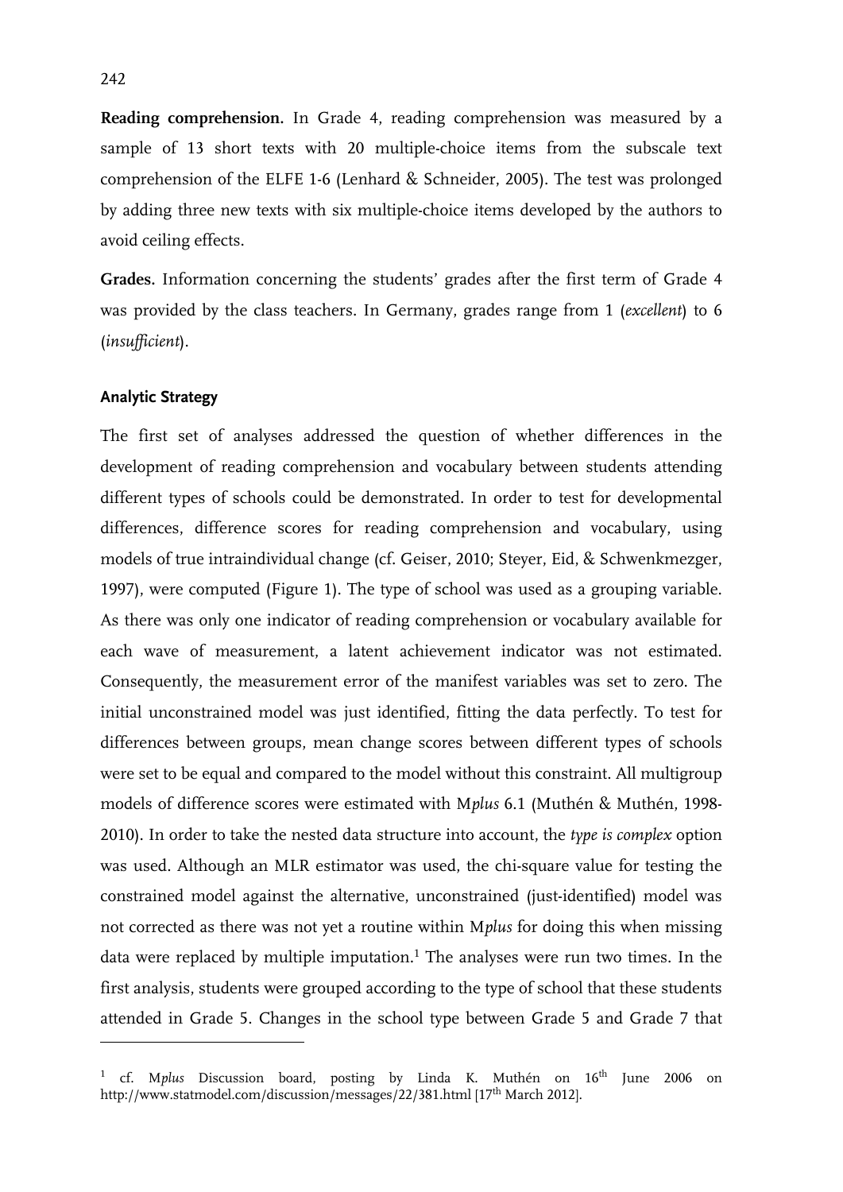**Reading comprehension.** In Grade 4, reading comprehension was measured by a sample of 13 short texts with 20 multiple-choice items from the subscale text comprehension of the ELFE 1-6 (Lenhard & Schneider, 2005). The test was prolonged by adding three new texts with six multiple-choice items developed by the authors to avoid ceiling effects.

**Grades.** Information concerning the students' grades after the first term of Grade 4 was provided by the class teachers. In Germany, grades range from 1 (*excellent*) to 6 (*insufficient*).

### Analytic Strategy

The first set of analyses addressed the question of whether differences in the development of reading comprehension and vocabulary between students attending different types of schools could be demonstrated. In order to test for developmental differences, difference scores for reading comprehension and vocabulary, using models of true intraindividual change (cf. Geiser, 2010; Steyer, Eid, & Schwenkmezger, 1997), were computed (Figure 1). The type of school was used as a grouping variable. As there was only one indicator of reading comprehension or vocabulary available for each wave of measurement, a latent achievement indicator was not estimated. Consequently, the measurement error of the manifest variables was set to zero. The initial unconstrained model was just identified, fitting the data perfectly. To test for differences between groups, mean change scores between different types of schools were set to be equal and compared to the model without this constraint. All multigroup models of difference scores were estimated with M*plus* 6.1 (Muthén & Muthén, 1998-2010). In order to take the nested data structure into account, the *type is complex* option was used. Although an MLR estimator was used, the chi-square value for testing the constrained model against the alternative, unconstrained (just-identified) model was not corrected as there was not yet a routine within M*plus* for doing this when missing data were replaced by multiple imputation.[1] The analyses were run two times. In the first analysis, students were grouped according to the type of school that these students attended in Grade 5. Changes in the school type between Grade 5 and Grade 7 that

---

[1] cf. M*plus* Discussion board, posting by Linda K. Muthén on 16th June 2006 on http://www.statmodel.com/discussion/messages/22/381.html [17th March 2012].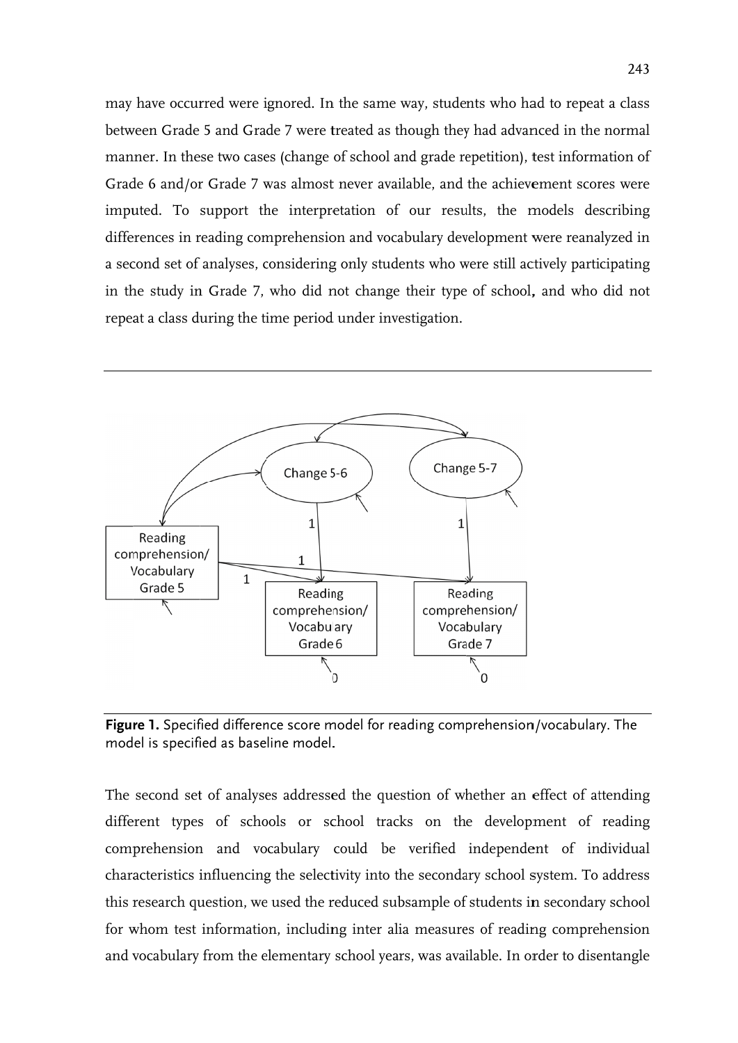may have occurred were ignored. In the same way, students who had to repeat a class between Grade 5 and Grade 7 were treated as though they had advanced in the normal manner. In these two cases (change of school and grade repetition), test information of Grade 6 and/or Grade 7 was almost never available, and the achievement scores were imputed. To support the interpretation of our results, the models describing differences in reading comprehension and vocabulary development were reanalyzed in a second set of analyses, considering only students who were still actively participating in the study in Grade 7, who did not change their type of school**,** and who did not repeat a class during the time period under investigation.

**Figure 1.** Specified difference score model for reading comprehension/vocabulary. The model is specified as baseline model.

The second set of analyses addressed the question of whether an effect of attending different types of schools or school tracks on the development of reading comprehension and vocabulary could be verified independent of individual characteristics influencing the selectivity into the secondary school system. To address this research question, we used the reduced subsample of students in secondary school for whom test information, including inter alia measures of reading comprehension and vocabulary from the elementary school years, was available. In order to disentangle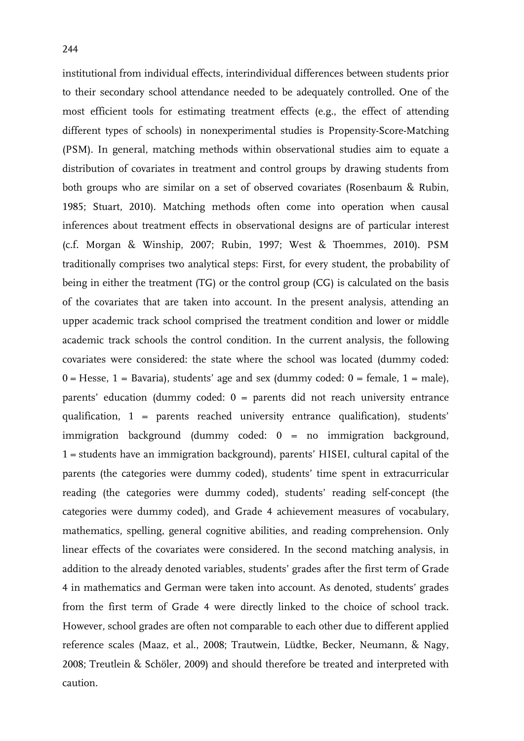institutional from individual effects, interindividual differences between students prior to their secondary school attendance needed to be adequately controlled. One of the most efficient tools for estimating treatment effects (e.g., the effect of attending different types of schools) in nonexperimental studies is Propensity-Score-Matching (PSM). In general, matching methods within observational studies aim to equate a distribution of covariates in treatment and control groups by drawing students from both groups who are similar on a set of observed covariates (Rosenbaum & Rubin, 1985; Stuart, 2010). Matching methods often come into operation when causal inferences about treatment effects in observational designs are of particular interest (c.f. Morgan & Winship, 2007; Rubin, 1997; West & Thoemmes, 2010). PSM traditionally comprises two analytical steps: First, for every student, the probability of being in either the treatment (TG) or the control group (CG) is calculated on the basis of the covariates that are taken into account. In the present analysis, attending an upper academic track school comprised the treatment condition and lower or middle academic track schools the control condition. In the current analysis, the following covariates were considered: the state where the school was located (dummy coded: 0 = Hesse, 1 = Bavaria), students' age and sex (dummy coded: 0 = female, 1 = male), parents' education (dummy coded: 0 = parents did not reach university entrance qualification, 1 = parents reached university entrance qualification), students' immigration background (dummy coded: 0 = no immigration background, 1 = students have an immigration background), parents' HISEI, cultural capital of the parents (the categories were dummy coded), students' time spent in extracurricular reading (the categories were dummy coded), students' reading self-concept (the categories were dummy coded), and Grade 4 achievement measures of vocabulary, mathematics, spelling, general cognitive abilities, and reading comprehension. Only linear effects of the covariates were considered. In the second matching analysis, in addition to the already denoted variables, students' grades after the first term of Grade 4 in mathematics and German were taken into account. As denoted, students' grades from the first term of Grade 4 were directly linked to the choice of school track. However, school grades are often not comparable to each other due to different applied reference scales (Maaz, et al., 2008; Trautwein, Lüdtke, Becker, Neumann, & Nagy, 2008; Treutlein & Schöler, 2009) and should therefore be treated and interpreted with caution.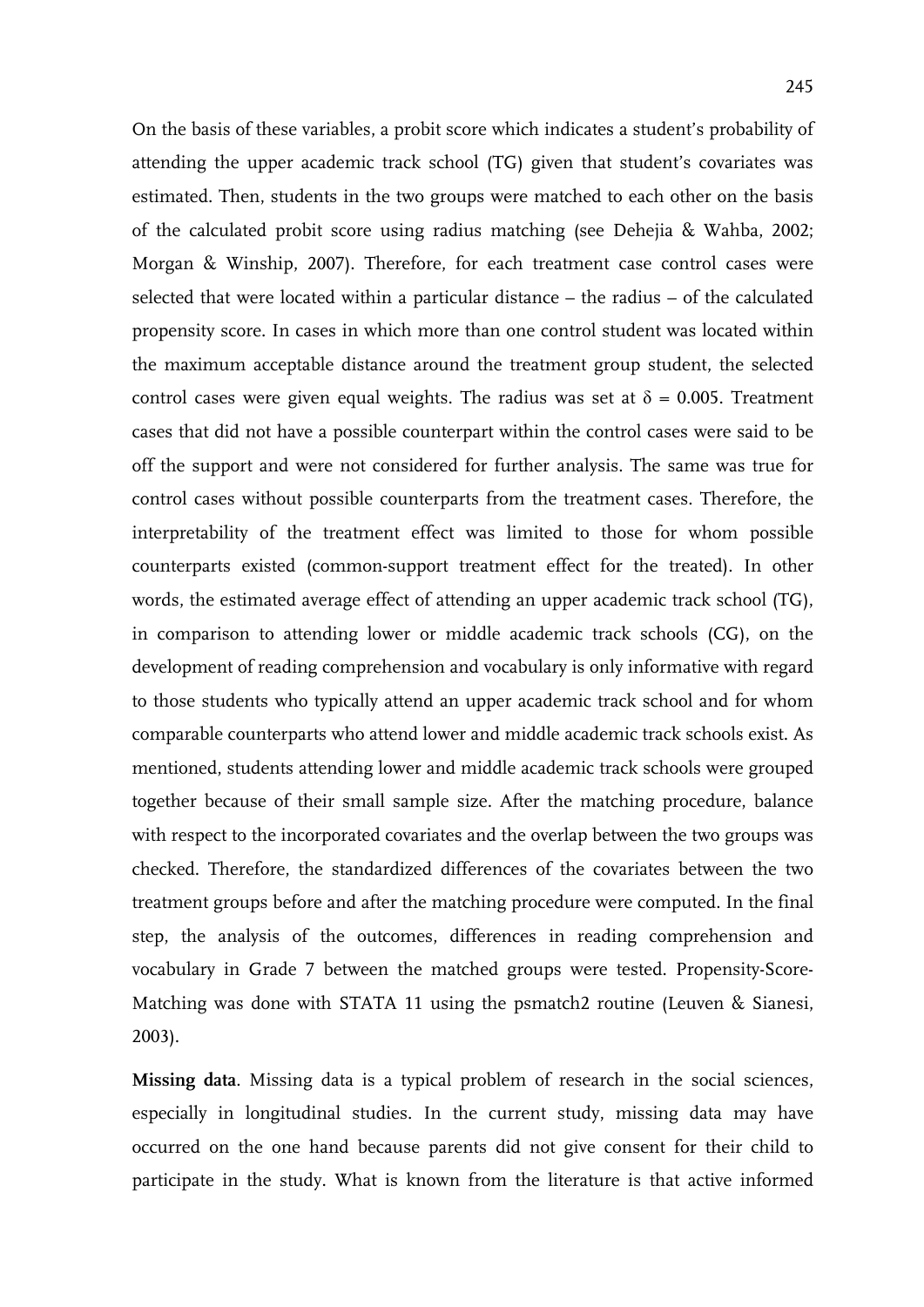On the basis of these variables, a probit score which indicates a student's probability of attending the upper academic track school (TG) given that student's covariates was estimated. Then, students in the two groups were matched to each other on the basis of the calculated probit score using radius matching (see Dehejia & Wahba, 2002; Morgan & Winship, 2007). Therefore, for each treatment case control cases were selected that were located within a particular distance – the radius – of the calculated propensity score. In cases in which more than one control student was located within the maximum acceptable distance around the treatment group student, the selected control cases were given equal weights. The radius was set at $\delta = 0.005$. Treatment cases that did not have a possible counterpart within the control cases were said to be off the support and were not considered for further analysis. The same was true for control cases without possible counterparts from the treatment cases. Therefore, the interpretability of the treatment effect was limited to those for whom possible counterparts existed (common-support treatment effect for the treated). In other words, the estimated average effect of attending an upper academic track school (TG), in comparison to attending lower or middle academic track schools (CG), on the development of reading comprehension and vocabulary is only informative with regard to those students who typically attend an upper academic track school and for whom comparable counterparts who attend lower and middle academic track schools exist. As mentioned, students attending lower and middle academic track schools were grouped together because of their small sample size. After the matching procedure, balance with respect to the incorporated covariates and the overlap between the two groups was checked. Therefore, the standardized differences of the covariates between the two treatment groups before and after the matching procedure were computed. In the final step, the analysis of the outcomes, differences in reading comprehension and vocabulary in Grade 7 between the matched groups were tested. Propensity-Score-Matching was done with STATA 11 using the psmatch2 routine (Leuven & Sianesi, 2003).

**Missing data**. Missing data is a typical problem of research in the social sciences, especially in longitudinal studies. In the current study, missing data may have occurred on the one hand because parents did not give consent for their child to participate in the study. What is known from the literature is that active informed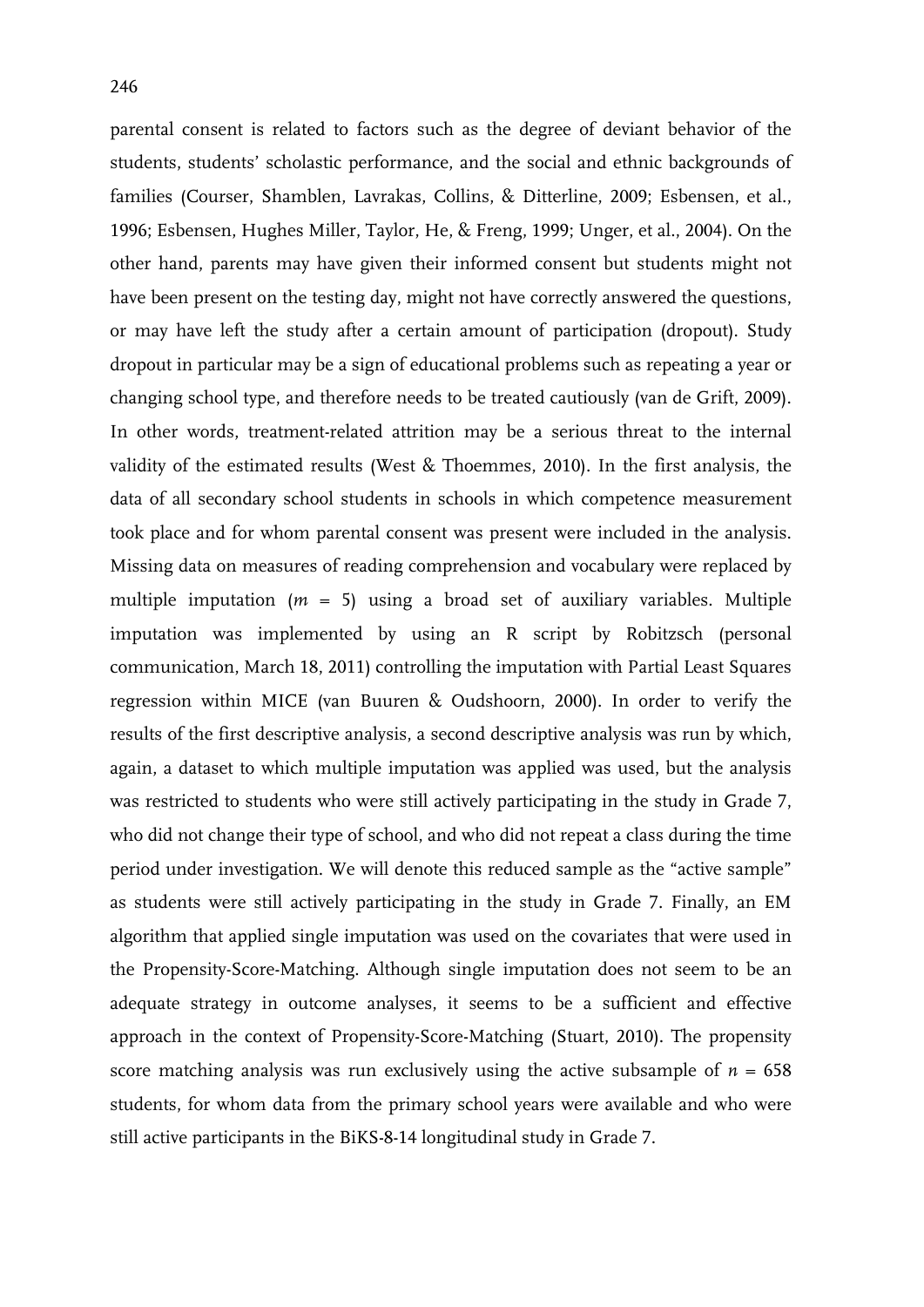parental consent is related to factors such as the degree of deviant behavior of the students, students' scholastic performance, and the social and ethnic backgrounds of families (Courser, Shamblen, Lavrakas, Collins, & Ditterline, 2009; Esbensen, et al., 1996; Esbensen, Hughes Miller, Taylor, He, & Freng, 1999; Unger, et al., 2004). On the other hand, parents may have given their informed consent but students might not have been present on the testing day, might not have correctly answered the questions, or may have left the study after a certain amount of participation (dropout). Study dropout in particular may be a sign of educational problems such as repeating a year or changing school type, and therefore needs to be treated cautiously (van de Grift, 2009). In other words, treatment-related attrition may be a serious threat to the internal validity of the estimated results (West & Thoemmes, 2010). In the first analysis, the data of all secondary school students in schools in which competence measurement took place and for whom parental consent was present were included in the analysis. Missing data on measures of reading comprehension and vocabulary were replaced by multiple imputation ($m$ = 5) using a broad set of auxiliary variables. Multiple imputation was implemented by using an R script by Robitzsch (personal communication, March 18, 2011) controlling the imputation with Partial Least Squares regression within MICE (van Buuren & Oudshoorn, 2000). In order to verify the results of the first descriptive analysis, a second descriptive analysis was run by which, again, a dataset to which multiple imputation was applied was used, but the analysis was restricted to students who were still actively participating in the study in Grade 7, who did not change their type of school, and who did not repeat a class during the time period under investigation. We will denote this reduced sample as the "active sample" as students were still actively participating in the study in Grade 7. Finally, an EM algorithm that applied single imputation was used on the covariates that were used in the Propensity-Score-Matching. Although single imputation does not seem to be an adequate strategy in outcome analyses, it seems to be a sufficient and effective approach in the context of Propensity-Score-Matching (Stuart, 2010). The propensity score matching analysis was run exclusively using the active subsample of $n$ = 658 students, for whom data from the primary school years were available and who were still active participants in the BiKS-8-14 longitudinal study in Grade 7.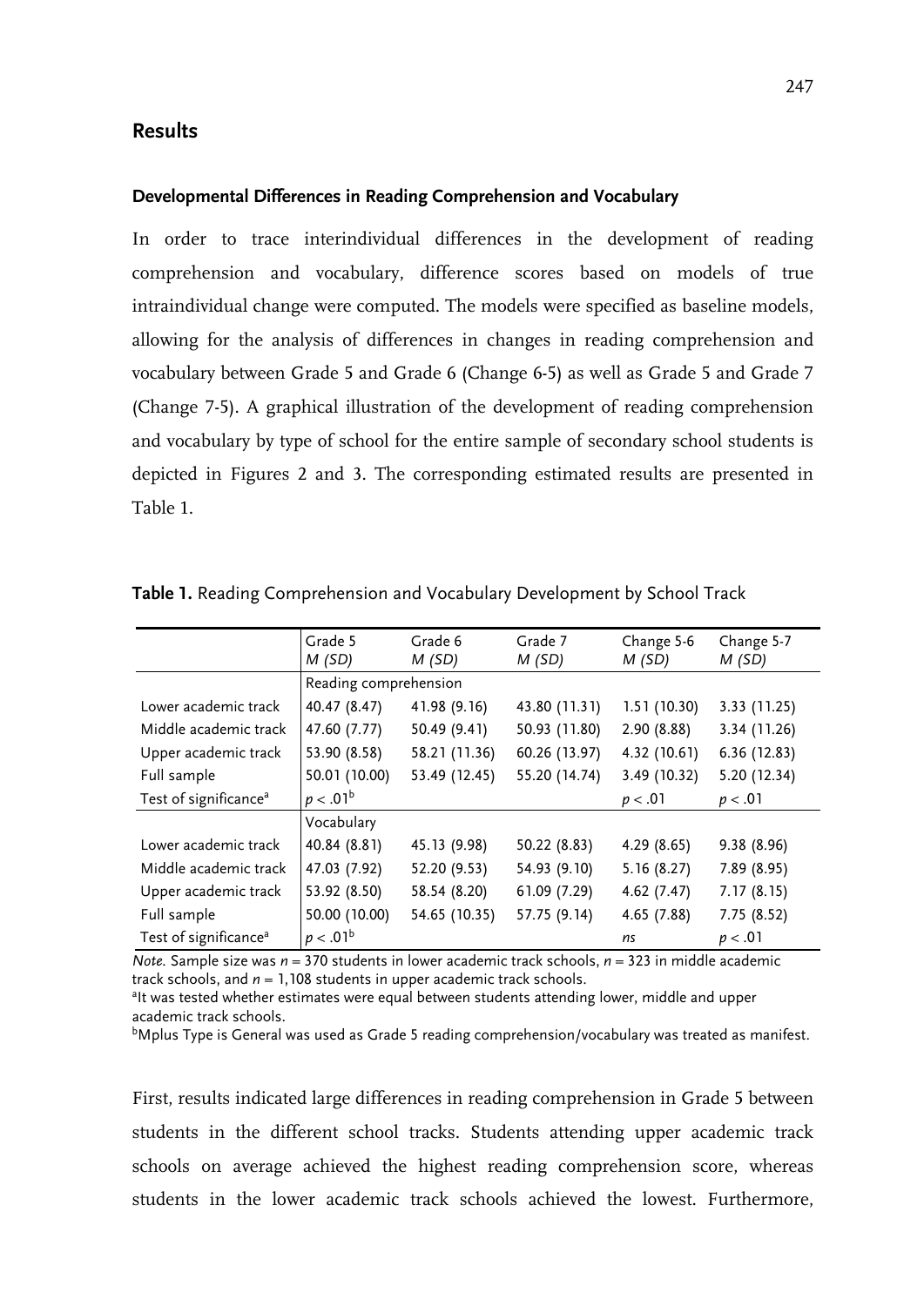## Results

### Developmental Differences in Reading Comprehension and Vocabulary

In order to trace interindividual differences in the development of reading comprehension and vocabulary, difference scores based on models of true intraindividual change were computed. The models were specified as baseline models, allowing for the analysis of differences in changes in reading comprehension and vocabulary between Grade 5 and Grade 6 (Change 6-5) as well as Grade 5 and Grade 7 (Change 7-5). A graphical illustration of the development of reading comprehension and vocabulary by type of school for the entire sample of secondary school students is depicted in Figures 2 and 3. The corresponding estimated results are presented in Table 1.

**Table 1.** Reading Comprehension and Vocabulary Development by School Track

| | Grade 5 *M (SD)* | Grade 6 *M (SD)* | Grade 7 *M (SD)* | Change 5-6 *M (SD)* | Change 5-7 *M (SD)* |
|---|---|---|---|---|---|
| | Reading comprehension | | | | |
| Lower academic track | 40.47 (8.47) | 41.98 (9.16) | 43.80 (11.31) | 1.51 (10.30) | 3.33 (11.25) |
| Middle academic track | 47.60 (7.77) | 50.49 (9.41) | 50.93 (11.80) | 2.90 (8.88) | 3.34 (11.26) |
| Upper academic track | 53.90 (8.58) | 58.21 (11.36) | 60.26 (13.97) | 4.32 (10.61) | 6.36 (12.83) |
| Full sample | 50.01 (10.00) | 53.49 (12.45) | 55.20 (14.74) | 3.49 (10.32) | 5.20 (12.34) |
| Test of significance[a] | $p < .01$[b] | | | $p < .01$ | $p < .01$ |
| | Vocabulary | | | | |
| Lower academic track | 40.84 (8.81) | 45.13 (9.98) | 50.22 (8.83) | 4.29 (8.65) | 9.38 (8.96) |
| Middle academic track | 47.03 (7.92) | 52.20 (9.53) | 54.93 (9.10) | 5.16 (8.27) | 7.89 (8.95) |
| Upper academic track | 53.92 (8.50) | 58.54 (8.20) | 61.09 (7.29) | 4.62 (7.47) | 7.17 (8.15) |
| Full sample | 50.00 (10.00) | 54.65 (10.35) | 57.75 (9.14) | 4.65 (7.88) | 7.75 (8.52) |
| Test of significance[a] | $p < .01$[b] | | | *ns* | $p < .01$ |

*Note.* Sample size was $n = 370$ students in lower academic track schools, $n = 323$ in middle academic track schools, and $n = 1{,}108$ students in upper academic track schools.
[a]It was tested whether estimates were equal between students attending lower, middle and upper academic track schools.
[b]Mplus Type is General was used as Grade 5 reading comprehension/vocabulary was treated as manifest.

First, results indicated large differences in reading comprehension in Grade 5 between students in the different school tracks. Students attending upper academic track schools on average achieved the highest reading comprehension score, whereas students in the lower academic track schools achieved the lowest. Furthermore,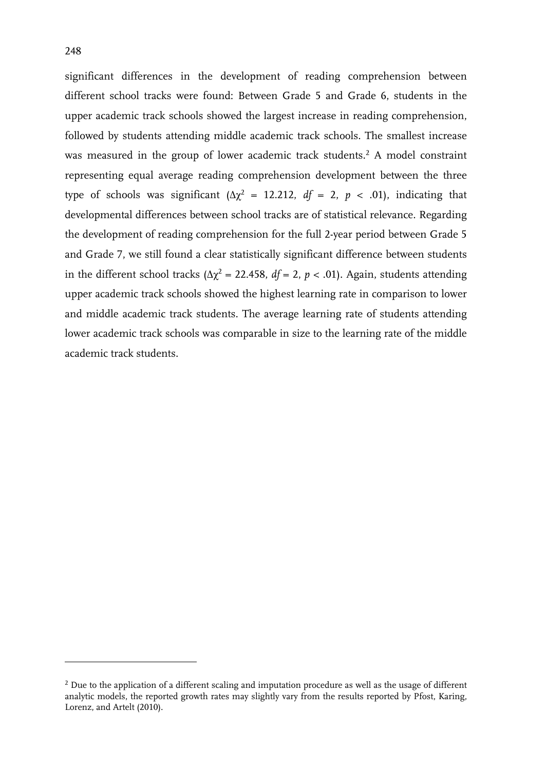significant differences in the development of reading comprehension between different school tracks were found: Between Grade 5 and Grade 6, students in the upper academic track schools showed the largest increase in reading comprehension, followed by students attending middle academic track schools. The smallest increase was measured in the group of lower academic track students.[2] A model constraint representing equal average reading comprehension development between the three type of schools was significant ($\Delta\chi^2$ = 12.212, $df$ = 2, $p$ < .01), indicating that developmental differences between school tracks are of statistical relevance. Regarding the development of reading comprehension for the full 2-year period between Grade 5 and Grade 7, we still found a clear statistically significant difference between students in the different school tracks ($\Delta\chi^2$ = 22.458, $df$ = 2, $p$ < .01). Again, students attending upper academic track schools showed the highest learning rate in comparison to lower and middle academic track students. The average learning rate of students attending lower academic track schools was comparable in size to the learning rate of the middle academic track students.

[2] Due to the application of a different scaling and imputation procedure as well as the usage of different analytic models, the reported growth rates may slightly vary from the results reported by Pfost, Karing, Lorenz, and Artelt (2010).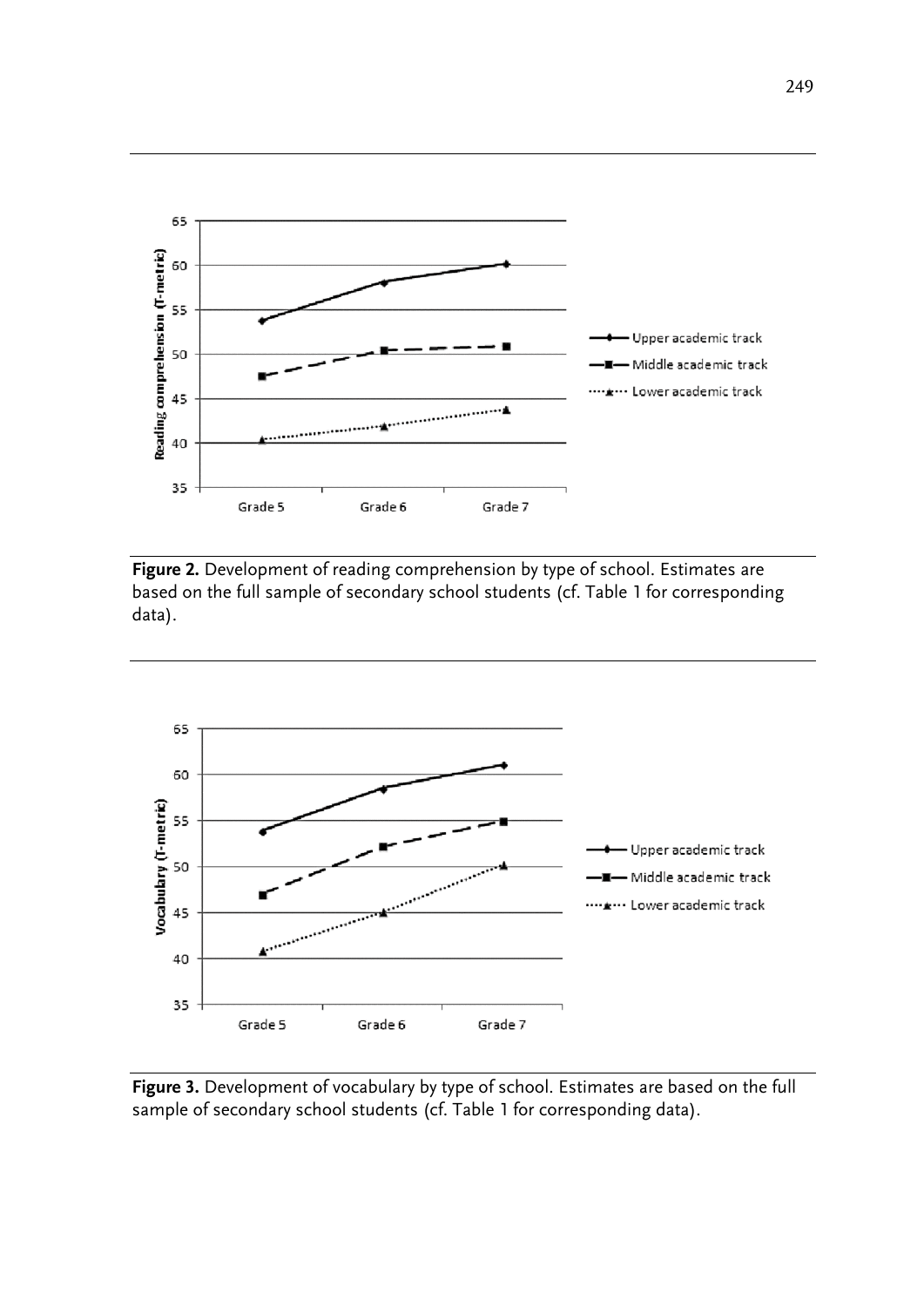Figure 2. Development of reading comprehension by type of school. Estimates are based on the full sample of secondary school students (cf. Table 1 for corresponding data).

Figure 3. Development of vocabulary by type of school. Estimates are based on the full sample of secondary school students (cf. Table 1 for corresponding data).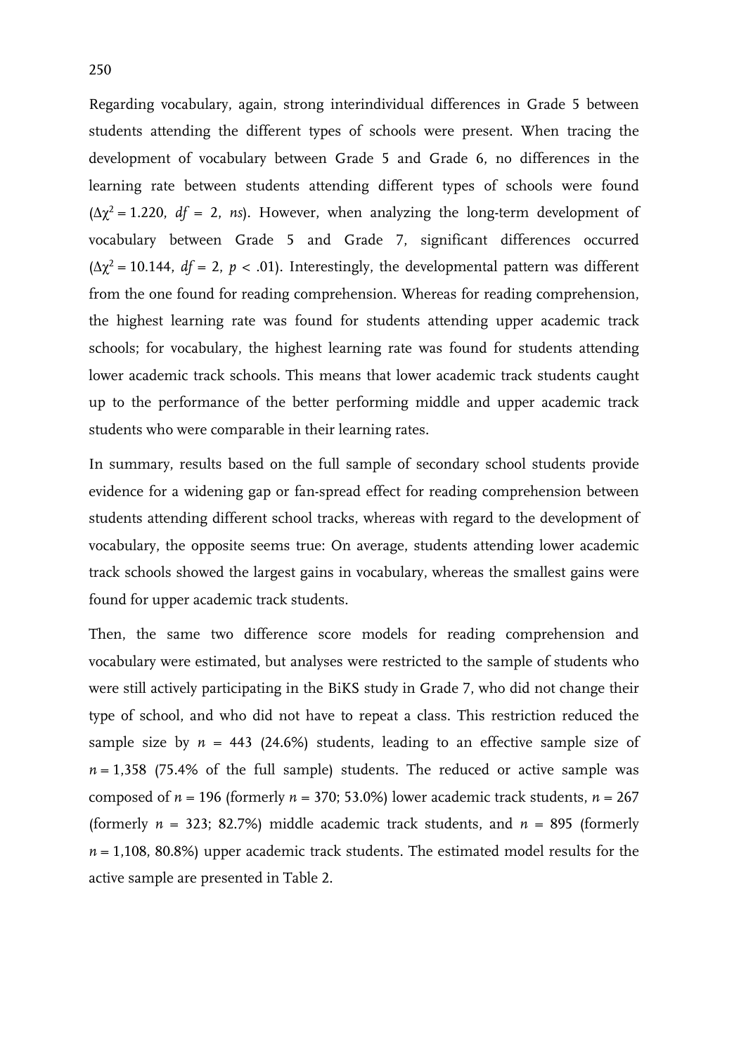Regarding vocabulary, again, strong interindividual differences in Grade 5 between students attending the different types of schools were present. When tracing the development of vocabulary between Grade 5 and Grade 6, no differences in the learning rate between students attending different types of schools were found ($\Delta\chi^2 = 1.220$, $df = 2$, *ns*). However, when analyzing the long-term development of vocabulary between Grade 5 and Grade 7, significant differences occurred ($\Delta\chi^2 = 10.144$, $df = 2$, $p < .01$). Interestingly, the developmental pattern was different from the one found for reading comprehension. Whereas for reading comprehension, the highest learning rate was found for students attending upper academic track schools; for vocabulary, the highest learning rate was found for students attending lower academic track schools. This means that lower academic track students caught up to the performance of the better performing middle and upper academic track students who were comparable in their learning rates.

In summary, results based on the full sample of secondary school students provide evidence for a widening gap or fan-spread effect for reading comprehension between students attending different school tracks, whereas with regard to the development of vocabulary, the opposite seems true: On average, students attending lower academic track schools showed the largest gains in vocabulary, whereas the smallest gains were found for upper academic track students.

Then, the same two difference score models for reading comprehension and vocabulary were estimated, but analyses were restricted to the sample of students who were still actively participating in the BiKS study in Grade 7, who did not change their type of school, and who did not have to repeat a class. This restriction reduced the sample size by $n = 443$ (24.6%) students, leading to an effective sample size of $n = 1{,}358$ (75.4% of the full sample) students. The reduced or active sample was composed of $n = 196$ (formerly $n = 370$; 53.0%) lower academic track students, $n = 267$ (formerly $n = 323$; 82.7%) middle academic track students, and $n = 895$ (formerly $n = 1{,}108$, 80.8%) upper academic track students. The estimated model results for the active sample are presented in Table 2.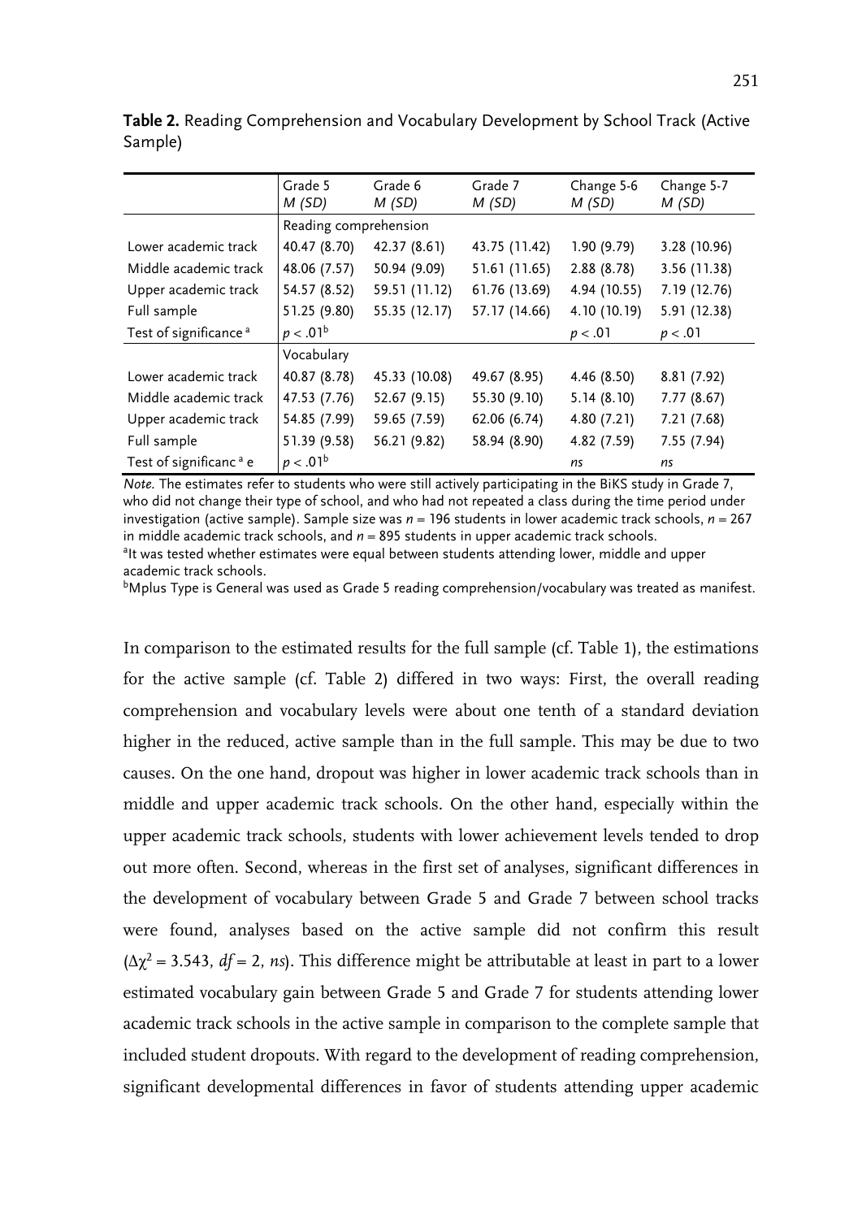**Table 2.** Reading Comprehension and Vocabulary Development by School Track (Active Sample)

| | Grade 5 *M (SD)* | Grade 6 *M (SD)* | Grade 7 *M (SD)* | Change 5-6 *M (SD)* | Change 5-7 *M (SD)* |
|---|---|---|---|---|---|
| | Reading comprehension | | | | |
| Lower academic track | 40.47 (8.70) | 42.37 (8.61) | 43.75 (11.42) | 1.90 (9.79) | 3.28 (10.96) |
| Middle academic track | 48.06 (7.57) | 50.94 (9.09) | 51.61 (11.65) | 2.88 (8.78) | 3.56 (11.38) |
| Upper academic track | 54.57 (8.52) | 59.51 (11.12) | 61.76 (13.69) | 4.94 (10.55) | 7.19 (12.76) |
| Full sample | 51.25 (9.80) | 55.35 (12.17) | 57.17 (14.66) | 4.10 (10.19) | 5.91 (12.38) |
| Test of significance [a] | $p < .01$[b] | | | $p < .01$ | $p < .01$ |
| | Vocabulary | | | | |
| Lower academic track | 40.87 (8.78) | 45.33 (10.08) | 49.67 (8.95) | 4.46 (8.50) | 8.81 (7.92) |
| Middle academic track | 47.53 (7.76) | 52.67 (9.15) | 55.30 (9.10) | 5.14 (8.10) | 7.77 (8.67) |
| Upper academic track | 54.85 (7.99) | 59.65 (7.59) | 62.06 (6.74) | 4.80 (7.21) | 7.21 (7.68) |
| Full sample | 51.39 (9.58) | 56.21 (9.82) | 58.94 (8.90) | 4.82 (7.59) | 7.55 (7.94) |
| Test of significanc [a] e | $p < .01$[b] | | | *ns* | *ns* |

*Note.* The estimates refer to students who were still actively participating in the BiKS study in Grade 7, who did not change their type of school, and who had not repeated a class during the time period under investigation (active sample). Sample size was $n = 196$ students in lower academic track schools, $n = 267$ in middle academic track schools, and $n = 895$ students in upper academic track schools.
[a]It was tested whether estimates were equal between students attending lower, middle and upper academic track schools.
[b]Mplus Type is General was used as Grade 5 reading comprehension/vocabulary was treated as manifest.

In comparison to the estimated results for the full sample (cf. Table 1), the estimations for the active sample (cf. Table 2) differed in two ways: First, the overall reading comprehension and vocabulary levels were about one tenth of a standard deviation higher in the reduced, active sample than in the full sample. This may be due to two causes. On the one hand, dropout was higher in lower academic track schools than in middle and upper academic track schools. On the other hand, especially within the upper academic track schools, students with lower achievement levels tended to drop out more often. Second, whereas in the first set of analyses, significant differences in the development of vocabulary between Grade 5 and Grade 7 between school tracks were found, analyses based on the active sample did not confirm this result ($\Delta\chi^2 = 3.543$, $df = 2$, *ns*). This difference might be attributable at least in part to a lower estimated vocabulary gain between Grade 5 and Grade 7 for students attending lower academic track schools in the active sample in comparison to the complete sample that included student dropouts. With regard to the development of reading comprehension, significant developmental differences in favor of students attending upper academic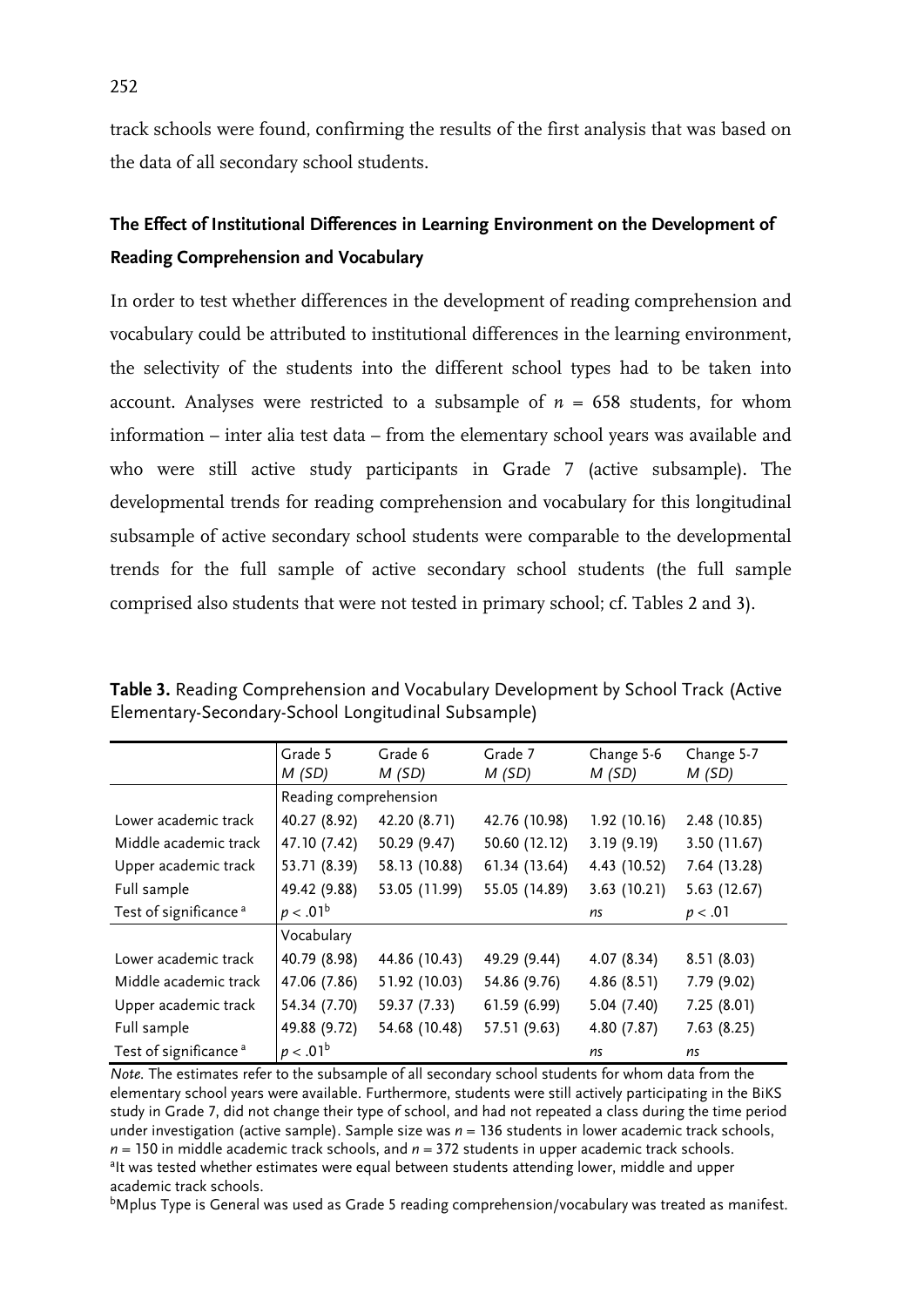track schools were found, confirming the results of the first analysis that was based on the data of all secondary school students.

### The Effect of Institutional Differences in Learning Environment on the Development of Reading Comprehension and Vocabulary

In order to test whether differences in the development of reading comprehension and vocabulary could be attributed to institutional differences in the learning environment, the selectivity of the students into the different school types had to be taken into account. Analyses were restricted to a subsample of $n$ = 658 students, for whom information – inter alia test data – from the elementary school years was available and who were still active study participants in Grade 7 (active subsample). The developmental trends for reading comprehension and vocabulary for this longitudinal subsample of active secondary school students were comparable to the developmental trends for the full sample of active secondary school students (the full sample comprised also students that were not tested in primary school; cf. Tables 2 and 3).

**Table 3.** Reading Comprehension and Vocabulary Development by School Track (Active Elementary-Secondary-School Longitudinal Subsample)

| | Grade 5 *M (SD)* | Grade 6 *M (SD)* | Grade 7 *M (SD)* | Change 5-6 *M (SD)* | Change 5-7 *M (SD)* |
|---|---|---|---|---|---|
| | Reading comprehension | | | | |
| Lower academic track | 40.27 (8.92) | 42.20 (8.71) | 42.76 (10.98) | 1.92 (10.16) | 2.48 (10.85) |
| Middle academic track | 47.10 (7.42) | 50.29 (9.47) | 50.60 (12.12) | 3.19 (9.19) | 3.50 (11.67) |
| Upper academic track | 53.71 (8.39) | 58.13 (10.88) | 61.34 (13.64) | 4.43 (10.52) | 7.64 (13.28) |
| Full sample | 49.42 (9.88) | 53.05 (11.99) | 55.05 (14.89) | 3.63 (10.21) | 5.63 (12.67) |
| Test of significance [a] | $p < .01$[b] | | | *ns* | $p < .01$ |
| | Vocabulary | | | | |
| Lower academic track | 40.79 (8.98) | 44.86 (10.43) | 49.29 (9.44) | 4.07 (8.34) | 8.51 (8.03) |
| Middle academic track | 47.06 (7.86) | 51.92 (10.03) | 54.86 (9.76) | 4.86 (8.51) | 7.79 (9.02) |
| Upper academic track | 54.34 (7.70) | 59.37 (7.33) | 61.59 (6.99) | 5.04 (7.40) | 7.25 (8.01) |
| Full sample | 49.88 (9.72) | 54.68 (10.48) | 57.51 (9.63) | 4.80 (7.87) | 7.63 (8.25) |
| Test of significance [a] | $p < .01$[b] | | | *ns* | *ns* |

*Note.* The estimates refer to the subsample of all secondary school students for whom data from the elementary school years were available. Furthermore, students were still actively participating in the BiKS study in Grade 7, did not change their type of school, and had not repeated a class during the time period under investigation (active sample). Sample size was $n$ = 136 students in lower academic track schools, $n$ = 150 in middle academic track schools, and $n$ = 372 students in upper academic track schools.
[a]It was tested whether estimates were equal between students attending lower, middle and upper academic track schools.
[b]Mplus Type is General was used as Grade 5 reading comprehension/vocabulary was treated as manifest.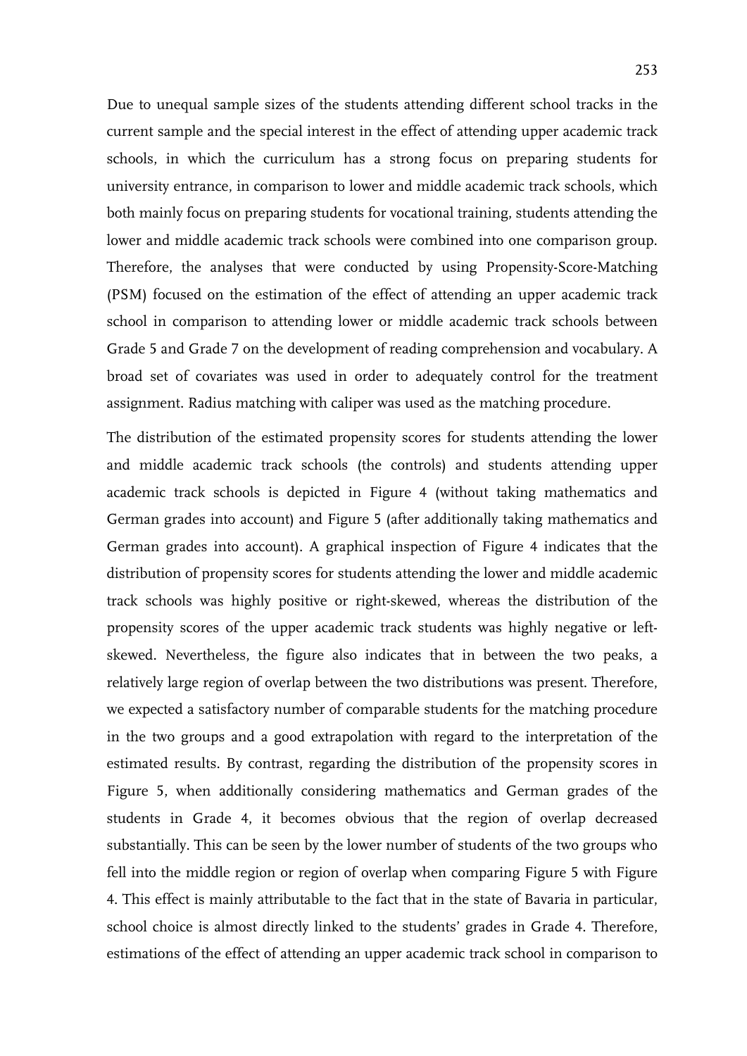Due to unequal sample sizes of the students attending different school tracks in the current sample and the special interest in the effect of attending upper academic track schools, in which the curriculum has a strong focus on preparing students for university entrance, in comparison to lower and middle academic track schools, which both mainly focus on preparing students for vocational training, students attending the lower and middle academic track schools were combined into one comparison group. Therefore, the analyses that were conducted by using Propensity-Score-Matching (PSM) focused on the estimation of the effect of attending an upper academic track school in comparison to attending lower or middle academic track schools between Grade 5 and Grade 7 on the development of reading comprehension and vocabulary. A broad set of covariates was used in order to adequately control for the treatment assignment. Radius matching with caliper was used as the matching procedure.

The distribution of the estimated propensity scores for students attending the lower and middle academic track schools (the controls) and students attending upper academic track schools is depicted in Figure 4 (without taking mathematics and German grades into account) and Figure 5 (after additionally taking mathematics and German grades into account). A graphical inspection of Figure 4 indicates that the distribution of propensity scores for students attending the lower and middle academic track schools was highly positive or right-skewed, whereas the distribution of the propensity scores of the upper academic track students was highly negative or left-skewed. Nevertheless, the figure also indicates that in between the two peaks, a relatively large region of overlap between the two distributions was present. Therefore, we expected a satisfactory number of comparable students for the matching procedure in the two groups and a good extrapolation with regard to the interpretation of the estimated results. By contrast, regarding the distribution of the propensity scores in Figure 5, when additionally considering mathematics and German grades of the students in Grade 4, it becomes obvious that the region of overlap decreased substantially. This can be seen by the lower number of students of the two groups who fell into the middle region or region of overlap when comparing Figure 5 with Figure 4. This effect is mainly attributable to the fact that in the state of Bavaria in particular, school choice is almost directly linked to the students' grades in Grade 4. Therefore, estimations of the effect of attending an upper academic track school in comparison to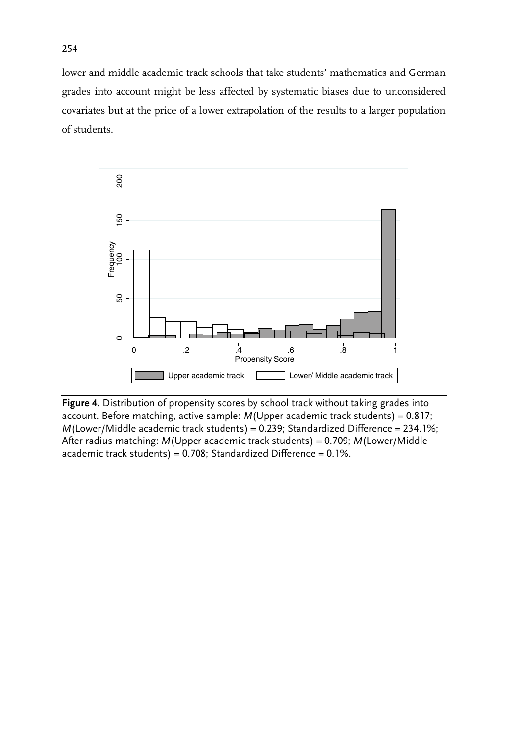lower and middle academic track schools that take students' mathematics and German grades into account might be less affected by systematic biases due to unconsidered covariates but at the price of a lower extrapolation of the results to a larger population of students.

**Figure 4.** Distribution of propensity scores by school track without taking grades into account. Before matching, active sample: *M*(Upper academic track students) = 0.817; *M*(Lower/Middle academic track students) = 0.239; Standardized Difference = 234.1%; After radius matching: *M*(Upper academic track students) = 0.709; *M*(Lower/Middle academic track students) = 0.708; Standardized Difference = 0.1%.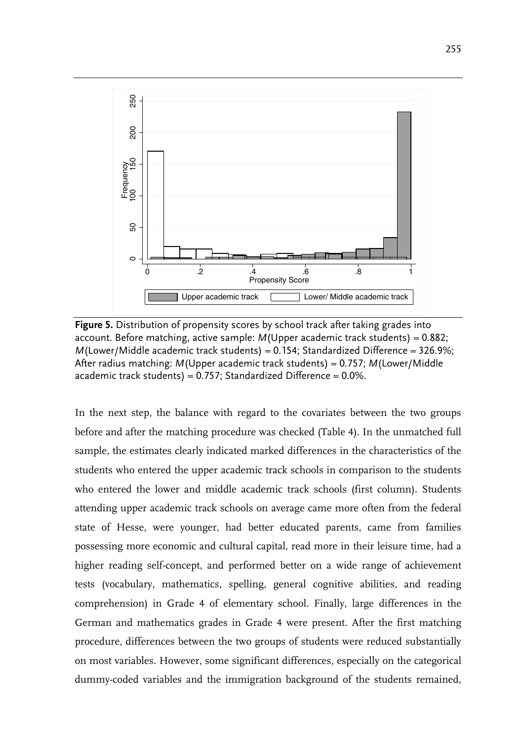**Figure 5.** Distribution of propensity scores by school track after taking grades into account. Before matching, active sample: *M*(Upper academic track students) = 0.882; *M*(Lower/Middle academic track students) = 0.154; Standardized Difference = 326.9%; After radius matching: *M*(Upper academic track students) = 0.757; *M*(Lower/Middle academic track students) = 0.757; Standardized Difference = 0.0%.

In the next step, the balance with regard to the covariates between the two groups before and after the matching procedure was checked (Table 4). In the unmatched full sample, the estimates clearly indicated marked differences in the characteristics of the students who entered the upper academic track schools in comparison to the students who entered the lower and middle academic track schools (first column). Students attending upper academic track schools on average came more often from the federal state of Hesse, were younger, had better educated parents, came from families possessing more economic and cultural capital, read more in their leisure time, had a higher reading self-concept, and performed better on a wide range of achievement tests (vocabulary, mathematics, spelling, general cognitive abilities, and reading comprehension) in Grade 4 of elementary school. Finally, large differences in the German and mathematics grades in Grade 4 were present. After the first matching procedure, differences between the two groups of students were reduced substantially on most variables. However, some significant differences, especially on the categorical dummy-coded variables and the immigration background of the students remained,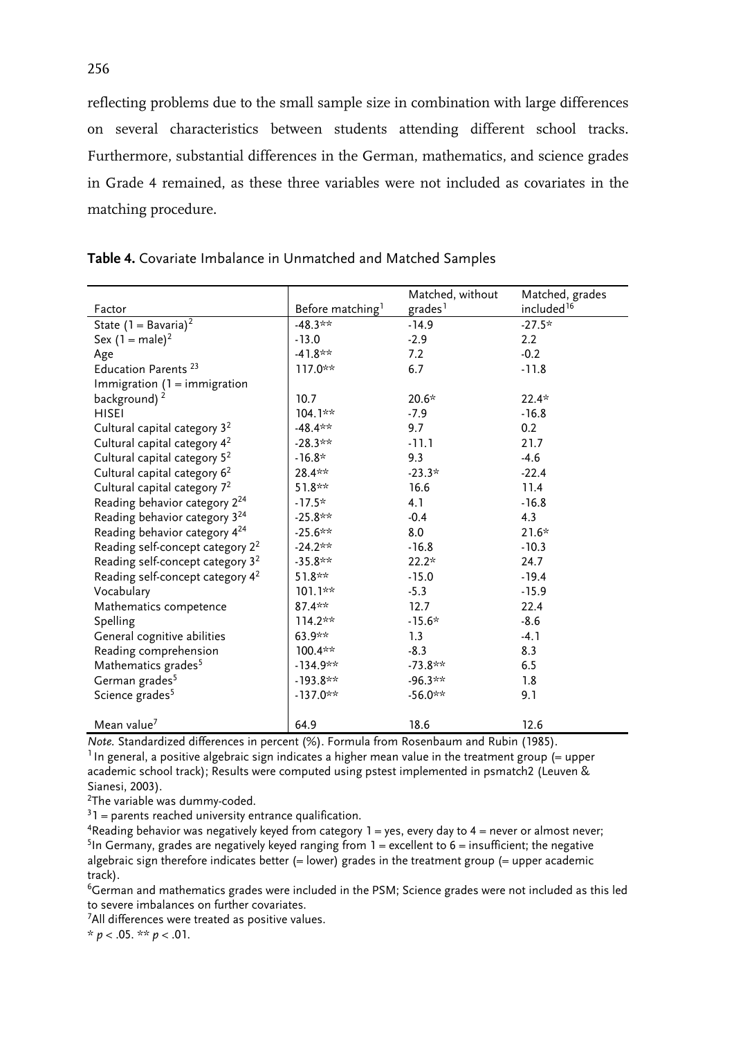reflecting problems due to the small sample size in combination with large differences on several characteristics between students attending different school tracks. Furthermore, substantial differences in the German, mathematics, and science grades in Grade 4 remained, as these three variables were not included as covariates in the matching procedure.

**Table 4.** Covariate Imbalance in Unmatched and Matched Samples

| Factor | Before matching[1] | Matched, without grades[1] | Matched, grades included[16] |
|---|---|---|---|
| State (1 = Bavaria)[2] | -48.3** | -14.9 | -27.5* |
| Sex (1 = male)[2] | -13.0 | -2.9 | 2.2 |
| Age | -41.8** | 7.2 | -0.2 |
| Education Parents [23] | 117.0** | 6.7 | -11.8 |
| Immigration (1 = immigration background) [2] | 10.7 | 20.6* | 22.4* |
| HISEI | 104.1** | -7.9 | -16.8 |
| Cultural capital category 3[2] | -48.4** | 9.7 | 0.2 |
| Cultural capital category 4[2] | -28.3** | -11.1 | 21.7 |
| Cultural capital category 5[2] | -16.8* | 9.3 | -4.6 |
| Cultural capital category 6[2] | 28.4** | -23.3* | -22.4 |
| Cultural capital category 7[2] | 51.8** | 16.6 | 11.4 |
| Reading behavior category 2[24] | -17.5* | 4.1 | -16.8 |
| Reading behavior category 3[24] | -25.8** | -0.4 | 4.3 |
| Reading behavior category 4[24] | -25.6** | 8.0 | 21.6* |
| Reading self-concept category 2[2] | -24.2** | -16.8 | -10.3 |
| Reading self-concept category 3[2] | -35.8** | 22.2* | 24.7 |
| Reading self-concept category 4[2] | 51.8** | -15.0 | -19.4 |
| Vocabulary | 101.1** | -5.3 | -15.9 |
| Mathematics competence | 87.4** | 12.7 | 22.4 |
| Spelling | 114.2** | -15.6* | -8.6 |
| General cognitive abilities | 63.9** | 1.3 | -4.1 |
| Reading comprehension | 100.4** | -8.3 | 8.3 |
| Mathematics grades[5] | -134.9** | -73.8** | 6.5 |
| German grades[5] | -193.8** | -96.3** | 1.8 |
| Science grades[5] | -137.0** | -56.0** | 9.1 |
| Mean value[7] | 64.9 | 18.6 | 12.6 |

*Note.* Standardized differences in percent (%). Formula from Rosenbaum and Rubin (1985).
[1] In general, a positive algebraic sign indicates a higher mean value in the treatment group (= upper academic school track); Results were computed using pstest implemented in psmatch2 (Leuven & Sianesi, 2003).
[2] The variable was dummy-coded.
[3] 1 = parents reached university entrance qualification.
[4] Reading behavior was negatively keyed from category 1 = yes, every day to 4 = never or almost never;
[5] In Germany, grades are negatively keyed ranging from 1 = excellent to 6 = insufficient; the negative algebraic sign therefore indicates better (= lower) grades in the treatment group (= upper academic track).
[6] German and mathematics grades were included in the PSM; Science grades were not included as this led to severe imbalances on further covariates.
[7] All differences were treated as positive values.
\* $p < .05$. \*\* $p < .01$.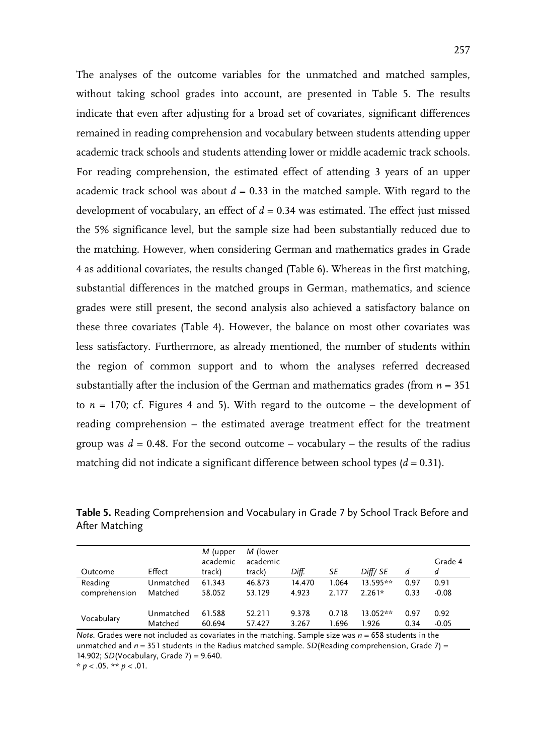The analyses of the outcome variables for the unmatched and matched samples, without taking school grades into account, are presented in Table 5. The results indicate that even after adjusting for a broad set of covariates, significant differences remained in reading comprehension and vocabulary between students attending upper academic track schools and students attending lower or middle academic track schools. For reading comprehension, the estimated effect of attending 3 years of an upper academic track school was about $d = 0.33$ in the matched sample. With regard to the development of vocabulary, an effect of $d = 0.34$ was estimated. The effect just missed the 5% significance level, but the sample size had been substantially reduced due to the matching. However, when considering German and mathematics grades in Grade 4 as additional covariates, the results changed (Table 6). Whereas in the first matching, substantial differences in the matched groups in German, mathematics, and science grades were still present, the second analysis also achieved a satisfactory balance on these three covariates (Table 4). However, the balance on most other covariates was less satisfactory. Furthermore, as already mentioned, the number of students within the region of common support and to whom the analyses referred decreased substantially after the inclusion of the German and mathematics grades (from $n = 351$ to $n = 170$; cf. Figures 4 and 5). With regard to the outcome – the development of reading comprehension – the estimated average treatment effect for the treatment group was $d = 0.48$. For the second outcome – vocabulary – the results of the radius matching did not indicate a significant difference between school types ($d = 0.31$).

**Table 5.** Reading Comprehension and Vocabulary in Grade 7 by School Track Before and After Matching

| Outcome | Effect | *M* (upper academic track) | *M* (lower academic track) | *Diff.* | *SE* | *Diff/ SE* | *d* | Grade 4 *d* |
|---|---|---|---|---|---|---|---|---|
| Reading comprehension | Unmatched | 61.343 | 46.873 | 14.470 | 1.064 | 13.595** | 0.97 | 0.91 |
| | Matched | 58.052 | 53.129 | 4.923 | 2.177 | 2.261* | 0.33 | -0.08 |
| Vocabulary | Unmatched | 61.588 | 52.211 | 9.378 | 0.718 | 13.052** | 0.97 | 0.92 |
| | Matched | 60.694 | 57.427 | 3.267 | 1.696 | 1.926 | 0.34 | -0.05 |

*Note.* Grades were not included as covariates in the matching. Sample size was $n = 658$ students in the unmatched and $n = 351$ students in the Radius matched sample. *SD*(Reading comprehension, Grade 7) = 14.902; *SD*(Vocabulary, Grade 7) = 9.640.
* $p < .05$. ** $p < .01$.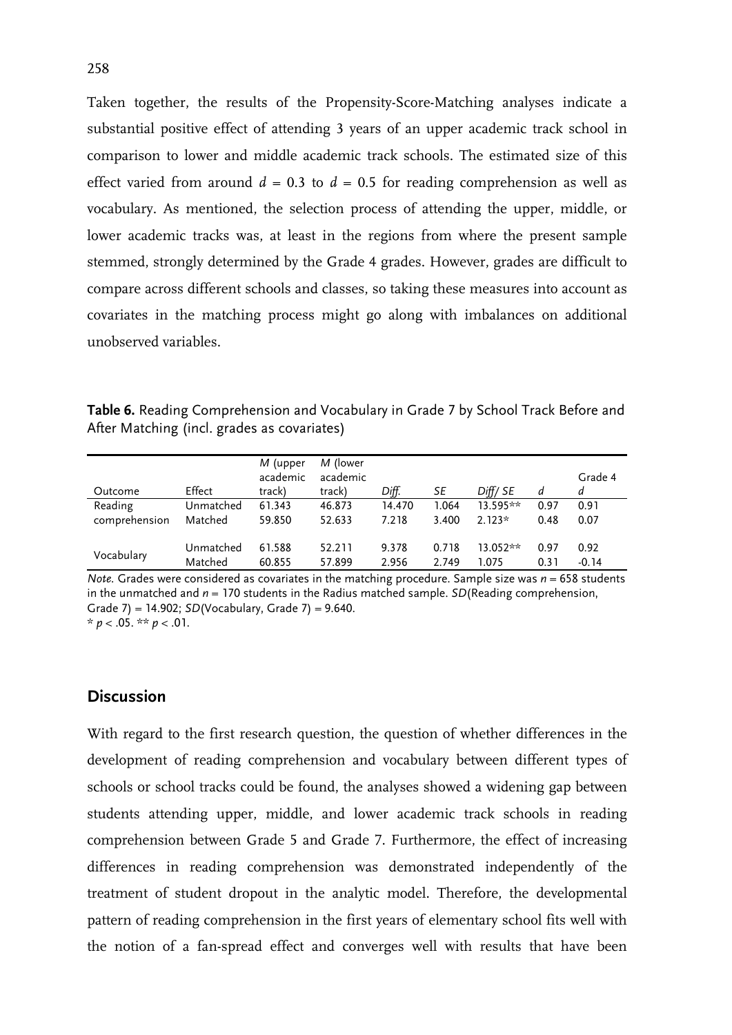Taken together, the results of the Propensity-Score-Matching analyses indicate a substantial positive effect of attending 3 years of an upper academic track school in comparison to lower and middle academic track schools. The estimated size of this effect varied from around $d = 0.3$ to $d = 0.5$ for reading comprehension as well as vocabulary. As mentioned, the selection process of attending the upper, middle, or lower academic tracks was, at least in the regions from where the present sample stemmed, strongly determined by the Grade 4 grades. However, grades are difficult to compare across different schools and classes, so taking these measures into account as covariates in the matching process might go along with imbalances on additional unobserved variables.

**Table 6.** Reading Comprehension and Vocabulary in Grade 7 by School Track Before and After Matching (incl. grades as covariates)

| Outcome | Effect | *M* (upper academic track) | *M* (lower academic track) | *Diff.* | *SE* | *Diff/ SE* | *d* | Grade 4 *d* |
|---|---|---|---|---|---|---|---|---|
| Reading comprehension | Unmatched | 61.343 | 46.873 | 14.470 | 1.064 | 13.595** | 0.97 | 0.91 |
| | Matched | 59.850 | 52.633 | 7.218 | 3.400 | 2.123* | 0.48 | 0.07 |
| Vocabulary | Unmatched | 61.588 | 52.211 | 9.378 | 0.718 | 13.052** | 0.97 | 0.92 |
| | Matched | 60.855 | 57.899 | 2.956 | 2.749 | 1.075 | 0.31 | -0.14 |

*Note.* Grades were considered as covariates in the matching procedure. Sample size was $n = 658$ students in the unmatched and $n = 170$ students in the Radius matched sample. *SD*(Reading comprehension, Grade 7) = 14.902; *SD*(Vocabulary, Grade 7) = 9.640.
\* $p < .05$. ** $p < .01$.

## Discussion

With regard to the first research question, the question of whether differences in the development of reading comprehension and vocabulary between different types of schools or school tracks could be found, the analyses showed a widening gap between students attending upper, middle, and lower academic track schools in reading comprehension between Grade 5 and Grade 7. Furthermore, the effect of increasing differences in reading comprehension was demonstrated independently of the treatment of student dropout in the analytic model. Therefore, the developmental pattern of reading comprehension in the first years of elementary school fits well with the notion of a fan-spread effect and converges well with results that have been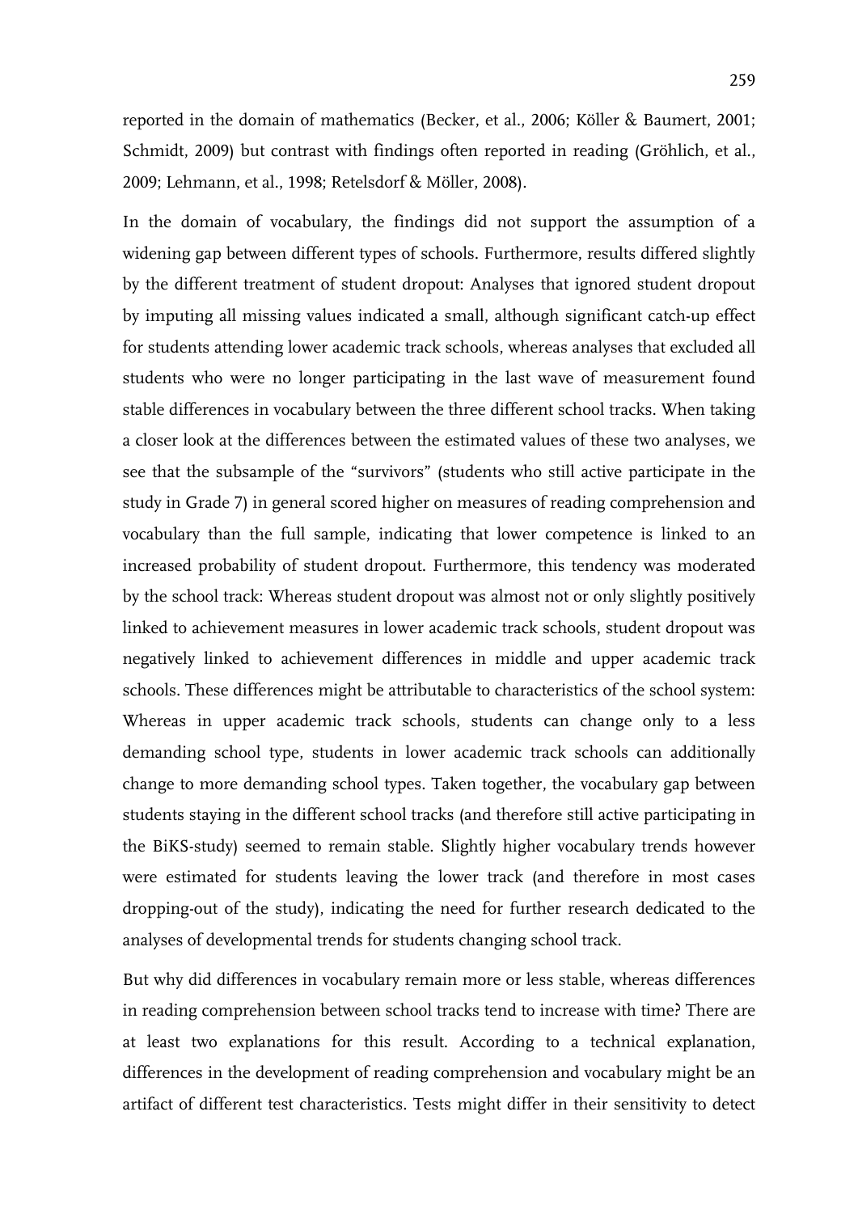reported in the domain of mathematics (Becker, et al., 2006; Köller & Baumert, 2001; Schmidt, 2009) but contrast with findings often reported in reading (Gröhlich, et al., 2009; Lehmann, et al., 1998; Retelsdorf & Möller, 2008).

In the domain of vocabulary, the findings did not support the assumption of a widening gap between different types of schools. Furthermore, results differed slightly by the different treatment of student dropout: Analyses that ignored student dropout by imputing all missing values indicated a small, although significant catch-up effect for students attending lower academic track schools, whereas analyses that excluded all students who were no longer participating in the last wave of measurement found stable differences in vocabulary between the three different school tracks. When taking a closer look at the differences between the estimated values of these two analyses, we see that the subsample of the "survivors" (students who still active participate in the study in Grade 7) in general scored higher on measures of reading comprehension and vocabulary than the full sample, indicating that lower competence is linked to an increased probability of student dropout. Furthermore, this tendency was moderated by the school track: Whereas student dropout was almost not or only slightly positively linked to achievement measures in lower academic track schools, student dropout was negatively linked to achievement differences in middle and upper academic track schools. These differences might be attributable to characteristics of the school system: Whereas in upper academic track schools, students can change only to a less demanding school type, students in lower academic track schools can additionally change to more demanding school types. Taken together, the vocabulary gap between students staying in the different school tracks (and therefore still active participating in the BiKS-study) seemed to remain stable. Slightly higher vocabulary trends however were estimated for students leaving the lower track (and therefore in most cases dropping-out of the study), indicating the need for further research dedicated to the analyses of developmental trends for students changing school track.

But why did differences in vocabulary remain more or less stable, whereas differences in reading comprehension between school tracks tend to increase with time? There are at least two explanations for this result. According to a technical explanation, differences in the development of reading comprehension and vocabulary might be an artifact of different test characteristics. Tests might differ in their sensitivity to detect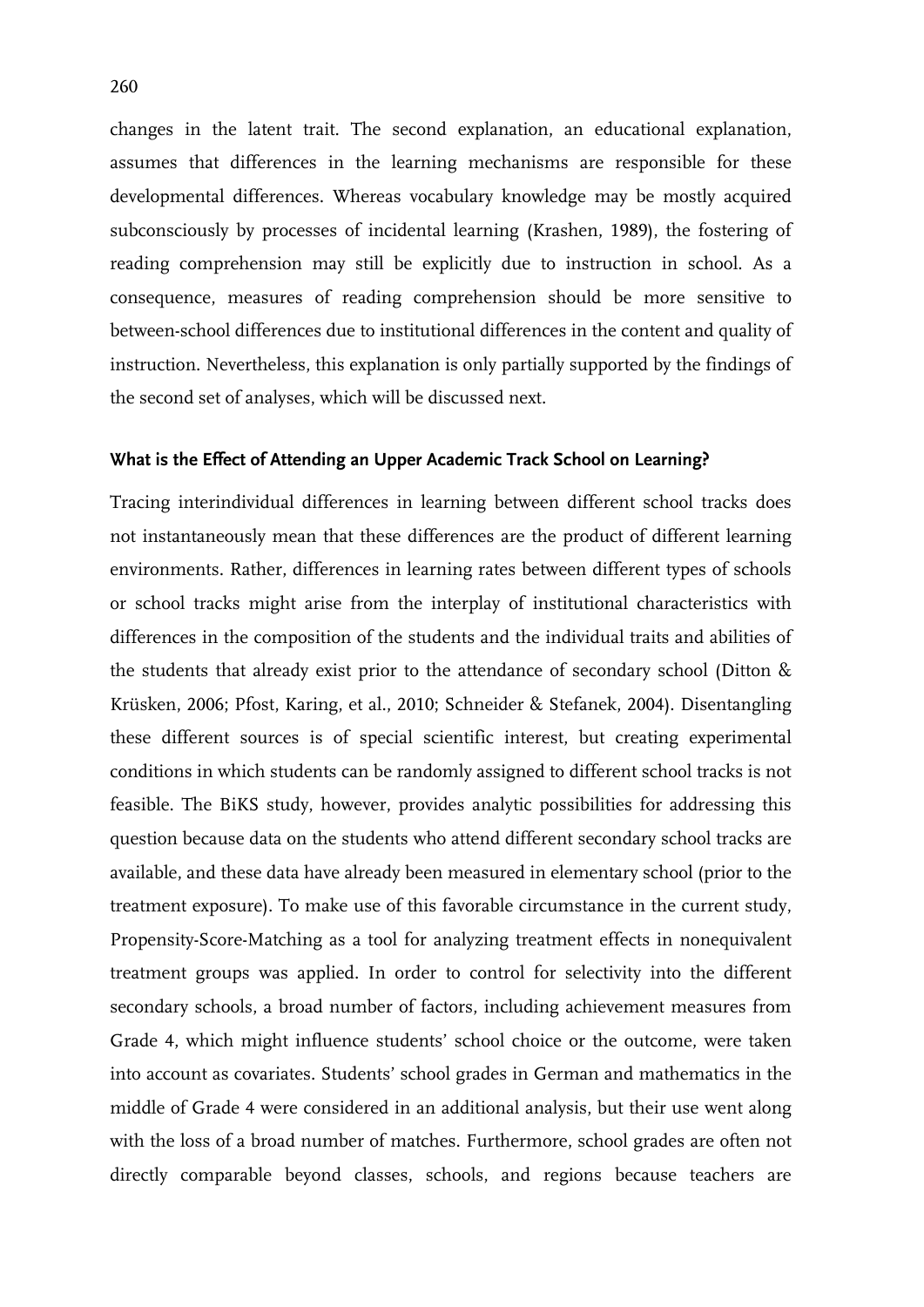changes in the latent trait. The second explanation, an educational explanation, assumes that differences in the learning mechanisms are responsible for these developmental differences. Whereas vocabulary knowledge may be mostly acquired subconsciously by processes of incidental learning (Krashen, 1989), the fostering of reading comprehension may still be explicitly due to instruction in school. As a consequence, measures of reading comprehension should be more sensitive to between-school differences due to institutional differences in the content and quality of instruction. Nevertheless, this explanation is only partially supported by the findings of the second set of analyses, which will be discussed next.

### What is the Effect of Attending an Upper Academic Track School on Learning?

Tracing interindividual differences in learning between different school tracks does not instantaneously mean that these differences are the product of different learning environments. Rather, differences in learning rates between different types of schools or school tracks might arise from the interplay of institutional characteristics with differences in the composition of the students and the individual traits and abilities of the students that already exist prior to the attendance of secondary school (Ditton & Krüsken, 2006; Pfost, Karing, et al., 2010; Schneider & Stefanek, 2004). Disentangling these different sources is of special scientific interest, but creating experimental conditions in which students can be randomly assigned to different school tracks is not feasible. The BiKS study, however, provides analytic possibilities for addressing this question because data on the students who attend different secondary school tracks are available, and these data have already been measured in elementary school (prior to the treatment exposure). To make use of this favorable circumstance in the current study, Propensity-Score-Matching as a tool for analyzing treatment effects in nonequivalent treatment groups was applied. In order to control for selectivity into the different secondary schools, a broad number of factors, including achievement measures from Grade 4, which might influence students' school choice or the outcome, were taken into account as covariates. Students' school grades in German and mathematics in the middle of Grade 4 were considered in an additional analysis, but their use went along with the loss of a broad number of matches. Furthermore, school grades are often not directly comparable beyond classes, schools, and regions because teachers are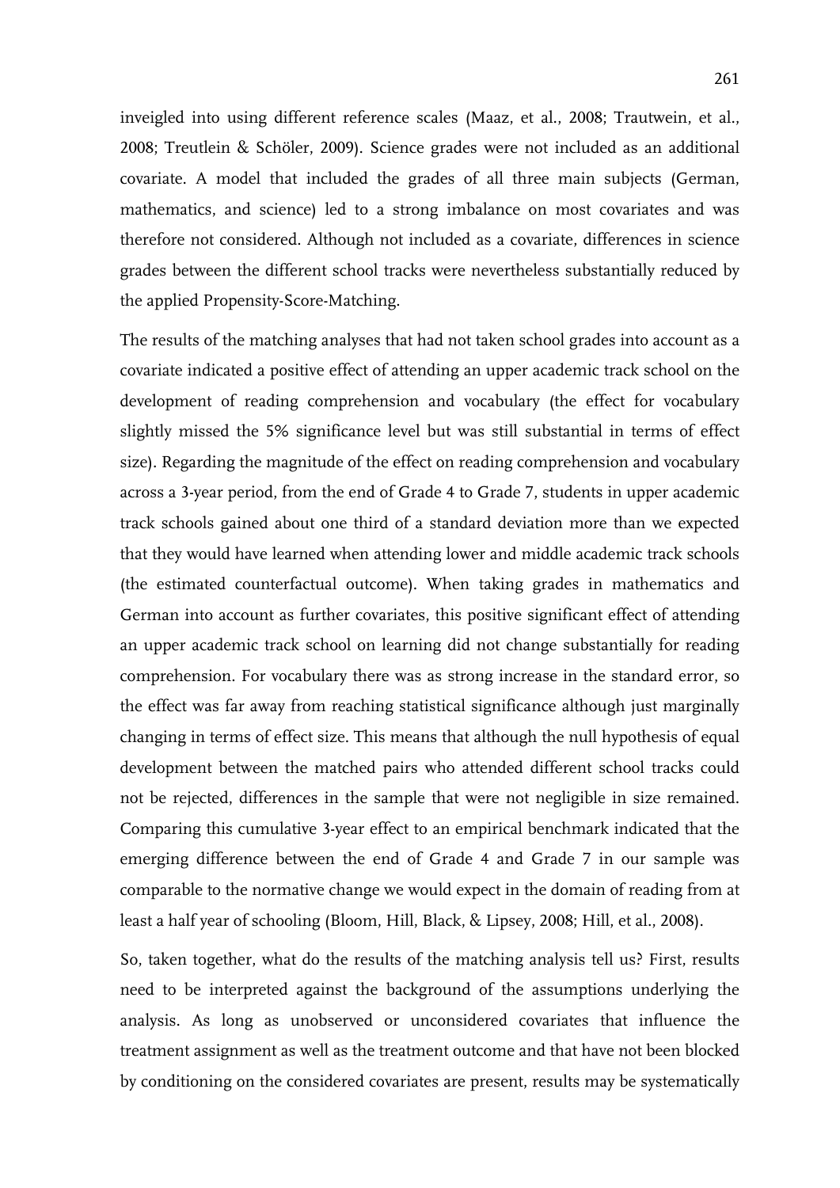inveigled into using different reference scales (Maaz, et al., 2008; Trautwein, et al., 2008; Treutlein & Schöler, 2009). Science grades were not included as an additional covariate. A model that included the grades of all three main subjects (German, mathematics, and science) led to a strong imbalance on most covariates and was therefore not considered. Although not included as a covariate, differences in science grades between the different school tracks were nevertheless substantially reduced by the applied Propensity-Score-Matching.

The results of the matching analyses that had not taken school grades into account as a covariate indicated a positive effect of attending an upper academic track school on the development of reading comprehension and vocabulary (the effect for vocabulary slightly missed the 5% significance level but was still substantial in terms of effect size). Regarding the magnitude of the effect on reading comprehension and vocabulary across a 3-year period, from the end of Grade 4 to Grade 7, students in upper academic track schools gained about one third of a standard deviation more than we expected that they would have learned when attending lower and middle academic track schools (the estimated counterfactual outcome). When taking grades in mathematics and German into account as further covariates, this positive significant effect of attending an upper academic track school on learning did not change substantially for reading comprehension. For vocabulary there was as strong increase in the standard error, so the effect was far away from reaching statistical significance although just marginally changing in terms of effect size. This means that although the null hypothesis of equal development between the matched pairs who attended different school tracks could not be rejected, differences in the sample that were not negligible in size remained. Comparing this cumulative 3-year effect to an empirical benchmark indicated that the emerging difference between the end of Grade 4 and Grade 7 in our sample was comparable to the normative change we would expect in the domain of reading from at least a half year of schooling (Bloom, Hill, Black, & Lipsey, 2008; Hill, et al., 2008).

So, taken together, what do the results of the matching analysis tell us? First, results need to be interpreted against the background of the assumptions underlying the analysis. As long as unobserved or unconsidered covariates that influence the treatment assignment as well as the treatment outcome and that have not been blocked by conditioning on the considered covariates are present, results may be systematically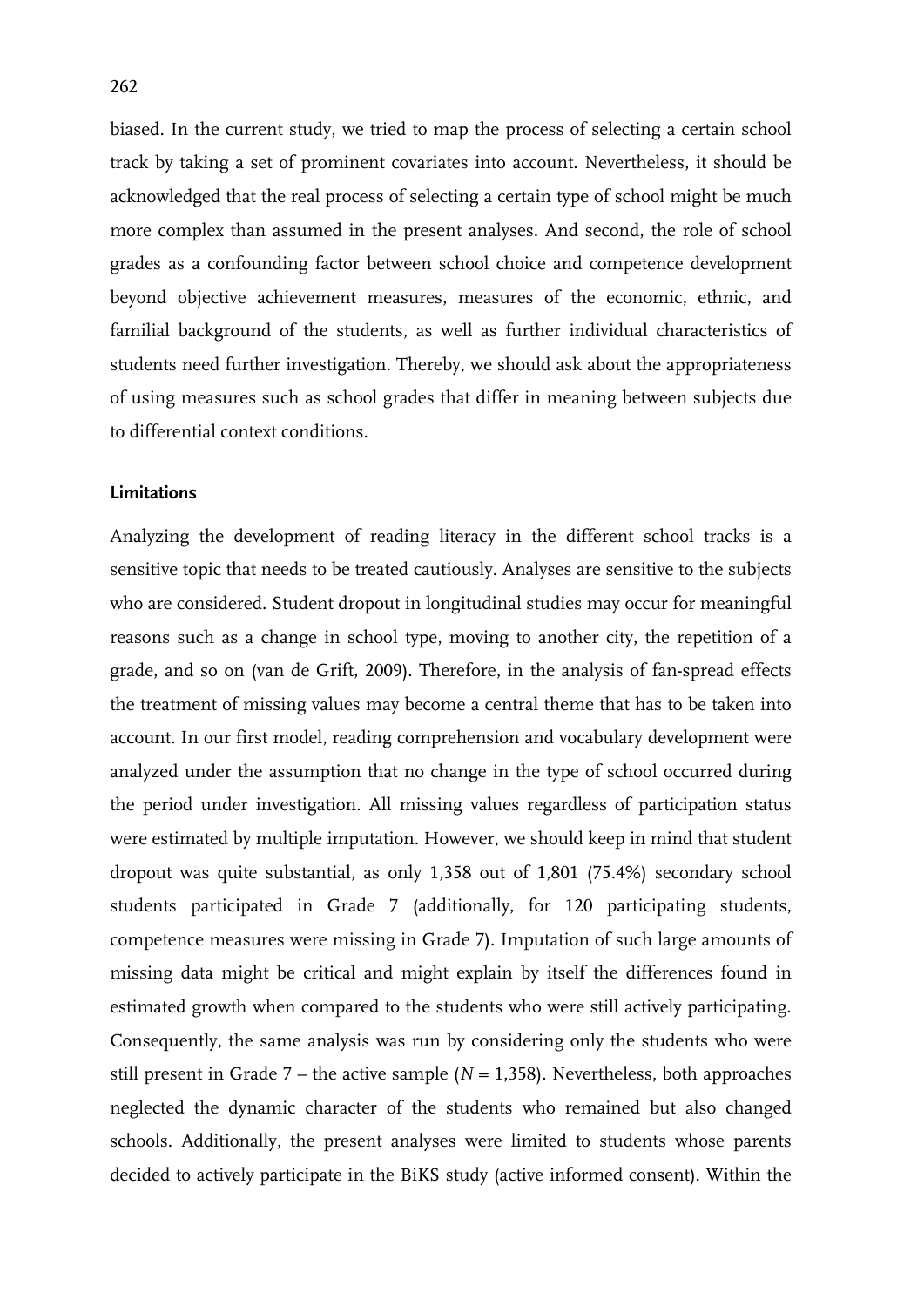biased. In the current study, we tried to map the process of selecting a certain school track by taking a set of prominent covariates into account. Nevertheless, it should be acknowledged that the real process of selecting a certain type of school might be much more complex than assumed in the present analyses. And second, the role of school grades as a confounding factor between school choice and competence development beyond objective achievement measures, measures of the economic, ethnic, and familial background of the students, as well as further individual characteristics of students need further investigation. Thereby, we should ask about the appropriateness of using measures such as school grades that differ in meaning between subjects due to differential context conditions.

### Limitations

Analyzing the development of reading literacy in the different school tracks is a sensitive topic that needs to be treated cautiously. Analyses are sensitive to the subjects who are considered. Student dropout in longitudinal studies may occur for meaningful reasons such as a change in school type, moving to another city, the repetition of a grade, and so on (van de Grift, 2009). Therefore, in the analysis of fan-spread effects the treatment of missing values may become a central theme that has to be taken into account. In our first model, reading comprehension and vocabulary development were analyzed under the assumption that no change in the type of school occurred during the period under investigation. All missing values regardless of participation status were estimated by multiple imputation. However, we should keep in mind that student dropout was quite substantial, as only 1,358 out of 1,801 (75.4%) secondary school students participated in Grade 7 (additionally, for 120 participating students, competence measures were missing in Grade 7). Imputation of such large amounts of missing data might be critical and might explain by itself the differences found in estimated growth when compared to the students who were still actively participating. Consequently, the same analysis was run by considering only the students who were still present in Grade 7 – the active sample ($N = 1{,}358$). Nevertheless, both approaches neglected the dynamic character of the students who remained but also changed schools. Additionally, the present analyses were limited to students whose parents decided to actively participate in the BiKS study (active informed consent). Within the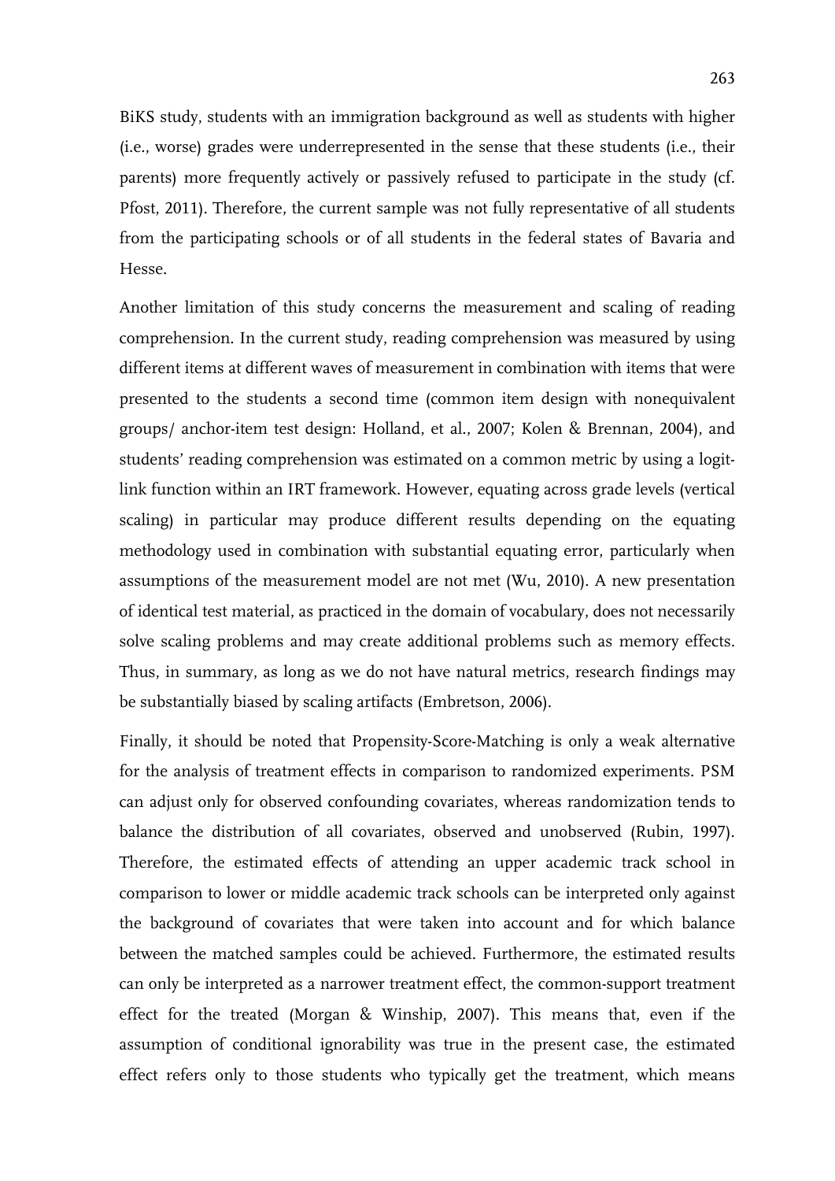BiKS study, students with an immigration background as well as students with higher (i.e., worse) grades were underrepresented in the sense that these students (i.e., their parents) more frequently actively or passively refused to participate in the study (cf. Pfost, 2011). Therefore, the current sample was not fully representative of all students from the participating schools or of all students in the federal states of Bavaria and Hesse.

Another limitation of this study concerns the measurement and scaling of reading comprehension. In the current study, reading comprehension was measured by using different items at different waves of measurement in combination with items that were presented to the students a second time (common item design with nonequivalent groups/ anchor-item test design: Holland, et al., 2007; Kolen & Brennan, 2004), and students' reading comprehension was estimated on a common metric by using a logit-link function within an IRT framework. However, equating across grade levels (vertical scaling) in particular may produce different results depending on the equating methodology used in combination with substantial equating error, particularly when assumptions of the measurement model are not met (Wu, 2010). A new presentation of identical test material, as practiced in the domain of vocabulary, does not necessarily solve scaling problems and may create additional problems such as memory effects. Thus, in summary, as long as we do not have natural metrics, research findings may be substantially biased by scaling artifacts (Embretson, 2006).

Finally, it should be noted that Propensity-Score-Matching is only a weak alternative for the analysis of treatment effects in comparison to randomized experiments. PSM can adjust only for observed confounding covariates, whereas randomization tends to balance the distribution of all covariates, observed and unobserved (Rubin, 1997). Therefore, the estimated effects of attending an upper academic track school in comparison to lower or middle academic track schools can be interpreted only against the background of covariates that were taken into account and for which balance between the matched samples could be achieved. Furthermore, the estimated results can only be interpreted as a narrower treatment effect, the common-support treatment effect for the treated (Morgan & Winship, 2007). This means that, even if the assumption of conditional ignorability was true in the present case, the estimated effect refers only to those students who typically get the treatment, which means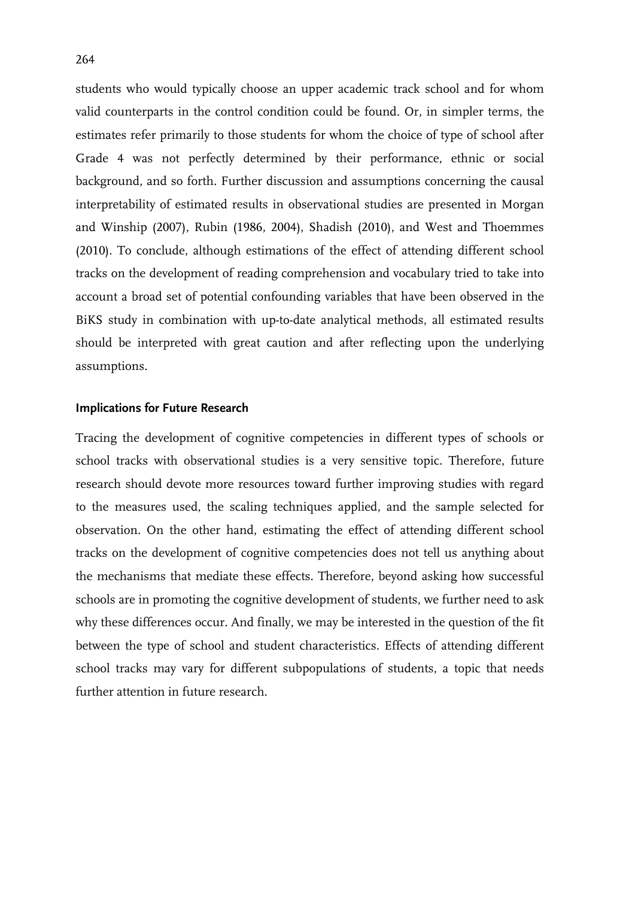students who would typically choose an upper academic track school and for whom valid counterparts in the control condition could be found. Or, in simpler terms, the estimates refer primarily to those students for whom the choice of type of school after Grade 4 was not perfectly determined by their performance, ethnic or social background, and so forth. Further discussion and assumptions concerning the causal interpretability of estimated results in observational studies are presented in Morgan and Winship (2007), Rubin (1986, 2004), Shadish (2010), and West and Thoemmes (2010). To conclude, although estimations of the effect of attending different school tracks on the development of reading comprehension and vocabulary tried to take into account a broad set of potential confounding variables that have been observed in the BiKS study in combination with up-to-date analytical methods, all estimated results should be interpreted with great caution and after reflecting upon the underlying assumptions.

## Implications for Future Research

Tracing the development of cognitive competencies in different types of schools or school tracks with observational studies is a very sensitive topic. Therefore, future research should devote more resources toward further improving studies with regard to the measures used, the scaling techniques applied, and the sample selected for observation. On the other hand, estimating the effect of attending different school tracks on the development of cognitive competencies does not tell us anything about the mechanisms that mediate these effects. Therefore, beyond asking how successful schools are in promoting the cognitive development of students, we further need to ask why these differences occur. And finally, we may be interested in the question of the fit between the type of school and student characteristics. Effects of attending different school tracks may vary for different subpopulations of students, a topic that needs further attention in future research.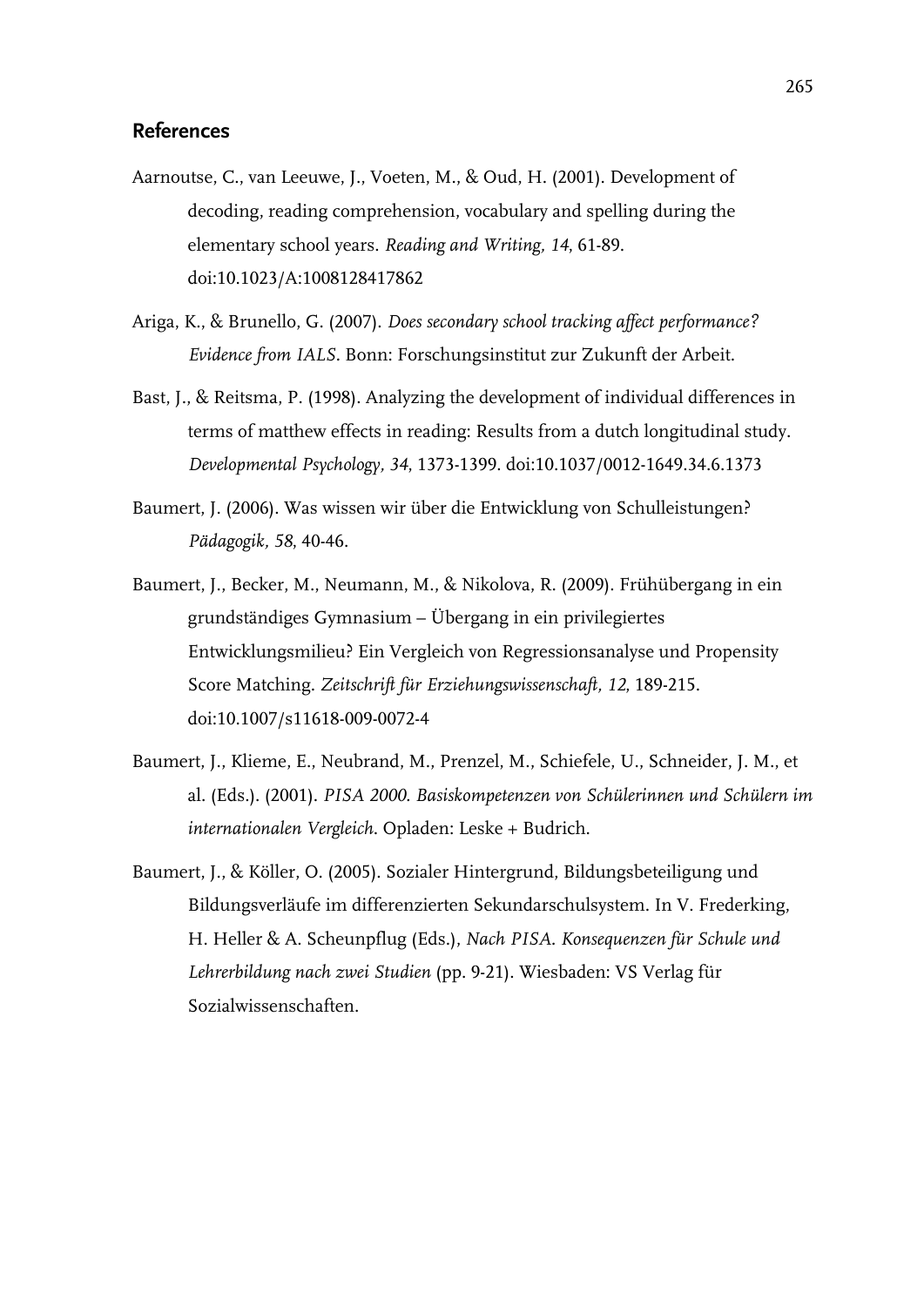## References

Aarnoutse, C., van Leeuwe, J., Voeten, M., & Oud, H. (2001). Development of decoding, reading comprehension, vocabulary and spelling during the elementary school years. *Reading and Writing, 14*, 61-89. doi:10.1023/A:1008128417862

Ariga, K., & Brunello, G. (2007). *Does secondary school tracking affect performance? Evidence from IALS*. Bonn: Forschungsinstitut zur Zukunft der Arbeit.

Bast, J., & Reitsma, P. (1998). Analyzing the development of individual differences in terms of matthew effects in reading: Results from a dutch longitudinal study. *Developmental Psychology, 34*, 1373-1399. doi:10.1037/0012-1649.34.6.1373

Baumert, J. (2006). Was wissen wir über die Entwicklung von Schulleistungen? *Pädagogik, 58*, 40-46.

Baumert, J., Becker, M., Neumann, M., & Nikolova, R. (2009). Frühübergang in ein grundständiges Gymnasium – Übergang in ein privilegiertes Entwicklungsmilieu? Ein Vergleich von Regressionsanalyse und Propensity Score Matching. *Zeitschrift für Erziehungswissenschaft, 12*, 189-215. doi:10.1007/s11618-009-0072-4

Baumert, J., Klieme, E., Neubrand, M., Prenzel, M., Schiefele, U., Schneider, J. M., et al. (Eds.). (2001). *PISA 2000. Basiskompetenzen von Schülerinnen und Schülern im internationalen Vergleich*. Opladen: Leske + Budrich.

Baumert, J., & Köller, O. (2005). Sozialer Hintergrund, Bildungsbeteiligung und Bildungsverläufe im differenzierten Sekundarschulsystem. In V. Frederking, H. Heller & A. Scheunpflug (Eds.), *Nach PISA. Konsequenzen für Schule und Lehrerbildung nach zwei Studien* (pp. 9-21). Wiesbaden: VS Verlag für Sozialwissenschaften.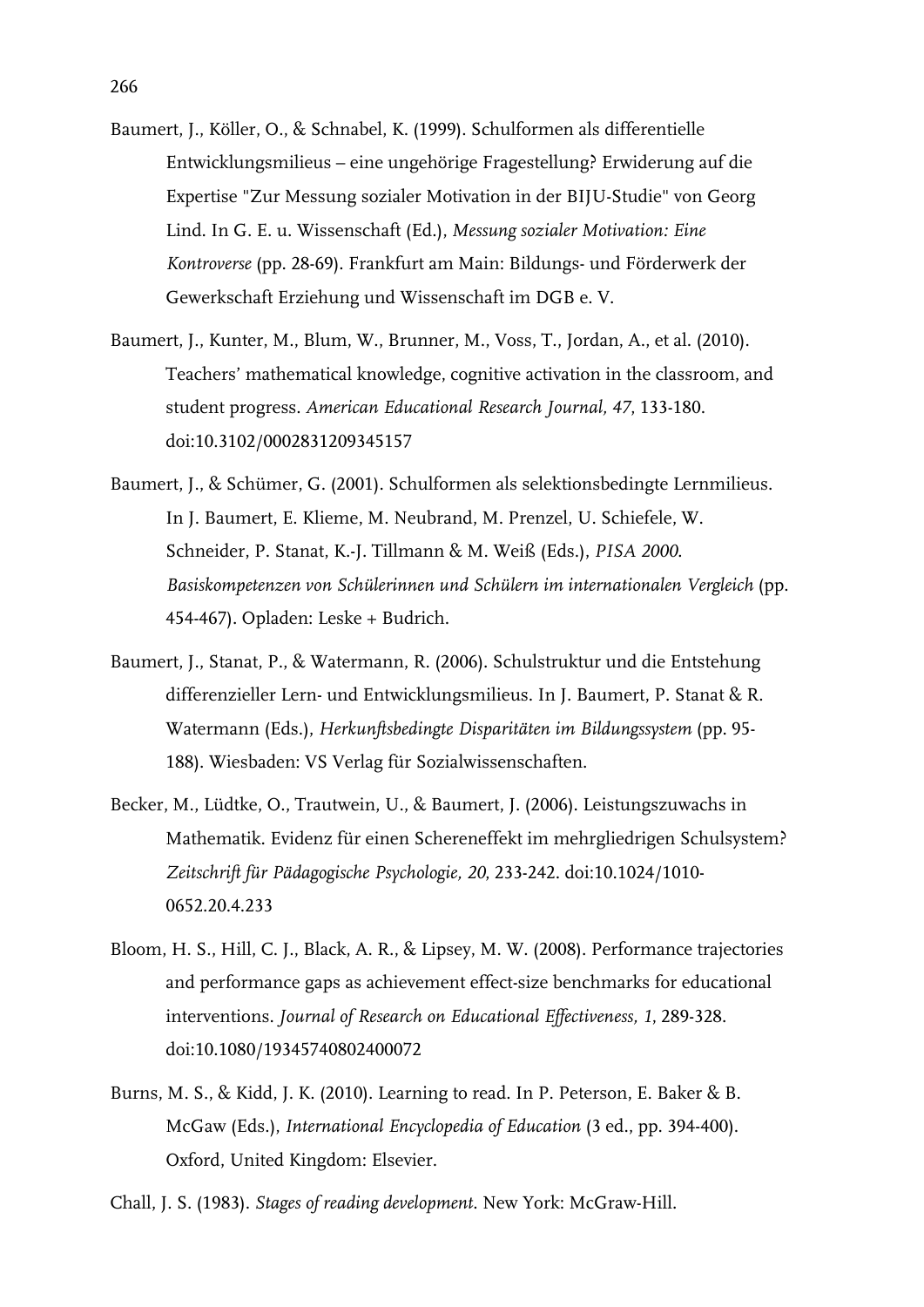Baumert, J., Köller, O., & Schnabel, K. (1999). Schulformen als differentielle Entwicklungsmilieus – eine ungehörige Fragestellung? Erwiderung auf die Expertise "Zur Messung sozialer Motivation in der BIJU-Studie" von Georg Lind. In G. E. u. Wissenschaft (Ed.), *Messung sozialer Motivation: Eine Kontroverse* (pp. 28-69). Frankfurt am Main: Bildungs- und Förderwerk der Gewerkschaft Erziehung und Wissenschaft im DGB e. V.

Baumert, J., Kunter, M., Blum, W., Brunner, M., Voss, T., Jordan, A., et al. (2010). Teachers' mathematical knowledge, cognitive activation in the classroom, and student progress. *American Educational Research Journal, 47*, 133-180. doi:10.3102/0002831209345157

Baumert, J., & Schümer, G. (2001). Schulformen als selektionsbedingte Lernmilieus. In J. Baumert, E. Klieme, M. Neubrand, M. Prenzel, U. Schiefele, W. Schneider, P. Stanat, K.-J. Tillmann & M. Weiß (Eds.), *PISA 2000. Basiskompetenzen von Schülerinnen und Schülern im internationalen Vergleich* (pp. 454-467). Opladen: Leske + Budrich.

Baumert, J., Stanat, P., & Watermann, R. (2006). Schulstruktur und die Entstehung differenzieller Lern- und Entwicklungsmilieus. In J. Baumert, P. Stanat & R. Watermann (Eds.), *Herkunftsbedingte Disparitäten im Bildungssystem* (pp. 95-188). Wiesbaden: VS Verlag für Sozialwissenschaften.

Becker, M., Lüdtke, O., Trautwein, U., & Baumert, J. (2006). Leistungszuwachs in Mathematik. Evidenz für einen Schereneffekt im mehrgliedrigen Schulsystem? *Zeitschrift für Pädagogische Psychologie, 20*, 233-242. doi:10.1024/1010-0652.20.4.233

Bloom, H. S., Hill, C. J., Black, A. R., & Lipsey, M. W. (2008). Performance trajectories and performance gaps as achievement effect-size benchmarks for educational interventions. *Journal of Research on Educational Effectiveness, 1*, 289-328. doi:10.1080/19345740802400072

Burns, M. S., & Kidd, J. K. (2010). Learning to read. In P. Peterson, E. Baker & B. McGaw (Eds.), *International Encyclopedia of Education* (3 ed., pp. 394-400). Oxford, United Kingdom: Elsevier.

Chall, J. S. (1983). *Stages of reading development.* New York: McGraw-Hill.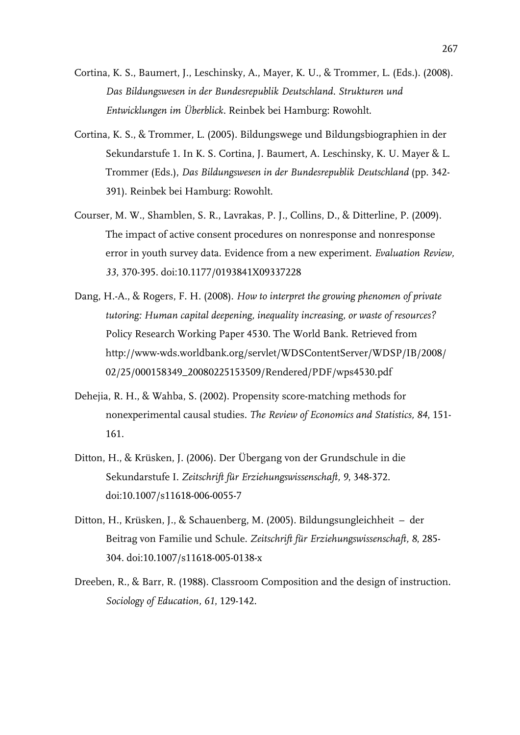Cortina, K. S., Baumert, J., Leschinsky, A., Mayer, K. U., & Trommer, L. (Eds.). (2008). *Das Bildungswesen in der Bundesrepublik Deutschland. Strukturen und Entwicklungen im Überblick*. Reinbek bei Hamburg: Rowohlt.

Cortina, K. S., & Trommer, L. (2005). Bildungswege und Bildungsbiographien in der Sekundarstufe 1. In K. S. Cortina, J. Baumert, A. Leschinsky, K. U. Mayer & L. Trommer (Eds.), *Das Bildungswesen in der Bundesrepublik Deutschland* (pp. 342-391). Reinbek bei Hamburg: Rowohlt.

Courser, M. W., Shamblen, S. R., Lavrakas, P. J., Collins, D., & Ditterline, P. (2009). The impact of active consent procedures on nonresponse and nonresponse error in youth survey data. Evidence from a new experiment. *Evaluation Review, 33*, 370-395. doi:10.1177/0193841X09337228

Dang, H.-A., & Rogers, F. H. (2008). *How to interpret the growing phenomen of private tutoring: Human capital deepening, inequality increasing, or waste of resources?* Policy Research Working Paper 4530. The World Bank. Retrieved from http://www-wds.worldbank.org/servlet/WDSContentServer/WDSP/IB/2008/02/25/000158349_20080225153509/Rendered/PDF/wps4530.pdf

Dehejia, R. H., & Wahba, S. (2002). Propensity score-matching methods for nonexperimental causal studies. *The Review of Economics and Statistics, 84*, 151-161.

Ditton, H., & Krüsken, J. (2006). Der Übergang von der Grundschule in die Sekundarstufe I. *Zeitschrift für Erziehungswissenschaft, 9*, 348-372. doi:10.1007/s11618-006-0055-7

Ditton, H., Krüsken, J., & Schauenberg, M. (2005). Bildungsungleichheit – der Beitrag von Familie und Schule. *Zeitschrift für Erziehungswissenschaft, 8*, 285-304. doi:10.1007/s11618-005-0138-x

Dreeben, R., & Barr, R. (1988). Classroom Composition and the design of instruction. *Sociology of Education, 61*, 129-142.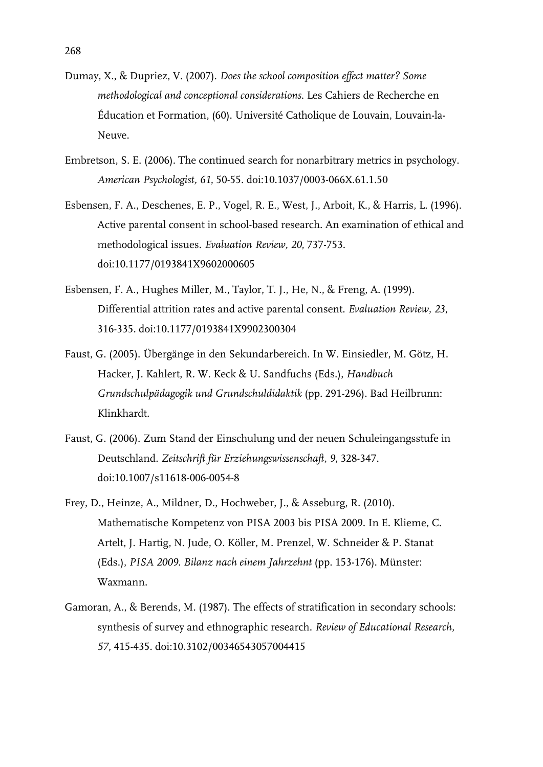Dumay, X., & Dupriez, V. (2007). *Does the school composition effect matter? Some methodological and conceptional considerations*. Les Cahiers de Recherche en Éducation et Formation, (60). Université Catholique de Louvain, Louvain-la-Neuve.

Embretson, S. E. (2006). The continued search for nonarbitrary metrics in psychology. *American Psychologist, 61*, 50-55. doi:10.1037/0003-066X.61.1.50

Esbensen, F. A., Deschenes, E. P., Vogel, R. E., West, J., Arboit, K., & Harris, L. (1996). Active parental consent in school-based research. An examination of ethical and methodological issues. *Evaluation Review, 20*, 737-753. doi:10.1177/0193841X9602000605

Esbensen, F. A., Hughes Miller, M., Taylor, T. J., He, N., & Freng, A. (1999). Differential attrition rates and active parental consent. *Evaluation Review, 23*, 316-335. doi:10.1177/0193841X9902300304

Faust, G. (2005). Übergänge in den Sekundarbereich. In W. Einsiedler, M. Götz, H. Hacker, J. Kahlert, R. W. Keck & U. Sandfuchs (Eds.), *Handbuch Grundschulpädagogik und Grundschuldidaktik* (pp. 291-296). Bad Heilbrunn: Klinkhardt.

Faust, G. (2006). Zum Stand der Einschulung und der neuen Schuleingangsstufe in Deutschland. *Zeitschrift für Erziehungswissenschaft, 9*, 328-347. doi:10.1007/s11618-006-0054-8

Frey, D., Heinze, A., Mildner, D., Hochweber, J., & Asseburg, R. (2010). Mathematische Kompetenz von PISA 2003 bis PISA 2009. In E. Klieme, C. Artelt, J. Hartig, N. Jude, O. Köller, M. Prenzel, W. Schneider & P. Stanat (Eds.), *PISA 2009. Bilanz nach einem Jahrzehnt* (pp. 153-176). Münster: Waxmann.

Gamoran, A., & Berends, M. (1987). The effects of stratification in secondary schools: synthesis of survey and ethnographic research. *Review of Educational Research, 57*, 415-435. doi:10.3102/00346543057004415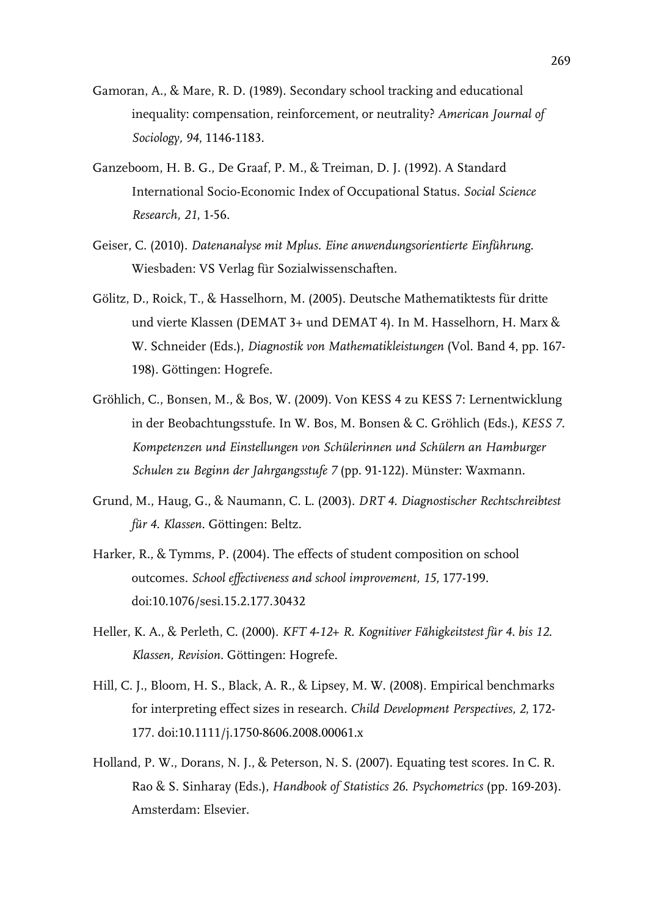Gamoran, A., & Mare, R. D. (1989). Secondary school tracking and educational inequality: compensation, reinforcement, or neutrality? *American Journal of Sociology, 94*, 1146-1183.

Ganzeboom, H. B. G., De Graaf, P. M., & Treiman, D. J. (1992). A Standard International Socio-Economic Index of Occupational Status. *Social Science Research, 21*, 1-56.

Geiser, C. (2010). *Datenanalyse mit Mplus. Eine anwendungsorientierte Einführung*. Wiesbaden: VS Verlag für Sozialwissenschaften.

Gölitz, D., Roick, T., & Hasselhorn, M. (2005). Deutsche Mathematiktests für dritte und vierte Klassen (DEMAT 3+ und DEMAT 4). In M. Hasselhorn, H. Marx & W. Schneider (Eds.), *Diagnostik von Mathematikleistungen* (Vol. Band 4, pp. 167-198). Göttingen: Hogrefe.

Gröhlich, C., Bonsen, M., & Bos, W. (2009). Von KESS 4 zu KESS 7: Lernentwicklung in der Beobachtungsstufe. In W. Bos, M. Bonsen & C. Gröhlich (Eds.), *KESS 7. Kompetenzen und Einstellungen von Schülerinnen und Schülern an Hamburger Schulen zu Beginn der Jahrgangsstufe 7* (pp. 91-122). Münster: Waxmann.

Grund, M., Haug, G., & Naumann, C. L. (2003). *DRT 4. Diagnostischer Rechtschreibtest für 4. Klassen*. Göttingen: Beltz.

Harker, R., & Tymms, P. (2004). The effects of student composition on school outcomes. *School effectiveness and school improvement, 15*, 177-199. doi:10.1076/sesi.15.2.177.30432

Heller, K. A., & Perleth, C. (2000). *KFT 4-12+ R. Kognitiver Fähigkeitstest für 4. bis 12. Klassen, Revision*. Göttingen: Hogrefe.

Hill, C. J., Bloom, H. S., Black, A. R., & Lipsey, M. W. (2008). Empirical benchmarks for interpreting effect sizes in research. *Child Development Perspectives, 2*, 172-177. doi:10.1111/j.1750-8606.2008.00061.x

Holland, P. W., Dorans, N. J., & Peterson, N. S. (2007). Equating test scores. In C. R. Rao & S. Sinharay (Eds.), *Handbook of Statistics 26. Psychometrics* (pp. 169-203). Amsterdam: Elsevier.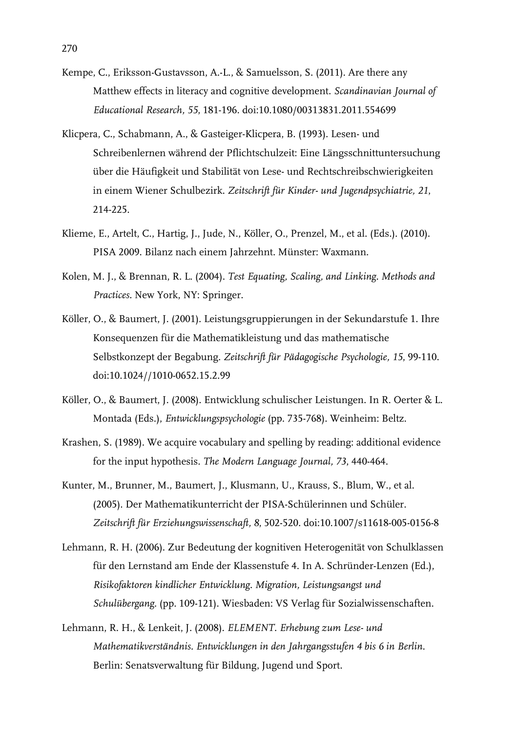Kempe, C., Eriksson-Gustavsson, A.-L., & Samuelsson, S. (2011). Are there any Matthew effects in literacy and cognitive development. *Scandinavian Journal of Educational Research, 55*, 181-196. doi:10.1080/00313831.2011.554699

Klicpera, C., Schabmann, A., & Gasteiger-Klicpera, B. (1993). Lesen- und Schreibenlernen während der Pflichtschulzeit: Eine Längsschnittuntersuchung über die Häufigkeit und Stabilität von Lese- und Rechtschreibschwierigkeiten in einem Wiener Schulbezirk. *Zeitschrift für Kinder- und Jugendpsychiatrie, 21*, 214-225.

Klieme, E., Artelt, C., Hartig, J., Jude, N., Köller, O., Prenzel, M., et al. (Eds.). (2010). PISA 2009. Bilanz nach einem Jahrzehnt. Münster: Waxmann.

Kolen, M. J., & Brennan, R. L. (2004). *Test Equating, Scaling, and Linking. Methods and Practices*. New York, NY: Springer.

Köller, O., & Baumert, J. (2001). Leistungsgruppierungen in der Sekundarstufe 1. Ihre Konsequenzen für die Mathematikleistung und das mathematische Selbstkonzept der Begabung. *Zeitschrift für Pädagogische Psychologie, 15*, 99-110. doi:10.1024//1010-0652.15.2.99

Köller, O., & Baumert, J. (2008). Entwicklung schulischer Leistungen. In R. Oerter & L. Montada (Eds.), *Entwicklungspsychologie* (pp. 735-768). Weinheim: Beltz.

Krashen, S. (1989). We acquire vocabulary and spelling by reading: additional evidence for the input hypothesis. *The Modern Language Journal, 73*, 440-464.

Kunter, M., Brunner, M., Baumert, J., Klusmann, U., Krauss, S., Blum, W., et al. (2005). Der Mathematikunterricht der PISA-Schülerinnen und Schüler. *Zeitschrift für Erziehungswissenschaft, 8*, 502-520. doi:10.1007/s11618-005-0156-8

Lehmann, R. H. (2006). Zur Bedeutung der kognitiven Heterogenität von Schulklassen für den Lernstand am Ende der Klassenstufe 4. In A. Schründer-Lenzen (Ed.), *Risikofaktoren kindlicher Entwicklung. Migration, Leistungsangst und Schulübergang*. (pp. 109-121). Wiesbaden: VS Verlag für Sozialwissenschaften.

Lehmann, R. H., & Lenkeit, J. (2008). *ELEMENT. Erhebung zum Lese- und Mathematikverständnis. Entwicklungen in den Jahrgangsstufen 4 bis 6 in Berlin*. Berlin: Senatsverwaltung für Bildung, Jugend und Sport.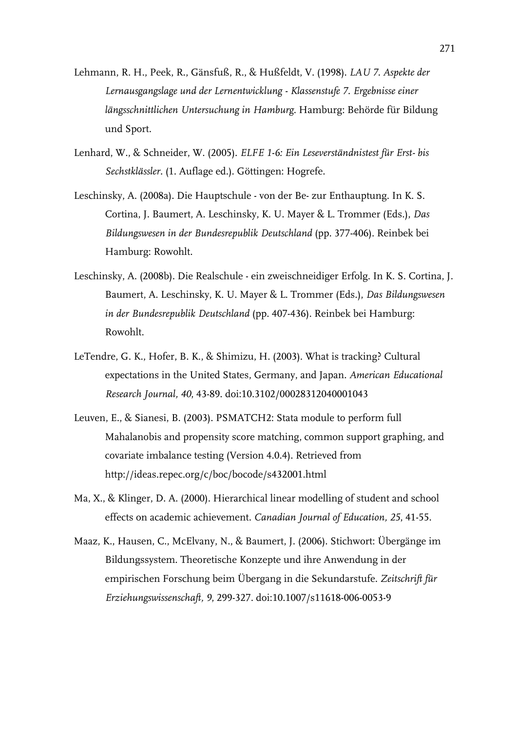Lehmann, R. H., Peek, R., Gänsfuß, R., & Hußfeldt, V. (1998). *LAU 7. Aspekte der Lernausgangslage und der Lernentwicklung - Klassenstufe 7. Ergebnisse einer längsschnittlichen Untersuchung in Hamburg*. Hamburg: Behörde für Bildung und Sport.

Lenhard, W., & Schneider, W. (2005). *ELFE 1-6: Ein Leseverständnistest für Erst- bis Sechstklässler*. (1. Auflage ed.). Göttingen: Hogrefe.

Leschinsky, A. (2008a). Die Hauptschule - von der Be- zur Enthauptung. In K. S. Cortina, J. Baumert, A. Leschinsky, K. U. Mayer & L. Trommer (Eds.), *Das Bildungswesen in der Bundesrepublik Deutschland* (pp. 377-406). Reinbek bei Hamburg: Rowohlt.

Leschinsky, A. (2008b). Die Realschule - ein zweischneidiger Erfolg. In K. S. Cortina, J. Baumert, A. Leschinsky, K. U. Mayer & L. Trommer (Eds.), *Das Bildungswesen in der Bundesrepublik Deutschland* (pp. 407-436). Reinbek bei Hamburg: Rowohlt.

LeTendre, G. K., Hofer, B. K., & Shimizu, H. (2003). What is tracking? Cultural expectations in the United States, Germany, and Japan. *American Educational Research Journal, 40*, 43-89. doi:10.3102/00028312040001043

Leuven, E., & Sianesi, B. (2003). PSMATCH2: Stata module to perform full Mahalanobis and propensity score matching, common support graphing, and covariate imbalance testing (Version 4.0.4). Retrieved from http://ideas.repec.org/c/boc/bocode/s432001.html

Ma, X., & Klinger, D. A. (2000). Hierarchical linear modelling of student and school effects on academic achievement. *Canadian Journal of Education, 25*, 41-55.

Maaz, K., Hausen, C., McElvany, N., & Baumert, J. (2006). Stichwort: Übergänge im Bildungssystem. Theoretische Konzepte und ihre Anwendung in der empirischen Forschung beim Übergang in die Sekundarstufe. *Zeitschrift für Erziehungswissenschaft, 9*, 299-327. doi:10.1007/s11618-006-0053-9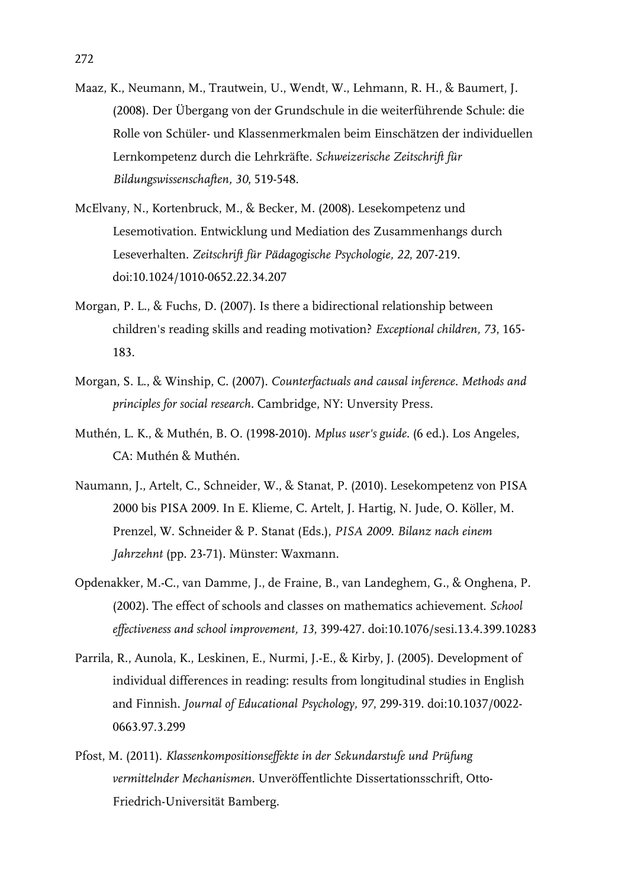Maaz, K., Neumann, M., Trautwein, U., Wendt, W., Lehmann, R. H., & Baumert, J. (2008). Der Übergang von der Grundschule in die weiterführende Schule: die Rolle von Schüler- und Klassenmerkmalen beim Einschätzen der individuellen Lernkompetenz durch die Lehrkräfte. *Schweizerische Zeitschrift für Bildungswissenschaften, 30*, 519-548.

McElvany, N., Kortenbruck, M., & Becker, M. (2008). Lesekompetenz und Lesemotivation. Entwicklung und Mediation des Zusammenhangs durch Leseverhalten. *Zeitschrift für Pädagogische Psychologie, 22*, 207-219. doi:10.1024/1010-0652.22.34.207

Morgan, P. L., & Fuchs, D. (2007). Is there a bidirectional relationship between children's reading skills and reading motivation? *Exceptional children, 73*, 165-183.

Morgan, S. L., & Winship, C. (2007). *Counterfactuals and causal inference. Methods and principles for social research*. Cambridge, NY: Unversity Press.

Muthén, L. K., & Muthén, B. O. (1998-2010). *Mplus user's guide*. (6 ed.). Los Angeles, CA: Muthén & Muthén.

Naumann, J., Artelt, C., Schneider, W., & Stanat, P. (2010). Lesekompetenz von PISA 2000 bis PISA 2009. In E. Klieme, C. Artelt, J. Hartig, N. Jude, O. Köller, M. Prenzel, W. Schneider & P. Stanat (Eds.), *PISA 2009. Bilanz nach einem Jahrzehnt* (pp. 23-71). Münster: Waxmann.

Opdenakker, M.-C., van Damme, J., de Fraine, B., van Landeghem, G., & Onghena, P. (2002). The effect of schools and classes on mathematics achievement. *School effectiveness and school improvement, 13*, 399-427. doi:10.1076/sesi.13.4.399.10283

Parrila, R., Aunola, K., Leskinen, E., Nurmi, J.-E., & Kirby, J. (2005). Development of individual differences in reading: results from longitudinal studies in English and Finnish. *Journal of Educational Psychology, 97*, 299-319. doi:10.1037/0022-0663.97.3.299

Pfost, M. (2011). *Klassenkompositionseffekte in der Sekundarstufe und Prüfung vermittelnder Mechanismen*. Unveröffentlichte Dissertationsschrift, Otto-Friedrich-Universität Bamberg.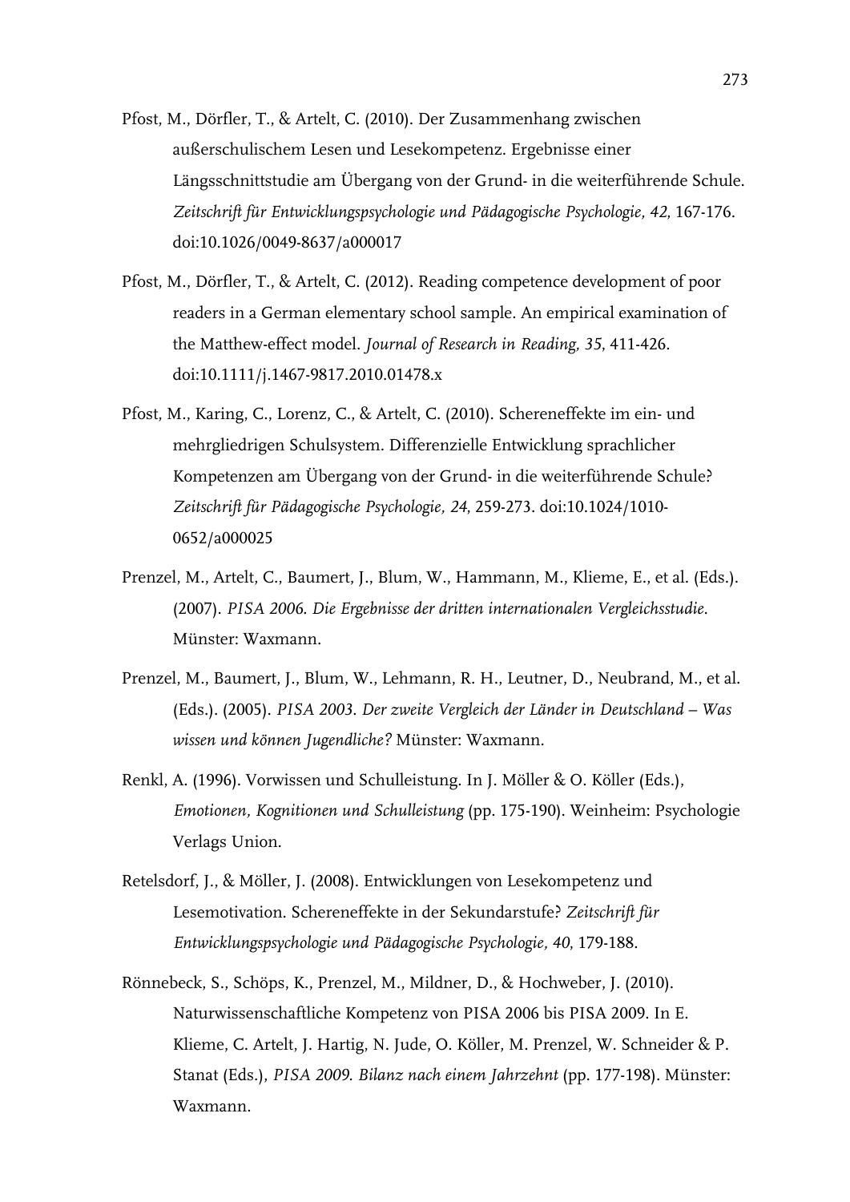Pfost, M., Dörfler, T., & Artelt, C. (2010). Der Zusammenhang zwischen außerschulischem Lesen und Lesekompetenz. Ergebnisse einer Längsschnittstudie am Übergang von der Grund- in die weiterführende Schule. *Zeitschrift für Entwicklungspsychologie und Pädagogische Psychologie, 42*, 167-176. doi:10.1026/0049-8637/a000017

Pfost, M., Dörfler, T., & Artelt, C. (2012). Reading competence development of poor readers in a German elementary school sample. An empirical examination of the Matthew-effect model. *Journal of Research in Reading, 35*, 411-426. doi:10.1111/j.1467-9817.2010.01478.x

Pfost, M., Karing, C., Lorenz, C., & Artelt, C. (2010). Schereneffekte im ein- und mehrgliedrigen Schulsystem. Differenzielle Entwicklung sprachlicher Kompetenzen am Übergang von der Grund- in die weiterführende Schule? *Zeitschrift für Pädagogische Psychologie, 24*, 259-273. doi:10.1024/1010-0652/a000025

Prenzel, M., Artelt, C., Baumert, J., Blum, W., Hammann, M., Klieme, E., et al. (Eds.). (2007). *PISA 2006. Die Ergebnisse der dritten internationalen Vergleichsstudie*. Münster: Waxmann.

Prenzel, M., Baumert, J., Blum, W., Lehmann, R. H., Leutner, D., Neubrand, M., et al. (Eds.). (2005). *PISA 2003. Der zweite Vergleich der Länder in Deutschland – Was wissen und können Jugendliche?* Münster: Waxmann.

Renkl, A. (1996). Vorwissen und Schulleistung. In J. Möller & O. Köller (Eds.), *Emotionen, Kognitionen und Schulleistung* (pp. 175-190). Weinheim: Psychologie Verlags Union.

Retelsdorf, J., & Möller, J. (2008). Entwicklungen von Lesekompetenz und Lesemotivation. Schereneffekte in der Sekundarstufe? *Zeitschrift für Entwicklungspsychologie und Pädagogische Psychologie, 40*, 179-188.

Rönnebeck, S., Schöps, K., Prenzel, M., Mildner, D., & Hochweber, J. (2010). Naturwissenschaftliche Kompetenz von PISA 2006 bis PISA 2009. In E. Klieme, C. Artelt, J. Hartig, N. Jude, O. Köller, M. Prenzel, W. Schneider & P. Stanat (Eds.), *PISA 2009. Bilanz nach einem Jahrzehnt* (pp. 177-198). Münster: Waxmann.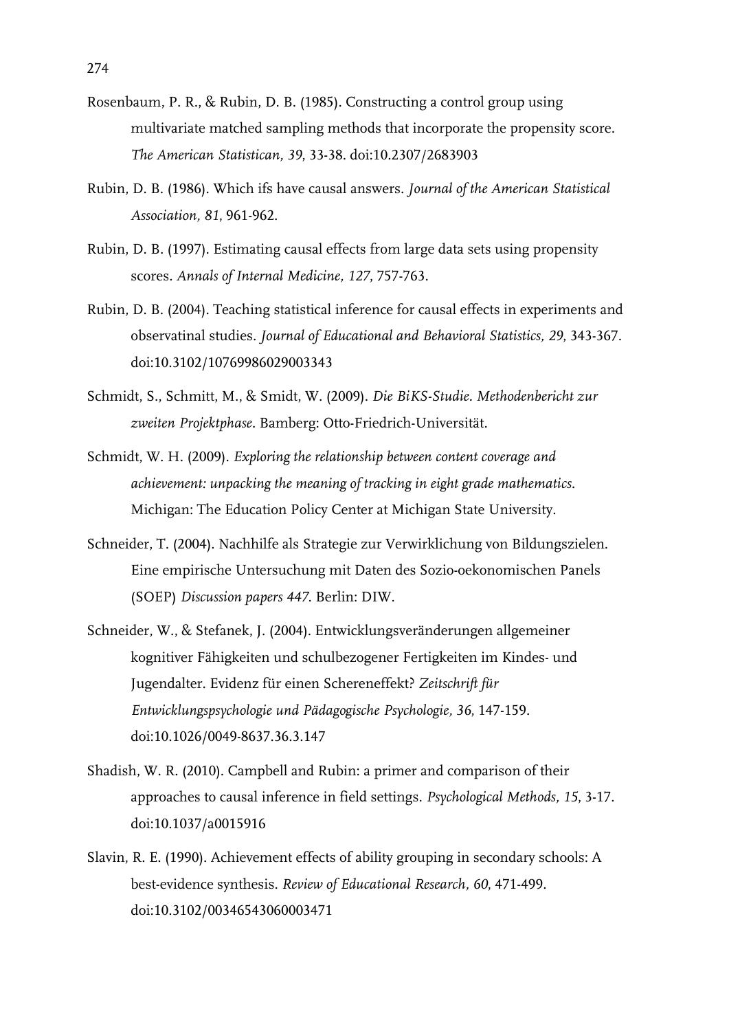Rosenbaum, P. R., & Rubin, D. B. (1985). Constructing a control group using multivariate matched sampling methods that incorporate the propensity score. *The American Statistican, 39*, 33-38. doi:10.2307/2683903

Rubin, D. B. (1986). Which ifs have causal answers. *Journal of the American Statistical Association, 81*, 961-962.

Rubin, D. B. (1997). Estimating causal effects from large data sets using propensity scores. *Annals of Internal Medicine, 127*, 757-763.

Rubin, D. B. (2004). Teaching statistical inference for causal effects in experiments and observatinal studies. *Journal of Educational and Behavioral Statistics, 29*, 343-367. doi:10.3102/10769986029003343

Schmidt, S., Schmitt, M., & Smidt, W. (2009). *Die BiKS-Studie. Methodenbericht zur zweiten Projektphase*. Bamberg: Otto-Friedrich-Universität.

Schmidt, W. H. (2009). *Exploring the relationship between content coverage and achievement: unpacking the meaning of tracking in eight grade mathematics*. Michigan: The Education Policy Center at Michigan State University.

Schneider, T. (2004). Nachhilfe als Strategie zur Verwirklichung von Bildungszielen. Eine empirische Untersuchung mit Daten des Sozio-oekonomischen Panels (SOEP) *Discussion papers 447*. Berlin: DIW.

Schneider, W., & Stefanek, J. (2004). Entwicklungsveränderungen allgemeiner kognitiver Fähigkeiten und schulbezogener Fertigkeiten im Kindes- und Jugendalter. Evidenz für einen Schereneffekt? *Zeitschrift für Entwicklungspsychologie und Pädagogische Psychologie, 36*, 147-159. doi:10.1026/0049-8637.36.3.147

Shadish, W. R. (2010). Campbell and Rubin: a primer and comparison of their approaches to causal inference in field settings. *Psychological Methods, 15*, 3-17. doi:10.1037/a0015916

Slavin, R. E. (1990). Achievement effects of ability grouping in secondary schools: A best-evidence synthesis. *Review of Educational Research, 60*, 471-499. doi:10.3102/00346543060003471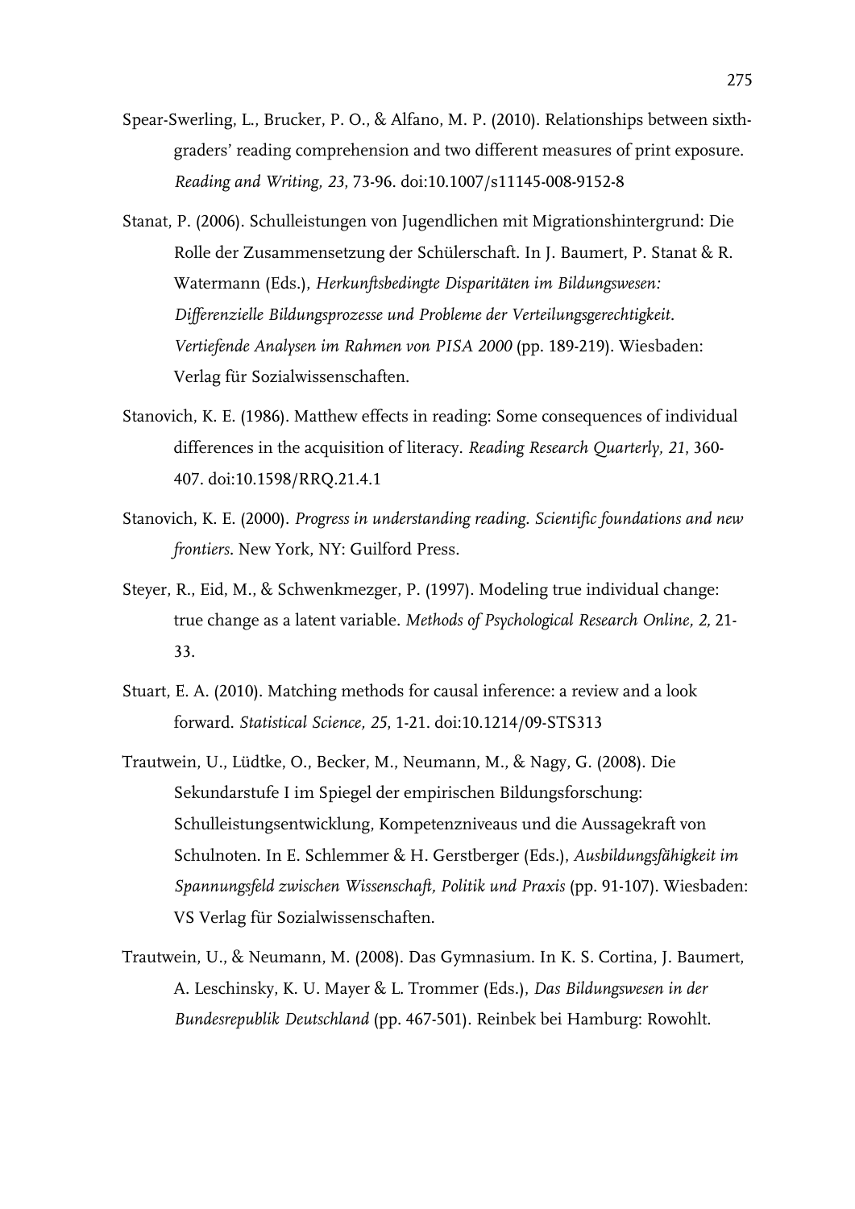Spear-Swerling, L., Brucker, P. O., & Alfano, M. P. (2010). Relationships between sixth-graders' reading comprehension and two different measures of print exposure. *Reading and Writing, 23*, 73-96. doi:10.1007/s11145-008-9152-8

Stanat, P. (2006). Schulleistungen von Jugendlichen mit Migrationshintergrund: Die Rolle der Zusammensetzung der Schülerschaft. In J. Baumert, P. Stanat & R. Watermann (Eds.), *Herkunftsbedingte Disparitäten im Bildungswesen: Differenzielle Bildungsprozesse und Probleme der Verteilungsgerechtigkeit. Vertiefende Analysen im Rahmen von PISA 2000* (pp. 189-219). Wiesbaden: Verlag für Sozialwissenschaften.

Stanovich, K. E. (1986). Matthew effects in reading: Some consequences of individual differences in the acquisition of literacy. *Reading Research Quarterly, 21*, 360-407. doi:10.1598/RRQ.21.4.1

Stanovich, K. E. (2000). *Progress in understanding reading. Scientific foundations and new frontiers*. New York, NY: Guilford Press.

Steyer, R., Eid, M., & Schwenkmezger, P. (1997). Modeling true individual change: true change as a latent variable. *Methods of Psychological Research Online, 2,* 21-33.

Stuart, E. A. (2010). Matching methods for causal inference: a review and a look forward. *Statistical Science, 25*, 1-21. doi:10.1214/09-STS313

Trautwein, U., Lüdtke, O., Becker, M., Neumann, M., & Nagy, G. (2008). Die Sekundarstufe I im Spiegel der empirischen Bildungsforschung: Schulleistungsentwicklung, Kompetenzniveaus und die Aussagekraft von Schulnoten. In E. Schlemmer & H. Gerstberger (Eds.), *Ausbildungsfähigkeit im Spannungsfeld zwischen Wissenschaft, Politik und Praxis* (pp. 91-107). Wiesbaden: VS Verlag für Sozialwissenschaften.

Trautwein, U., & Neumann, M. (2008). Das Gymnasium. In K. S. Cortina, J. Baumert, A. Leschinsky, K. U. Mayer & L. Trommer (Eds.), *Das Bildungswesen in der Bundesrepublik Deutschland* (pp. 467-501). Reinbek bei Hamburg: Rowohlt.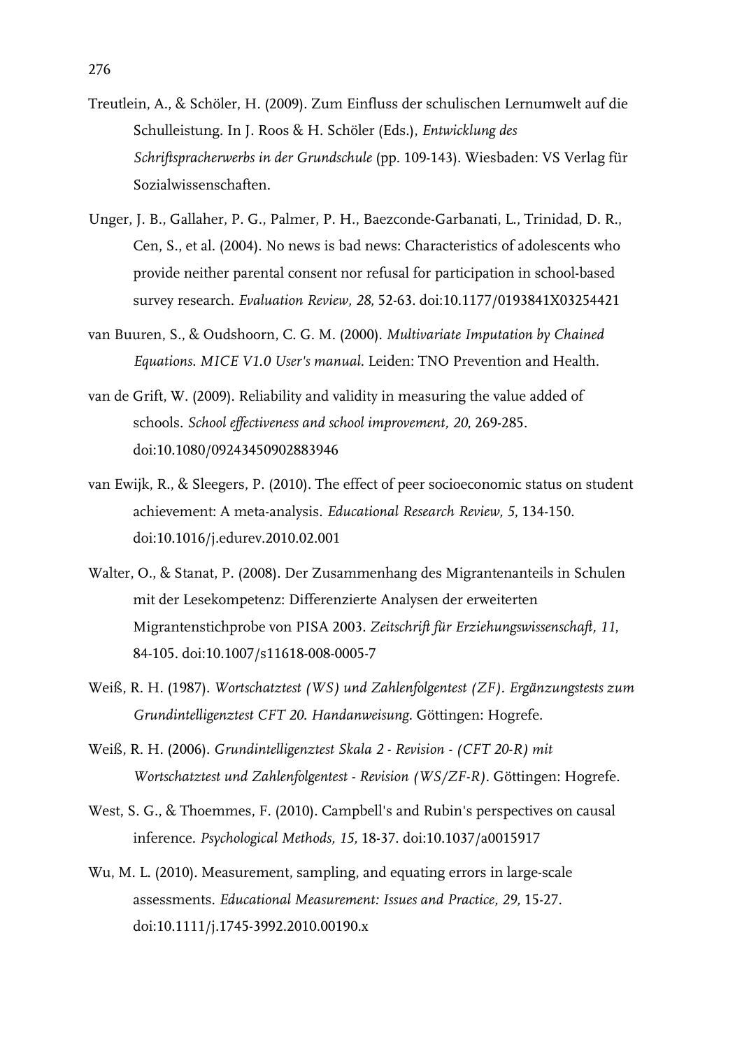Treutlein, A., & Schöler, H. (2009). Zum Einfluss der schulischen Lernumwelt auf die Schulleistung. In J. Roos & H. Schöler (Eds.), *Entwicklung des Schriftspracherwerbs in der Grundschule* (pp. 109-143). Wiesbaden: VS Verlag für Sozialwissenschaften.

Unger, J. B., Gallaher, P. G., Palmer, P. H., Baezconde-Garbanati, L., Trinidad, D. R., Cen, S., et al. (2004). No news is bad news: Characteristics of adolescents who provide neither parental consent nor refusal for participation in school-based survey research. *Evaluation Review, 28,* 52-63. doi:10.1177/0193841X03254421

van Buuren, S., & Oudshoorn, C. G. M. (2000). *Multivariate Imputation by Chained Equations. MICE V1.0 User's manual.* Leiden: TNO Prevention and Health.

van de Grift, W. (2009). Reliability and validity in measuring the value added of schools. *School effectiveness and school improvement, 20,* 269-285. doi:10.1080/09243450902883946

van Ewijk, R., & Sleegers, P. (2010). The effect of peer socioeconomic status on student achievement: A meta-analysis. *Educational Research Review, 5,* 134-150. doi:10.1016/j.edurev.2010.02.001

Walter, O., & Stanat, P. (2008). Der Zusammenhang des Migrantenanteils in Schulen mit der Lesekompetenz: Differenzierte Analysen der erweiterten Migrantenstichprobe von PISA 2003. *Zeitschrift für Erziehungswissenschaft, 11,* 84-105. doi:10.1007/s11618-008-0005-7

Weiß, R. H. (1987). *Wortschatztest (WS) und Zahlenfolgentest (ZF). Ergänzungstests zum Grundintelligenztest CFT 20. Handanweisung.* Göttingen: Hogrefe.

Weiß, R. H. (2006). *Grundintelligenztest Skala 2 - Revision - (CFT 20-R) mit Wortschatztest und Zahlenfolgentest - Revision (WS/ZF-R).* Göttingen: Hogrefe.

West, S. G., & Thoemmes, F. (2010). Campbell's and Rubin's perspectives on causal inference. *Psychological Methods, 15,* 18-37. doi:10.1037/a0015917

Wu, M. L. (2010). Measurement, sampling, and equating errors in large-scale assessments. *Educational Measurement: Issues and Practice, 29,* 15-27. doi:10.1111/j.1745-3992.2010.00190.x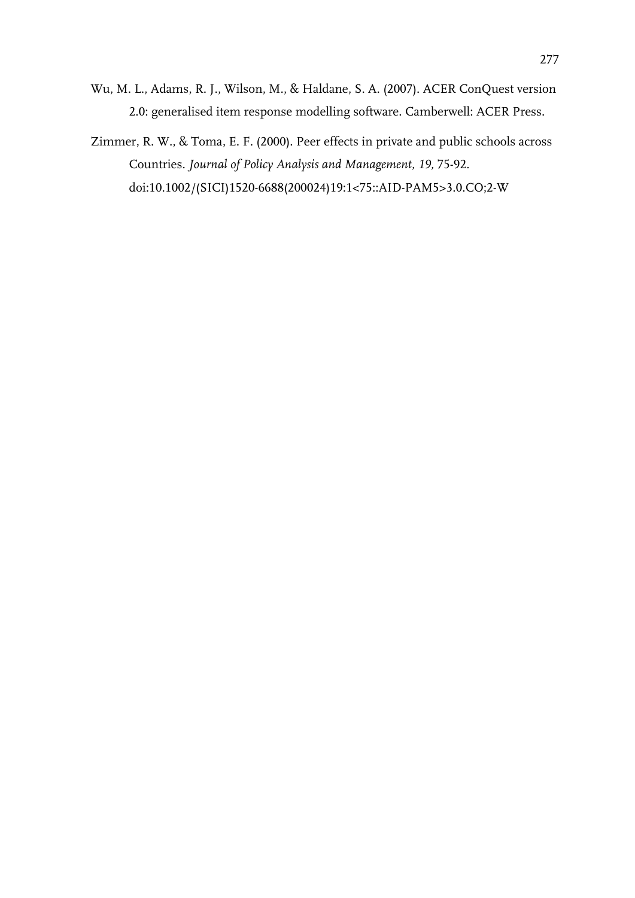Wu, M. L., Adams, R. J., Wilson, M., & Haldane, S. A. (2007). ACER ConQuest version 2.0: generalised item response modelling software. Camberwell: ACER Press.

Zimmer, R. W., & Toma, E. F. (2000). Peer effects in private and public schools across Countries. *Journal of Policy Analysis and Management, 19,* 75-92. doi:10.1002/(SICI)1520-6688(200024)19:1<75::AID-PAM5>3.0.CO;2-W